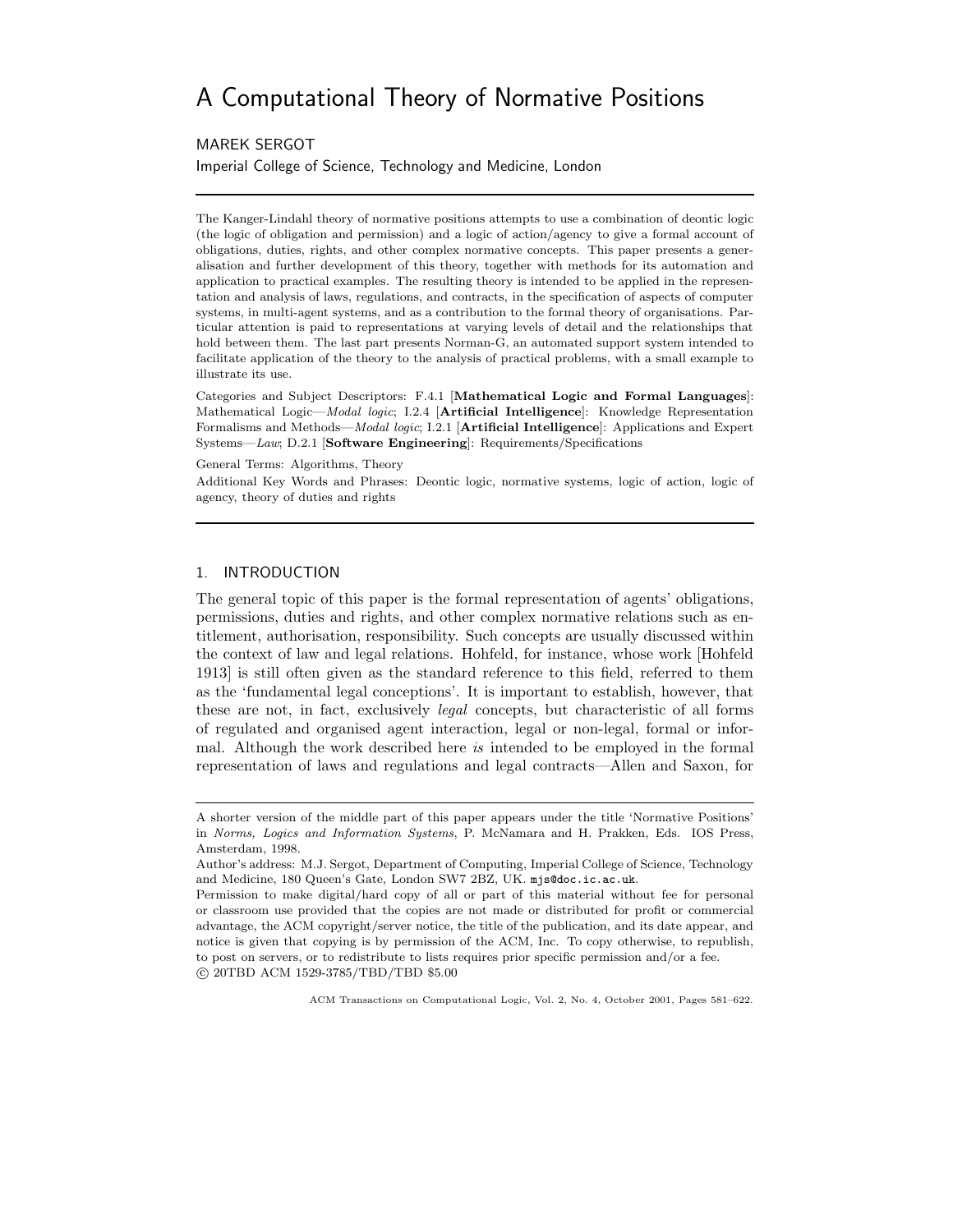# A Computational Theory of Normative Positions

MAREK SERGOT

Imperial College of Science, Technology and Medicine, London

---

The Kanger-Lindahl theory of normative positions attempts to use a combination of deontic logic (the logic of obligation and permission) and a logic of action/agency to give a formal account of obligations, duties, rights, and other complex normative concepts. This paper presents a generalisation and further development of this theory, together with methods for its automation and application to practical examples. The resulting theory is intended to be applied in the representation and analysis of laws, regulations, and contracts, in the specification of aspects of computer systems, in multi-agent systems, and as a contribution to the formal theory of organisations. Particular attention is paid to representations at varying levels of detail and the relationships that hold between them. The last part presents Norman-G, an automated support system intended to facilitate application of the theory to the analysis of practical problems, with a small example to illustrate its use.

Categories and Subject Descriptors: F.4.1 [**Mathematical Logic and Formal Languages**]: Mathematical Logic—*Modal logic*; I.2.4 [**Artificial Intelligence**]: Knowledge Representation Formalisms and Methods—*Modal logic*; I.2.1 [**Artificial Intelligence**]: Applications and Expert Systems—*Law*; D.2.1 [**Software Engineering**]: Requirements/Specifications

General Terms: Algorithms, Theory

Additional Key Words and Phrases: Deontic logic, normative systems, logic of action, logic of agency, theory of duties and rights

---

## 1. INTRODUCTION

The general topic of this paper is the formal representation of agents' obligations, permissions, duties and rights, and other complex normative relations such as entitlement, authorisation, responsibility. Such concepts are usually discussed within the context of law and legal relations. Hohfeld, for instance, whose work [Hohfeld 1913] is still often given as the standard reference to this field, referred to them as the 'fundamental legal conceptions'. It is important to establish, however, that these are not, in fact, exclusively *legal* concepts, but characteristic of all forms of regulated and organised agent interaction, legal or non-legal, formal or informal. Although the work described here *is* intended to be employed in the formal representation of laws and regulations and legal contracts—Allen and Saxon, for

---

A shorter version of the middle part of this paper appears under the title 'Normative Positions' in *Norms, Logics and Information Systems*, P. McNamara and H. Prakken, Eds. IOS Press, Amsterdam, 1998.

Author's address: M.J. Sergot, Department of Computing, Imperial College of Science, Technology and Medicine, 180 Queen's Gate, London SW7 2BZ, UK. mjs@doc.ic.ac.uk.

Permission to make digital/hard copy of all or part of this material without fee for personal or classroom use provided that the copies are not made or distributed for profit or commercial advantage, the ACM copyright/server notice, the title of the publication, and its date appear, and notice is given that copying is by permission of the ACM, Inc. To copy otherwise, to republish, to post on servers, or to redistribute to lists requires prior specific permission and/or a fee.
© 20TBD ACM 1529-3785/TBD/TBD $5.00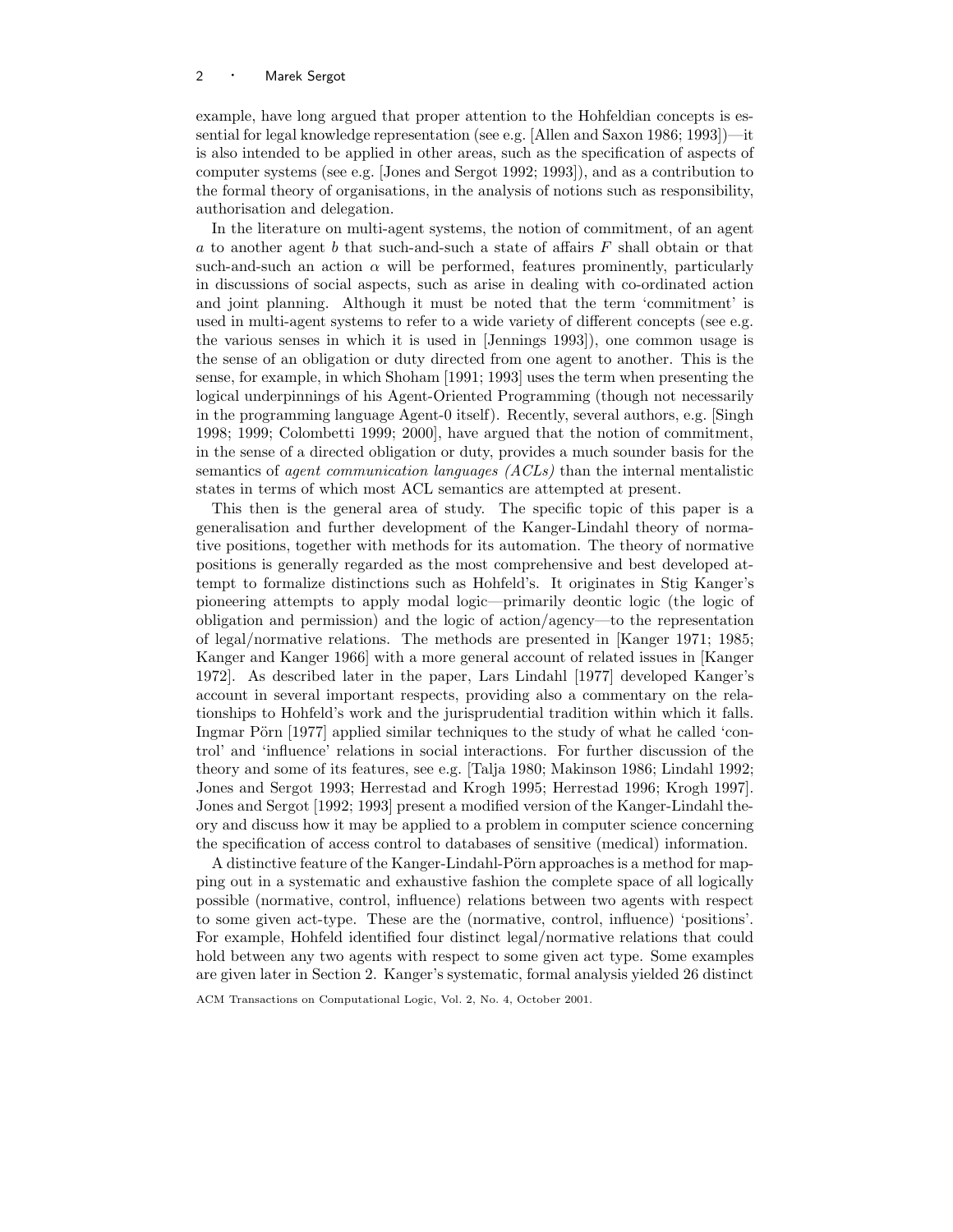example, have long argued that proper attention to the Hohfeldian concepts is essential for legal knowledge representation (see e.g. [Allen and Saxon 1986; 1993])—it is also intended to be applied in other areas, such as the specification of aspects of computer systems (see e.g. [Jones and Sergot 1992; 1993]), and as a contribution to the formal theory of organisations, in the analysis of notions such as responsibility, authorisation and delegation.

In the literature on multi-agent systems, the notion of commitment, of an agent $a$ to another agent $b$ that such-and-such a state of affairs $F$ shall obtain or that such-and-such an action $\alpha$ will be performed, features prominently, particularly in discussions of social aspects, such as arise in dealing with co-ordinated action and joint planning. Although it must be noted that the term 'commitment' is used in multi-agent systems to refer to a wide variety of different concepts (see e.g. the various senses in which it is used in [Jennings 1993]), one common usage is the sense of an obligation or duty directed from one agent to another. This is the sense, for example, in which Shoham [1991; 1993] uses the term when presenting the logical underpinnings of his Agent-Oriented Programming (though not necessarily in the programming language Agent-0 itself). Recently, several authors, e.g. [Singh 1998; 1999; Colombetti 1999; 2000], have argued that the notion of commitment, in the sense of a directed obligation or duty, provides a much sounder basis for the semantics of *agent communication languages (ACLs)* than the internal mentalistic states in terms of which most ACL semantics are attempted at present.

This then is the general area of study. The specific topic of this paper is a generalisation and further development of the Kanger-Lindahl theory of normative positions, together with methods for its automation. The theory of normative positions is generally regarded as the most comprehensive and best developed attempt to formalize distinctions such as Hohfeld's. It originates in Stig Kanger's pioneering attempts to apply modal logic—primarily deontic logic (the logic of obligation and permission) and the logic of action/agency—to the representation of legal/normative relations. The methods are presented in [Kanger 1971; 1985; Kanger and Kanger 1966] with a more general account of related issues in [Kanger 1972]. As described later in the paper, Lars Lindahl [1977] developed Kanger's account in several important respects, providing also a commentary on the relationships to Hohfeld's work and the jurisprudential tradition within which it falls. Ingmar Pörn [1977] applied similar techniques to the study of what he called 'control' and 'influence' relations in social interactions. For further discussion of the theory and some of its features, see e.g. [Talja 1980; Makinson 1986; Lindahl 1992; Jones and Sergot 1993; Herrestad and Krogh 1995; Herrestad 1996; Krogh 1997]. Jones and Sergot [1992; 1993] present a modified version of the Kanger-Lindahl theory and discuss how it may be applied to a problem in computer science concerning the specification of access control to databases of sensitive (medical) information.

A distinctive feature of the Kanger-Lindahl-Pörn approaches is a method for mapping out in a systematic and exhaustive fashion the complete space of all logically possible (normative, control, influence) relations between two agents with respect to some given act-type. These are the (normative, control, influence) 'positions'. For example, Hohfeld identified four distinct legal/normative relations that could hold between any two agents with respect to some given act type. Some examples are given later in Section 2. Kanger's systematic, formal analysis yielded 26 distinct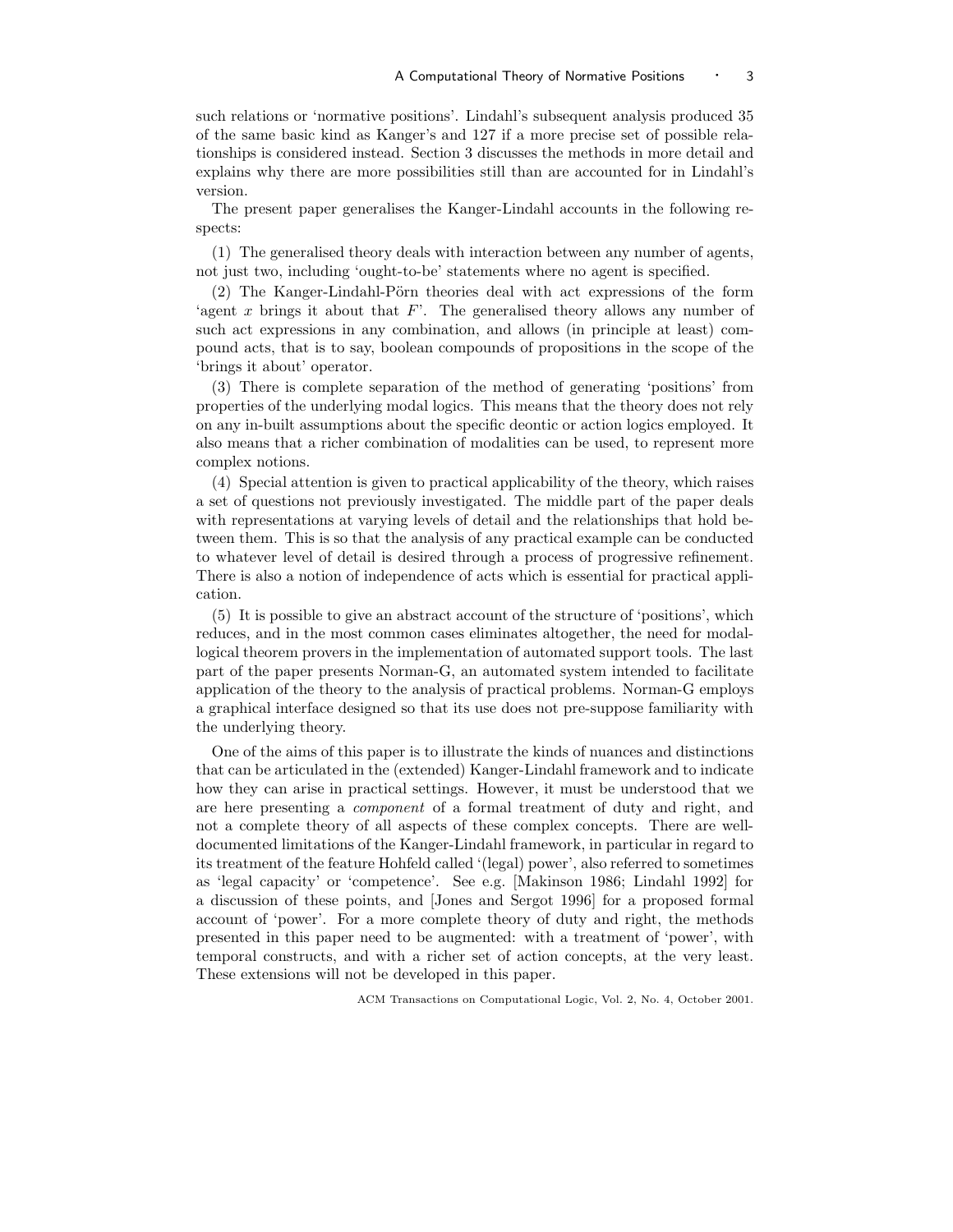such relations or 'normative positions'. Lindahl's subsequent analysis produced 35 of the same basic kind as Kanger's and 127 if a more precise set of possible relationships is considered instead. Section 3 discusses the methods in more detail and explains why there are more possibilities still than are accounted for in Lindahl's version.

The present paper generalises the Kanger-Lindahl accounts in the following respects:

(1) The generalised theory deals with interaction between any number of agents, not just two, including 'ought-to-be' statements where no agent is specified.

(2) The Kanger-Lindahl-Pörn theories deal with act expressions of the form 'agent $x$ brings it about that $F$'. The generalised theory allows any number of such act expressions in any combination, and allows (in principle at least) compound acts, that is to say, boolean compounds of propositions in the scope of the 'brings it about' operator.

(3) There is complete separation of the method of generating 'positions' from properties of the underlying modal logics. This means that the theory does not rely on any in-built assumptions about the specific deontic or action logics employed. It also means that a richer combination of modalities can be used, to represent more complex notions.

(4) Special attention is given to practical applicability of the theory, which raises a set of questions not previously investigated. The middle part of the paper deals with representations at varying levels of detail and the relationships that hold between them. This is so that the analysis of any practical example can be conducted to whatever level of detail is desired through a process of progressive refinement. There is also a notion of independence of acts which is essential for practical application.

(5) It is possible to give an abstract account of the structure of 'positions', which reduces, and in the most common cases eliminates altogether, the need for modal-logical theorem provers in the implementation of automated support tools. The last part of the paper presents Norman-G, an automated system intended to facilitate application of the theory to the analysis of practical problems. Norman-G employs a graphical interface designed so that its use does not pre-suppose familiarity with the underlying theory.

One of the aims of this paper is to illustrate the kinds of nuances and distinctions that can be articulated in the (extended) Kanger-Lindahl framework and to indicate how they can arise in practical settings. However, it must be understood that we are here presenting a *component* of a formal treatment of duty and right, and not a complete theory of all aspects of these complex concepts. There are well-documented limitations of the Kanger-Lindahl framework, in particular in regard to its treatment of the feature Hohfeld called '(legal) power', also referred to sometimes as 'legal capacity' or 'competence'. See e.g. [Makinson 1986; Lindahl 1992] for a discussion of these points, and [Jones and Sergot 1996] for a proposed formal account of 'power'. For a more complete theory of duty and right, the methods presented in this paper need to be augmented: with a treatment of 'power', with temporal constructs, and with a richer set of action concepts, at the very least. These extensions will not be developed in this paper.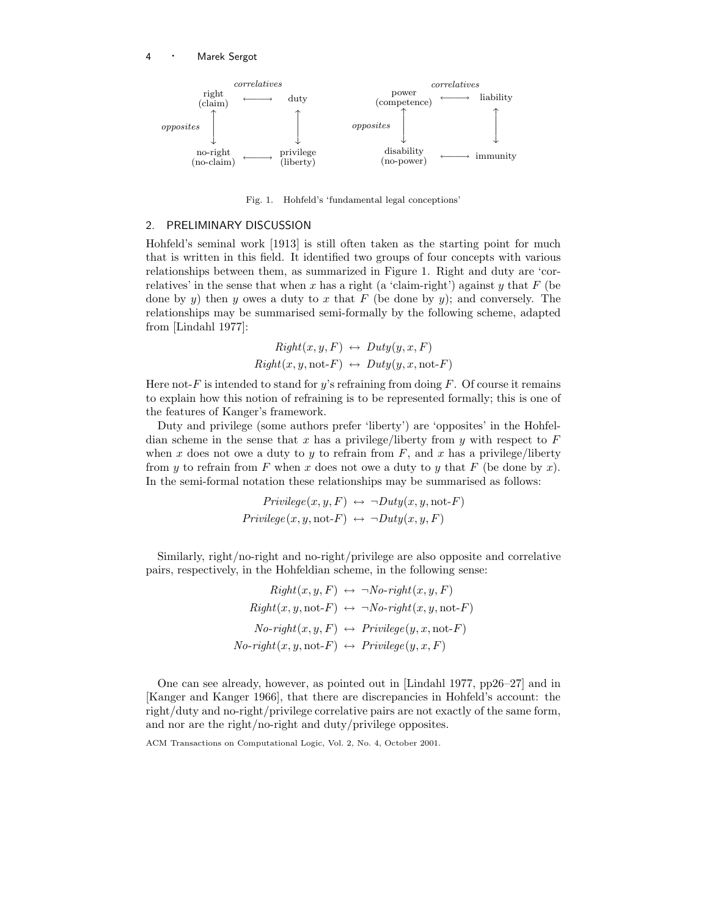| | *correlatives* | |
|---|---|---|
| right (claim) | ⟷ | duty |
| ↕ *opposites* | | ↕ |
| no-right (no-claim) | ⟷ | privilege (liberty) |

| | *correlatives* | |
|---|---|---|
| power (competence) | ⟷ | liability |
| ↕ *opposites* | | ↕ |
| disability (no-power) | ⟷ | immunity |

Fig. 1. Hohfeld's 'fundamental legal conceptions'

## 2. PRELIMINARY DISCUSSION

Hohfeld's seminal work [1913] is still often taken as the starting point for much that is written in this field. It identified two groups of four concepts with various relationships between them, as summarized in Figure 1. Right and duty are 'correlatives' in the sense that when $x$ has a right (a 'claim-right') against $y$ that $F$ (be done by $y$) then $y$ owes a duty to $x$ that $F$ (be done by $y$); and conversely. The relationships may be summarised semi-formally by the following scheme, adapted from [Lindahl 1977]:

$$\begin{aligned} \mathit{Right}(x, y, F) &\leftrightarrow \mathit{Duty}(y, x, F) \\ \mathit{Right}(x, y, \text{not-}F) &\leftrightarrow \mathit{Duty}(y, x, \text{not-}F) \end{aligned}$$

Here not-$F$ is intended to stand for $y$'s refraining from doing $F$. Of course it remains to explain how this notion of refraining is to be represented formally; this is one of the features of Kanger's framework.

Duty and privilege (some authors prefer 'liberty') are 'opposites' in the Hohfeldian scheme in the sense that $x$ has a privilege/liberty from $y$ with respect to $F$ when $x$ does not owe a duty to $y$ to refrain from $F$, and $x$ has a privilege/liberty from $y$ to refrain from $F$ when $x$ does not owe a duty to $y$ that $F$ (be done by $x$). In the semi-formal notation these relationships may be summarised as follows:

$$\begin{aligned} \mathit{Privilege}(x, y, F) &\leftrightarrow \neg \mathit{Duty}(x, y, \text{not-}F) \\ \mathit{Privilege}(x, y, \text{not-}F) &\leftrightarrow \neg \mathit{Duty}(x, y, F) \end{aligned}$$

Similarly, right/no-right and no-right/privilege are also opposite and correlative pairs, respectively, in the Hohfeldian scheme, in the following sense:

$$\begin{aligned} \mathit{Right}(x, y, F) &\leftrightarrow \neg \mathit{No\text{-}right}(x, y, F) \\ \mathit{Right}(x, y, \text{not-}F) &\leftrightarrow \neg \mathit{No\text{-}right}(x, y, \text{not-}F) \\ \mathit{No\text{-}right}(x, y, F) &\leftrightarrow \mathit{Privilege}(y, x, \text{not-}F) \\ \mathit{No\text{-}right}(x, y, \text{not-}F) &\leftrightarrow \mathit{Privilege}(y, x, F) \end{aligned}$$

One can see already, however, as pointed out in [Lindahl 1977, pp26–27] and in [Kanger and Kanger 1966], that there are discrepancies in Hohfeld's account: the right/duty and no-right/privilege correlative pairs are not exactly of the same form, and nor are the right/no-right and duty/privilege opposites.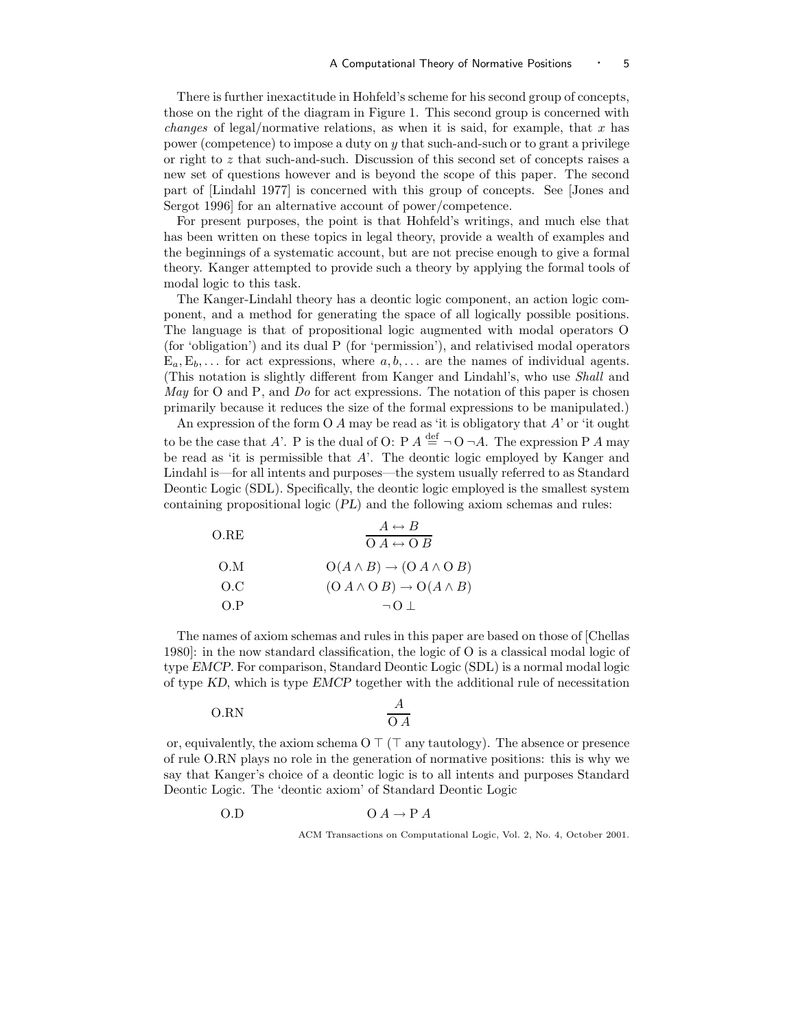There is further inexactitude in Hohfeld's scheme for his second group of concepts, those on the right of the diagram in Figure 1. This second group is concerned with *changes* of legal/normative relations, as when it is said, for example, that $x$ has power (competence) to impose a duty on $y$ that such-and-such or to grant a privilege or right to $z$ that such-and-such. Discussion of this second set of concepts raises a new set of questions however and is beyond the scope of this paper. The second part of [Lindahl 1977] is concerned with this group of concepts. See [Jones and Sergot 1996] for an alternative account of power/competence.

For present purposes, the point is that Hohfeld's writings, and much else that has been written on these topics in legal theory, provide a wealth of examples and the beginnings of a systematic account, but are not precise enough to give a formal theory. Kanger attempted to provide such a theory by applying the formal tools of modal logic to this task.

The Kanger-Lindahl theory has a deontic logic component, an action logic component, and a method for generating the space of all logically possible positions. The language is that of propositional logic augmented with modal operators O (for 'obligation') and its dual P (for 'permission'), and relativised modal operators $\mathrm{E}_a, \mathrm{E}_b, \ldots$ for act expressions, where $a, b, \ldots$ are the names of individual agents. (This notation is slightly different from Kanger and Lindahl's, who use *Shall* and *May* for O and P, and *Do* for act expressions. The notation of this paper is chosen primarily because it reduces the size of the formal expressions to be manipulated.)

An expression of the form $\mathrm{O}\,A$ may be read as 'it is obligatory that $A$' or 'it ought to be the case that $A$'. P is the dual of O: $\mathrm{P}\,A \stackrel{\text{def}}{=} \neg\,\mathrm{O}\,\neg A$. The expression $\mathrm{P}\,A$ may be read as 'it is permissible that $A$'. The deontic logic employed by Kanger and Lindahl is—for all intents and purposes—the system usually referred to as Standard Deontic Logic (SDL). Specifically, the deontic logic employed is the smallest system containing propositional logic (*PL*) and the following axiom schemas and rules:

$$\text{O.RE} \qquad \frac{A \leftrightarrow B}{\mathrm{O}\,A \leftrightarrow \mathrm{O}\,B}$$

$$\text{O.M} \qquad \mathrm{O}(A \wedge B) \rightarrow (\mathrm{O}\,A \wedge \mathrm{O}\,B)$$

$$\text{O.C} \qquad (\mathrm{O}\,A \wedge \mathrm{O}\,B) \rightarrow \mathrm{O}(A \wedge B)$$

$$\text{O.P} \qquad \neg\,\mathrm{O}\,\bot$$

The names of axiom schemas and rules in this paper are based on those of [Chellas 1980]: in the now standard classification, the logic of O is a classical modal logic of type *EMCP*. For comparison, Standard Deontic Logic (SDL) is a normal modal logic of type *KD*, which is type *EMCP* together with the additional rule of necessitation

$$\text{O.RN} \qquad \frac{A}{\mathrm{O}\,A}$$

or, equivalently, the axiom schema $\mathrm{O}\,\top$ ($\top$ any tautology). The absence or presence of rule O.RN plays no role in the generation of normative positions: this is why we say that Kanger's choice of a deontic logic is to all intents and purposes Standard Deontic Logic. The 'deontic axiom' of Standard Deontic Logic

$$\text{O.D} \qquad \mathrm{O}\,A \rightarrow \mathrm{P}\,A$$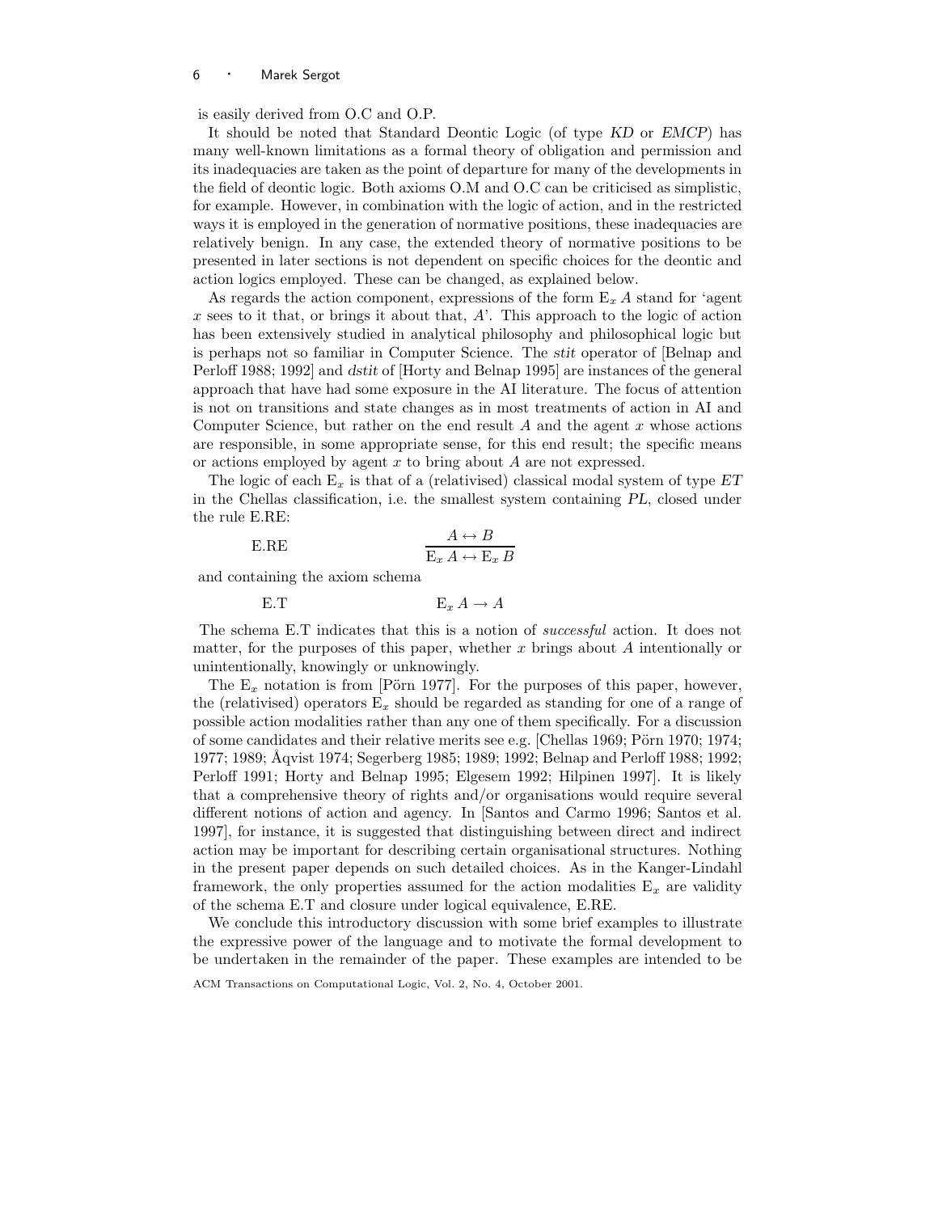is easily derived from O.C and O.P.

It should be noted that Standard Deontic Logic (of type *KD* or *EMCP*) has many well-known limitations as a formal theory of obligation and permission and its inadequacies are taken as the point of departure for many of the developments in the field of deontic logic. Both axioms O.M and O.C can be criticised as simplistic, for example. However, in combination with the logic of action, and in the restricted ways it is employed in the generation of normative positions, these inadequacies are relatively benign. In any case, the extended theory of normative positions to be presented in later sections is not dependent on specific choices for the deontic and action logics employed. These can be changed, as explained below.

As regards the action component, expressions of the form $\mathrm{E}_x\, A$ stand for 'agent $x$ sees to it that, or brings it about that, $A$'. This approach to the logic of action has been extensively studied in analytical philosophy and philosophical logic but is perhaps not so familiar in Computer Science. The *stit* operator of [Belnap and Perloff 1988; 1992] and *dstit* of [Horty and Belnap 1995] are instances of the general approach that have had some exposure in the AI literature. The focus of attention is not on transitions and state changes as in most treatments of action in AI and Computer Science, but rather on the end result $A$ and the agent $x$ whose actions are responsible, in some appropriate sense, for this end result; the specific means or actions employed by agent $x$ to bring about $A$ are not expressed.

The logic of each $\mathrm{E}_x$ is that of a (relativised) classical modal system of type *ET* in the Chellas classification, i.e. the smallest system containing *PL*, closed under the rule E.RE:

$$\text{E.RE} \qquad \frac{A \leftrightarrow B}{\mathrm{E}_x\, A \leftrightarrow \mathrm{E}_x\, B}$$

and containing the axiom schema

$$\text{E.T} \qquad \mathrm{E}_x\, A \rightarrow A$$

The schema E.T indicates that this is a notion of *successful* action. It does not matter, for the purposes of this paper, whether $x$ brings about $A$ intentionally or unintentionally, knowingly or unknowingly.

The $\mathrm{E}_x$ notation is from [Pörn 1977]. For the purposes of this paper, however, the (relativised) operators $\mathrm{E}_x$ should be regarded as standing for one of a range of possible action modalities rather than any one of them specifically. For a discussion of some candidates and their relative merits see e.g. [Chellas 1969; Pörn 1970; 1974; 1977; 1989; Åqvist 1974; Segerberg 1985; 1989; 1992; Belnap and Perloff 1988; 1992; Perloff 1991; Horty and Belnap 1995; Elgesem 1992; Hilpinen 1997]. It is likely that a comprehensive theory of rights and/or organisations would require several different notions of action and agency. In [Santos and Carmo 1996; Santos et al. 1997], for instance, it is suggested that distinguishing between direct and indirect action may be important for describing certain organisational structures. Nothing in the present paper depends on such detailed choices. As in the Kanger-Lindahl framework, the only properties assumed for the action modalities $\mathrm{E}_x$ are validity of the schema E.T and closure under logical equivalence, E.RE.

We conclude this introductory discussion with some brief examples to illustrate the expressive power of the language and to motivate the formal development to be undertaken in the remainder of the paper. These examples are intended to be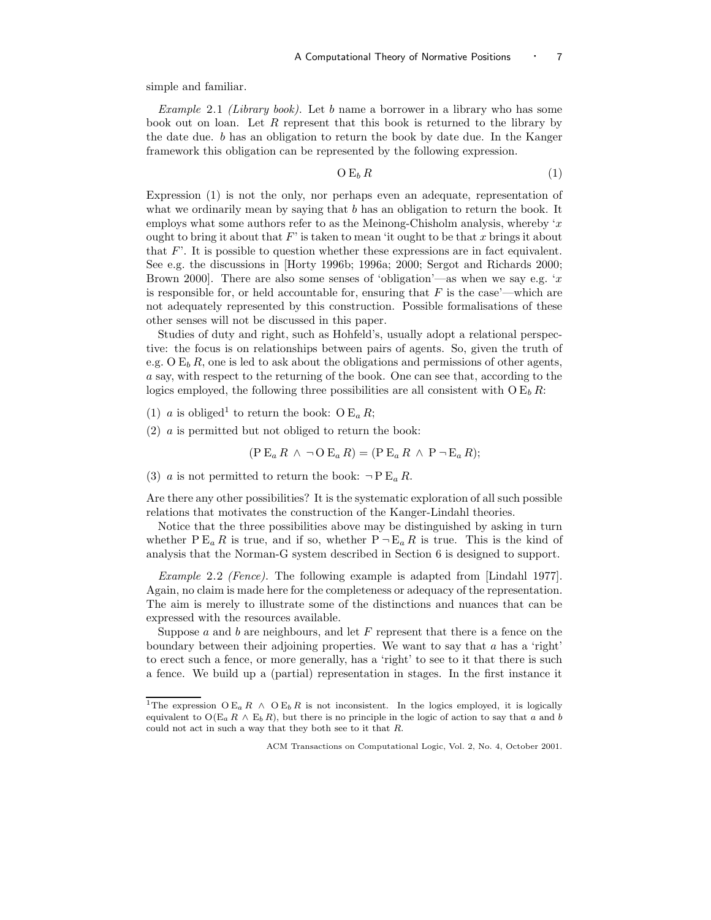simple and familiar.

*Example* 2.1 *(Library book)*. Let $b$ name a borrower in a library who has some book out on loan. Let $R$ represent that this book is returned to the library by the date due. $b$ has an obligation to return the book by date due. In the Kanger framework this obligation can be represented by the following expression.

$$\mathrm{O}\,\mathrm{E}_b\,R \tag{1}$$

Expression (1) is not the only, nor perhaps even an adequate, representation of what we ordinarily mean by saying that $b$ has an obligation to return the book. It employs what some authors refer to as the Meinong-Chisholm analysis, whereby '$x$ ought to bring it about that $F$' is taken to mean 'it ought to be that $x$ brings it about that $F$'. It is possible to question whether these expressions are in fact equivalent. See e.g. the discussions in [Horty 1996b; 1996a; 2000; Sergot and Richards 2000; Brown 2000]. There are also some senses of 'obligation'—as when we say e.g. '$x$ is responsible for, or held accountable for, ensuring that $F$ is the case'—which are not adequately represented by this construction. Possible formalisations of these other senses will not be discussed in this paper.

Studies of duty and right, such as Hohfeld's, usually adopt a relational perspective: the focus is on relationships between pairs of agents. So, given the truth of e.g. $\mathrm{O}\,\mathrm{E}_b\,R$, one is led to ask about the obligations and permissions of other agents, $a$ say, with respect to the returning of the book. One can see that, according to the logics employed, the following three possibilities are all consistent with $\mathrm{O}\,\mathrm{E}_b\,R$:

(1) $a$ is obliged[1] to return the book: $\mathrm{O}\,\mathrm{E}_a\,R$;

(2) $a$ is permitted but not obliged to return the book:

$$(\mathrm{P}\,\mathrm{E}_a\,R \wedge \neg\,\mathrm{O}\,\mathrm{E}_a\,R) = (\mathrm{P}\,\mathrm{E}_a\,R \wedge \mathrm{P}\,\neg\,\mathrm{E}_a\,R);$$

(3) $a$ is not permitted to return the book: $\neg\,\mathrm{P}\,\mathrm{E}_a\,R$.

Are there any other possibilities? It is the systematic exploration of all such possible relations that motivates the construction of the Kanger-Lindahl theories.

Notice that the three possibilities above may be distinguished by asking in turn whether $\mathrm{P}\,\mathrm{E}_a\,R$ is true, and if so, whether $\mathrm{P}\,\neg\,\mathrm{E}_a\,R$ is true. This is the kind of analysis that the Norman-G system described in Section 6 is designed to support.

*Example* 2.2 *(Fence)*. The following example is adapted from [Lindahl 1977]. Again, no claim is made here for the completeness or adequacy of the representation. The aim is merely to illustrate some of the distinctions and nuances that can be expressed with the resources available.

Suppose $a$ and $b$ are neighbours, and let $F$ represent that there is a fence on the boundary between their adjoining properties. We want to say that $a$ has a 'right' to erect such a fence, or more generally, has a 'right' to see to it that there is such a fence. We build up a (partial) representation in stages. In the first instance it

---

[1] The expression $\mathrm{O}\,\mathrm{E}_a\,R \wedge \mathrm{O}\,\mathrm{E}_b\,R$ is not inconsistent. In the logics employed, it is logically equivalent to $\mathrm{O}(\mathrm{E}_a\,R \wedge \mathrm{E}_b\,R)$, but there is no principle in the logic of action to say that $a$ and $b$ could not act in such a way that they both see to it that $R$.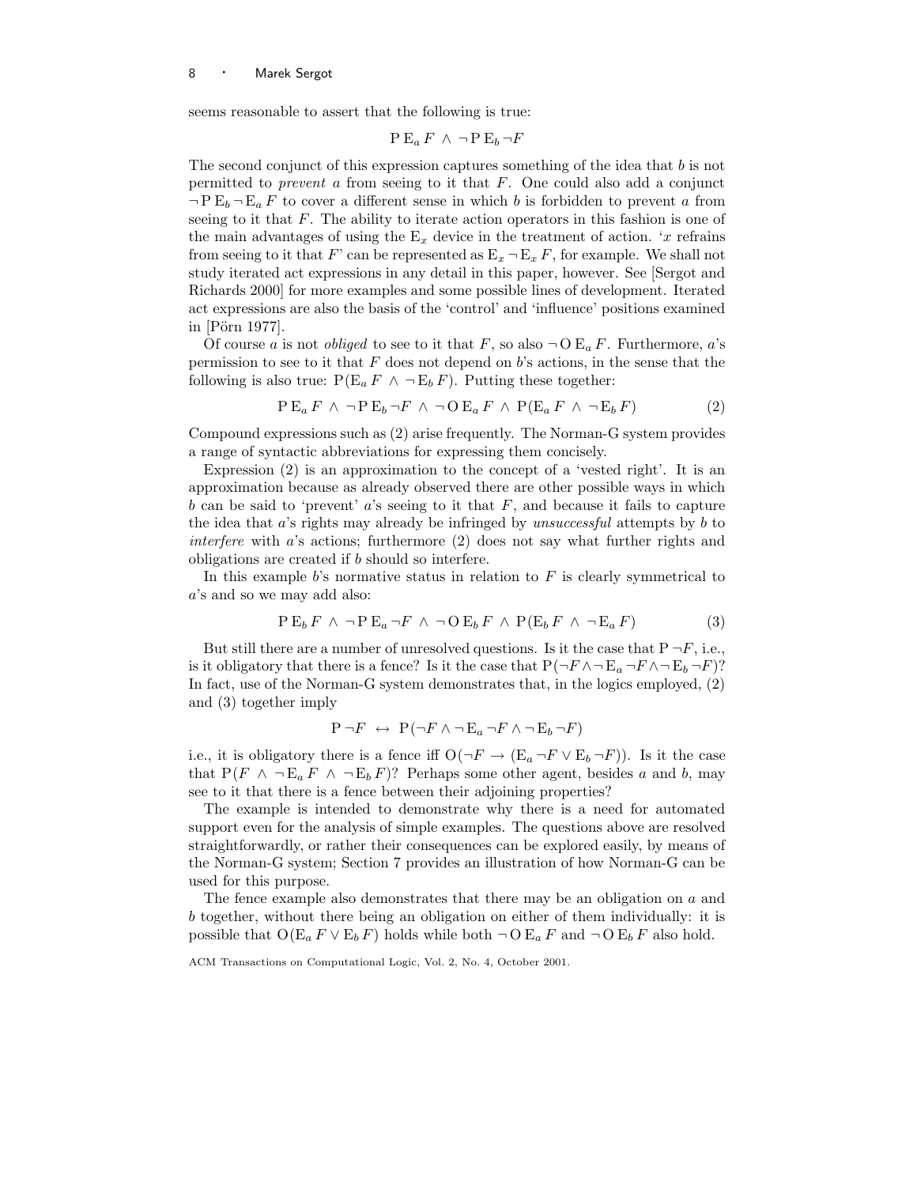seems reasonable to assert that the following is true:

$$\mathrm{P}\,\mathrm{E}_a\,F \;\wedge\; \neg\,\mathrm{P}\,\mathrm{E}_b\,\neg F$$

The second conjunct of this expression captures something of the idea that $b$ is not permitted to *prevent* $a$ from seeing to it that $F$. One could also add a conjunct $\neg\,\mathrm{P}\,\mathrm{E}_b\,\neg\,\mathrm{E}_a\,F$ to cover a different sense in which $b$ is forbidden to prevent $a$ from seeing to it that $F$. The ability to iterate action operators in this fashion is one of the main advantages of using the $\mathrm{E}_x$ device in the treatment of action. '$x$ refrains from seeing to it that $F$' can be represented as $\mathrm{E}_x\,\neg\,\mathrm{E}_x\,F$, for example. We shall not study iterated act expressions in any detail in this paper, however. See [Sergot and Richards 2000] for more examples and some possible lines of development. Iterated act expressions are also the basis of the 'control' and 'influence' positions examined in [Pörn 1977].

Of course $a$ is not *obliged* to see to it that $F$, so also $\neg\,\mathrm{O}\,\mathrm{E}_a\,F$. Furthermore, $a$'s permission to see to it that $F$ does not depend on $b$'s actions, in the sense that the following is also true: $\mathrm{P}(\mathrm{E}_a\,F \;\wedge\; \neg\,\mathrm{E}_b\,F)$. Putting these together:

$$\mathrm{P}\,\mathrm{E}_a\,F \;\wedge\; \neg\,\mathrm{P}\,\mathrm{E}_b\,\neg F \;\wedge\; \neg\,\mathrm{O}\,\mathrm{E}_a\,F \;\wedge\; \mathrm{P}(\mathrm{E}_a\,F \;\wedge\; \neg\,\mathrm{E}_b\,F) \tag{2}$$

Compound expressions such as (2) arise frequently. The Norman-G system provides a range of syntactic abbreviations for expressing them concisely.

Expression (2) is an approximation to the concept of a 'vested right'. It is an approximation because as already observed there are other possible ways in which $b$ can be said to 'prevent' $a$'s seeing to it that $F$, and because it fails to capture the idea that $a$'s rights may already be infringed by *unsuccessful* attempts by $b$ to *interfere* with $a$'s actions; furthermore (2) does not say what further rights and obligations are created if $b$ should so interfere.

In this example $b$'s normative status in relation to $F$ is clearly symmetrical to $a$'s and so we may add also:

$$\mathrm{P}\,\mathrm{E}_b\,F \;\wedge\; \neg\,\mathrm{P}\,\mathrm{E}_a\,\neg F \;\wedge\; \neg\,\mathrm{O}\,\mathrm{E}_b\,F \;\wedge\; \mathrm{P}(\mathrm{E}_b\,F \;\wedge\; \neg\,\mathrm{E}_a\,F) \tag{3}$$

But still there are a number of unresolved questions. Is it the case that $\mathrm{P}\,\neg F$, i.e., is it obligatory that there is a fence? Is it the case that $\mathrm{P}(\neg F \wedge \neg\,\mathrm{E}_a\,\neg F \wedge \neg\,\mathrm{E}_b\,\neg F)$? In fact, use of the Norman-G system demonstrates that, in the logics employed, (2) and (3) together imply

$$\mathrm{P}\,\neg F \;\leftrightarrow\; \mathrm{P}(\neg F \wedge \neg\,\mathrm{E}_a\,\neg F \wedge \neg\,\mathrm{E}_b\,\neg F)$$

i.e., it is obligatory there is a fence iff $\mathrm{O}(\neg F \rightarrow (\mathrm{E}_a\,\neg F \vee \mathrm{E}_b\,\neg F))$. Is it the case that $\mathrm{P}(F \;\wedge\; \neg\,\mathrm{E}_a\,F \;\wedge\; \neg\,\mathrm{E}_b\,F)$? Perhaps some other agent, besides $a$ and $b$, may see to it that there is a fence between their adjoining properties?

The example is intended to demonstrate why there is a need for automated support even for the analysis of simple examples. The questions above are resolved straightforwardly, or rather their consequences can be explored easily, by means of the Norman-G system; Section 7 provides an illustration of how Norman-G can be used for this purpose.

The fence example also demonstrates that there may be an obligation on $a$ and $b$ together, without there being an obligation on either of them individually: it is possible that $\mathrm{O}(\mathrm{E}_a\,F \vee \mathrm{E}_b\,F)$ holds while both $\neg\,\mathrm{O}\,\mathrm{E}_a\,F$ and $\neg\,\mathrm{O}\,\mathrm{E}_b\,F$ also hold.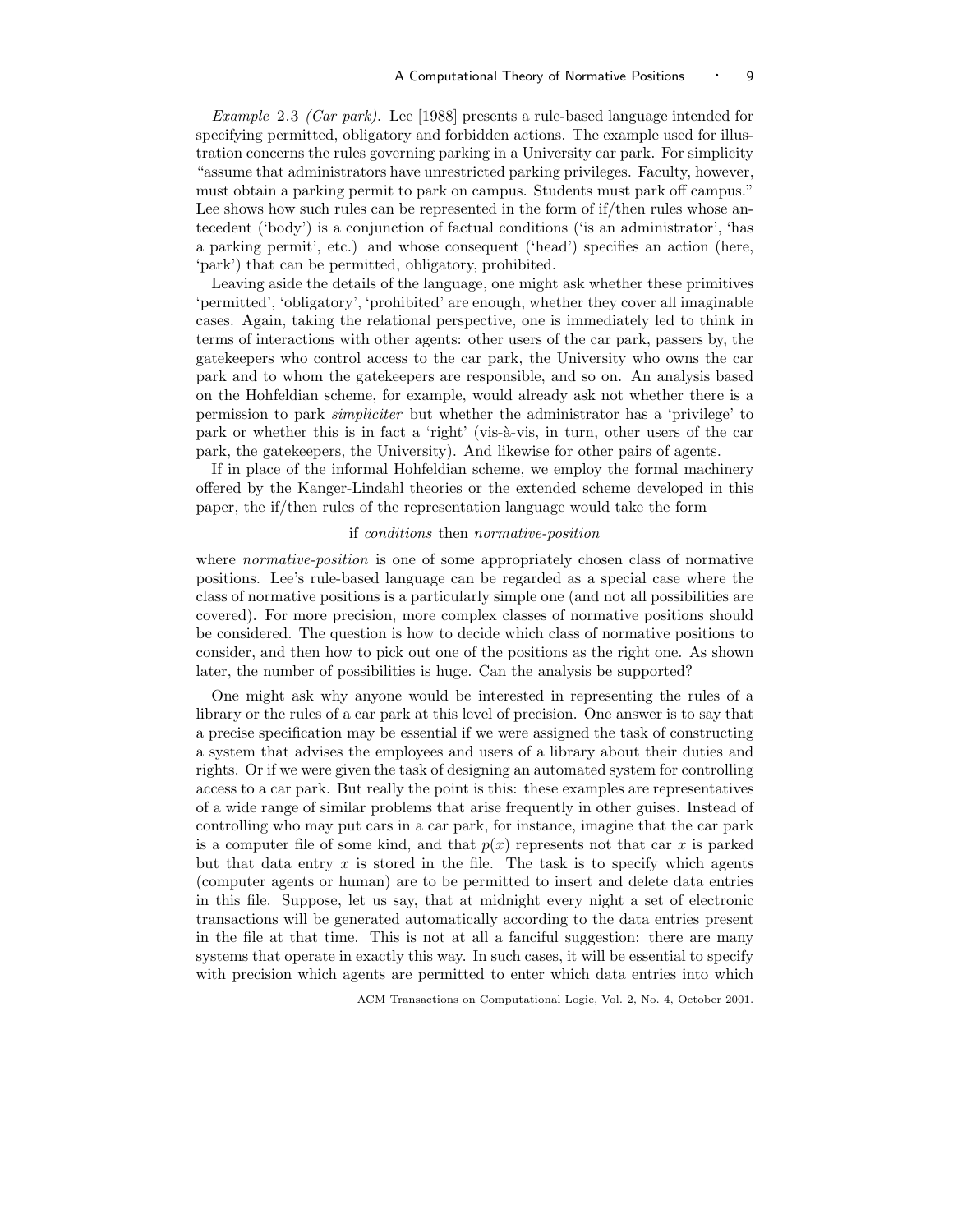*Example* 2.3 *(Car park).* Lee [1988] presents a rule-based language intended for specifying permitted, obligatory and forbidden actions. The example used for illustration concerns the rules governing parking in a University car park. For simplicity "assume that administrators have unrestricted parking privileges. Faculty, however, must obtain a parking permit to park on campus. Students must park off campus." Lee shows how such rules can be represented in the form of if/then rules whose antecedent ('body') is a conjunction of factual conditions ('is an administrator', 'has a parking permit', etc.) and whose consequent ('head') specifies an action (here, 'park') that can be permitted, obligatory, prohibited.

Leaving aside the details of the language, one might ask whether these primitives 'permitted', 'obligatory', 'prohibited' are enough, whether they cover all imaginable cases. Again, taking the relational perspective, one is immediately led to think in terms of interactions with other agents: other users of the car park, passers by, the gatekeepers who control access to the car park, the University who owns the car park and to whom the gatekeepers are responsible, and so on. An analysis based on the Hohfeldian scheme, for example, would already ask not whether there is a permission to park *simpliciter* but whether the administrator has a 'privilege' to park or whether this is in fact a 'right' (vis-à-vis, in turn, other users of the car park, the gatekeepers, the University). And likewise for other pairs of agents.

If in place of the informal Hohfeldian scheme, we employ the formal machinery offered by the Kanger-Lindahl theories or the extended scheme developed in this paper, the if/then rules of the representation language would take the form

if *conditions* then *normative-position*

where *normative-position* is one of some appropriately chosen class of normative positions. Lee's rule-based language can be regarded as a special case where the class of normative positions is a particularly simple one (and not all possibilities are covered). For more precision, more complex classes of normative positions should be considered. The question is how to decide which class of normative positions to consider, and then how to pick out one of the positions as the right one. As shown later, the number of possibilities is huge. Can the analysis be supported?

One might ask why anyone would be interested in representing the rules of a library or the rules of a car park at this level of precision. One answer is to say that a precise specification may be essential if we were assigned the task of constructing a system that advises the employees and users of a library about their duties and rights. Or if we were given the task of designing an automated system for controlling access to a car park. But really the point is this: these examples are representatives of a wide range of similar problems that arise frequently in other guises. Instead of controlling who may put cars in a car park, for instance, imagine that the car park is a computer file of some kind, and that $p(x)$ represents not that car $x$ is parked but that data entry $x$ is stored in the file. The task is to specify which agents (computer agents or human) are to be permitted to insert and delete data entries in this file. Suppose, let us say, that at midnight every night a set of electronic transactions will be generated automatically according to the data entries present in the file at that time. This is not at all a fanciful suggestion: there are many systems that operate in exactly this way. In such cases, it will be essential to specify with precision which agents are permitted to enter which data entries into which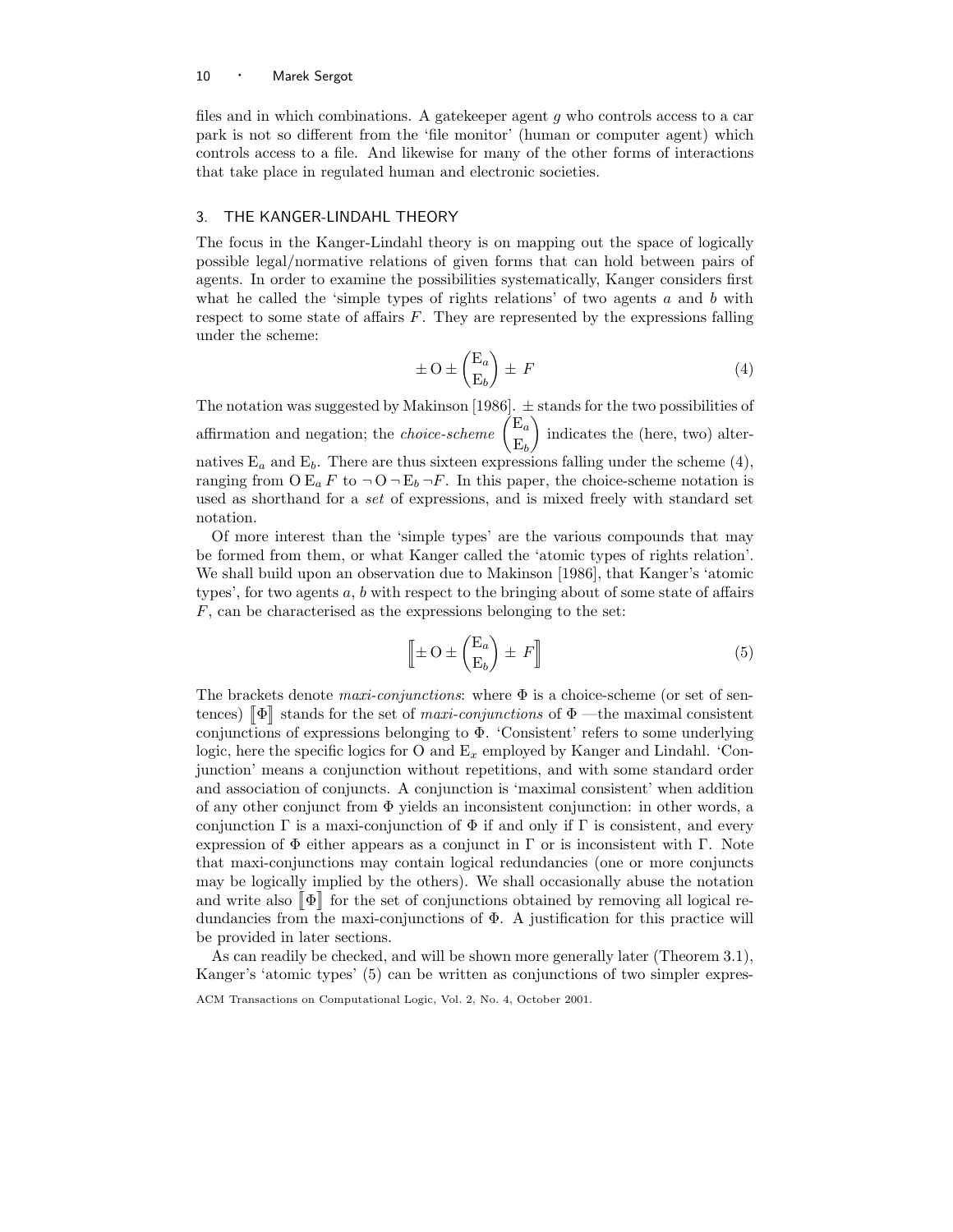files and in which combinations. A gatekeeper agent $g$ who controls access to a car park is not so different from the 'file monitor' (human or computer agent) which controls access to a file. And likewise for many of the other forms of interactions that take place in regulated human and electronic societies.

## 3. THE KANGER-LINDAHL THEORY

The focus in the Kanger-Lindahl theory is on mapping out the space of logically possible legal/normative relations of given forms that can hold between pairs of agents. In order to examine the possibilities systematically, Kanger considers first what he called the 'simple types of rights relations' of two agents $a$ and $b$ with respect to some state of affairs $F$. They are represented by the expressions falling under the scheme:

$$\pm \, \mathrm{O} \pm \begin{pmatrix} \mathrm{E}_a \\ \mathrm{E}_b \end{pmatrix} \pm \, F \tag{4}$$

The notation was suggested by Makinson [1986]. $\pm$ stands for the two possibilities of affirmation and negation; the *choice-scheme* $\begin{pmatrix} \mathrm{E}_a \\ \mathrm{E}_b \end{pmatrix}$ indicates the (here, two) alternatives $\mathrm{E}_a$ and $\mathrm{E}_b$. There are thus sixteen expressions falling under the scheme (4), ranging from $\mathrm{O}\,\mathrm{E}_a\, F$ to $\neg\,\mathrm{O}\,\neg\,\mathrm{E}_b\,\neg F$. In this paper, the choice-scheme notation is used as shorthand for a *set* of expressions, and is mixed freely with standard set notation.

Of more interest than the 'simple types' are the various compounds that may be formed from them, or what Kanger called the 'atomic types of rights relation'. We shall build upon an observation due to Makinson [1986], that Kanger's 'atomic types', for two agents $a$, $b$ with respect to the bringing about of some state of affairs $F$, can be characterised as the expressions belonging to the set:

$$\left[\!\left[ \pm \, \mathrm{O} \pm \begin{pmatrix} \mathrm{E}_a \\ \mathrm{E}_b \end{pmatrix} \pm \, F \right]\!\right] \tag{5}$$

The brackets denote *maxi-conjunctions*: where $\Phi$ is a choice-scheme (or set of sentences) $[\![\Phi]\!]$ stands for the set of *maxi-conjunctions* of $\Phi$ —the maximal consistent conjunctions of expressions belonging to $\Phi$. 'Consistent' refers to some underlying logic, here the specific logics for O and $\mathrm{E}_x$ employed by Kanger and Lindahl. 'Conjunction' means a conjunction without repetitions, and with some standard order and association of conjuncts. A conjunction is 'maximal consistent' when addition of any other conjunct from $\Phi$ yields an inconsistent conjunction: in other words, a conjunction $\Gamma$ is a maxi-conjunction of $\Phi$ if and only if $\Gamma$ is consistent, and every expression of $\Phi$ either appears as a conjunct in $\Gamma$ or is inconsistent with $\Gamma$. Note that maxi-conjunctions may contain logical redundancies (one or more conjuncts may be logically implied by the others). We shall occasionally abuse the notation and write also $[\![\Phi]\!]$ for the set of conjunctions obtained by removing all logical redundancies from the maxi-conjunctions of $\Phi$. A justification for this practice will be provided in later sections.

As can readily be checked, and will be shown more generally later (Theorem 3.1), Kanger's 'atomic types' (5) can be written as conjunctions of two simpler expres-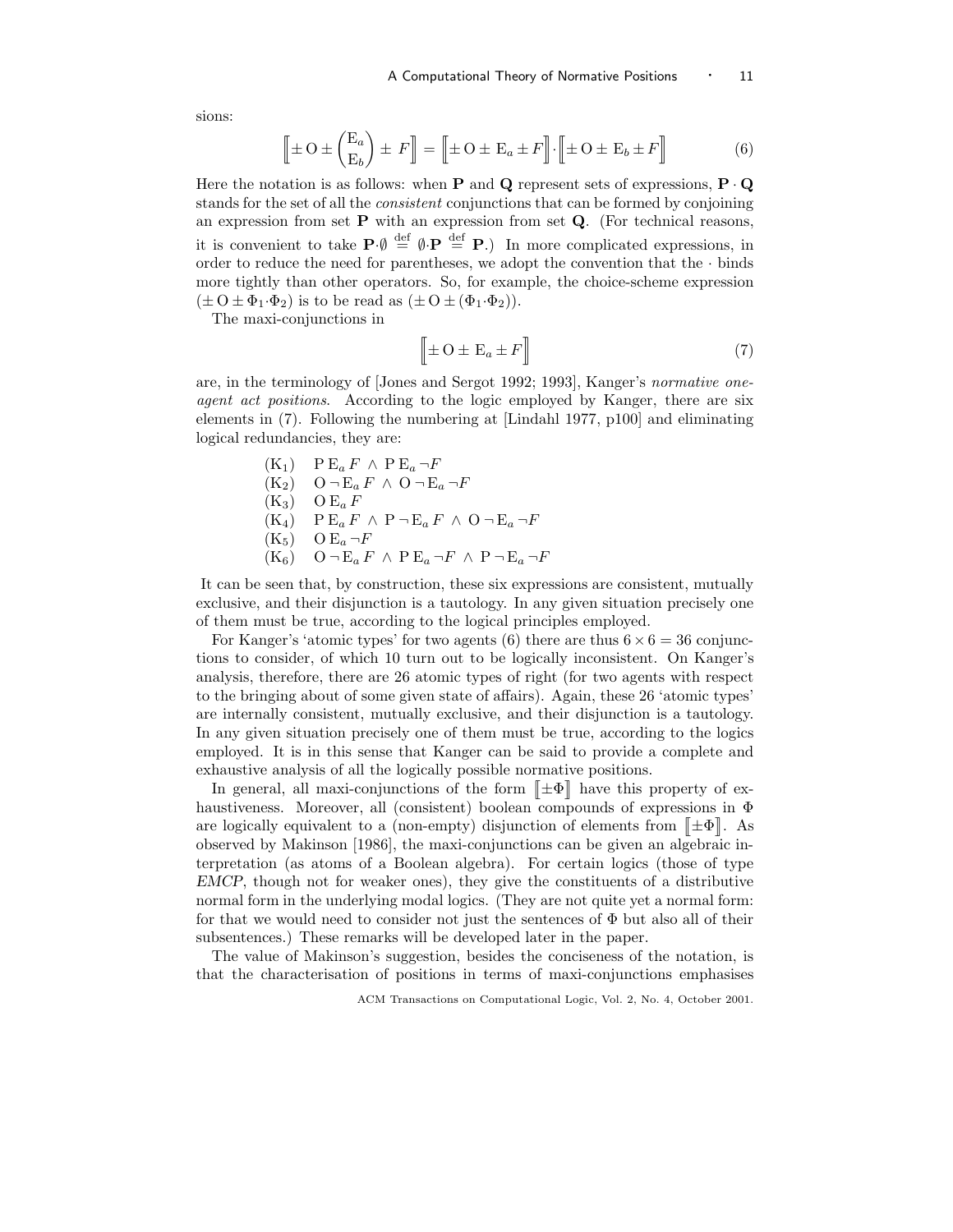sions:

$$\left[\!\left[ \pm \mathrm{O} \pm \begin{pmatrix} \mathrm{E}_a \\ \mathrm{E}_b \end{pmatrix} \pm F \right]\!\right] = \left[\!\left[ \pm \mathrm{O} \pm \mathrm{E}_a \pm F \right]\!\right] \cdot \left[\!\left[ \pm \mathrm{O} \pm \mathrm{E}_b \pm F \right]\!\right] \tag{6}$$

Here the notation is as follows: when $\mathbf{P}$ and $\mathbf{Q}$ represent sets of expressions, $\mathbf{P} \cdot \mathbf{Q}$ stands for the set of all the *consistent* conjunctions that can be formed by conjoining an expression from set $\mathbf{P}$ with an expression from set $\mathbf{Q}$. (For technical reasons, it is convenient to take $\mathbf{P}{\cdot}\emptyset \stackrel{\text{def}}{=} \emptyset{\cdot}\mathbf{P} \stackrel{\text{def}}{=} \mathbf{P}$.) In more complicated expressions, in order to reduce the need for parentheses, we adopt the convention that the $\cdot$ binds more tightly than other operators. So, for example, the choice-scheme expression $(\pm \mathrm{O} \pm \Phi_1{\cdot}\Phi_2)$ is to be read as $(\pm \mathrm{O} \pm (\Phi_1{\cdot}\Phi_2))$.

The maxi-conjunctions in

$$\left[\!\left[ \pm \mathrm{O} \pm \mathrm{E}_a \pm F \right]\!\right] \tag{7}$$

are, in the terminology of [Jones and Sergot 1992; 1993], Kanger's *normative one-agent act positions*. According to the logic employed by Kanger, there are six elements in (7). Following the numbering at [Lindahl 1977, p100] and eliminating logical redundancies, they are:

- ($K_1$) $\mathrm{P}\,\mathrm{E}_a F \wedge \mathrm{P}\,\mathrm{E}_a \neg F$
- ($K_2$) $\mathrm{O} \neg \mathrm{E}_a F \wedge \mathrm{O} \neg \mathrm{E}_a \neg F$
- ($K_3$) $\mathrm{O}\,\mathrm{E}_a F$
- ($K_4$) $\mathrm{P}\,\mathrm{E}_a F \wedge \mathrm{P} \neg \mathrm{E}_a F \wedge \mathrm{O} \neg \mathrm{E}_a \neg F$
- ($K_5$) $\mathrm{O}\,\mathrm{E}_a \neg F$
- ($K_6$) $\mathrm{O} \neg \mathrm{E}_a F \wedge \mathrm{P}\,\mathrm{E}_a \neg F \wedge \mathrm{P} \neg \mathrm{E}_a \neg F$

It can be seen that, by construction, these six expressions are consistent, mutually exclusive, and their disjunction is a tautology. In any given situation precisely one of them must be true, according to the logical principles employed.

For Kanger's 'atomic types' for two agents (6) there are thus $6 \times 6 = 36$ conjunctions to consider, of which 10 turn out to be logically inconsistent. On Kanger's analysis, therefore, there are 26 atomic types of right (for two agents with respect to the bringing about of some given state of affairs). Again, these 26 'atomic types' are internally consistent, mutually exclusive, and their disjunction is a tautology. In any given situation precisely one of them must be true, according to the logics employed. It is in this sense that Kanger can be said to provide a complete and exhaustive analysis of all the logically possible normative positions.

In general, all maxi-conjunctions of the form $[\![\pm\Phi]\!]$ have this property of exhaustiveness. Moreover, all (consistent) boolean compounds of expressions in $\Phi$ are logically equivalent to a (non-empty) disjunction of elements from $[\![\pm\Phi]\!]$. As observed by Makinson [1986], the maxi-conjunctions can be given an algebraic interpretation (as atoms of a Boolean algebra). For certain logics (those of type *EMCP*, though not for weaker ones), they give the constituents of a distributive normal form in the underlying modal logics. (They are not quite yet a normal form: for that we would need to consider not just the sentences of $\Phi$ but also all of their subsentences.) These remarks will be developed later in the paper.

The value of Makinson's suggestion, besides the conciseness of the notation, is that the characterisation of positions in terms of maxi-conjunctions emphasises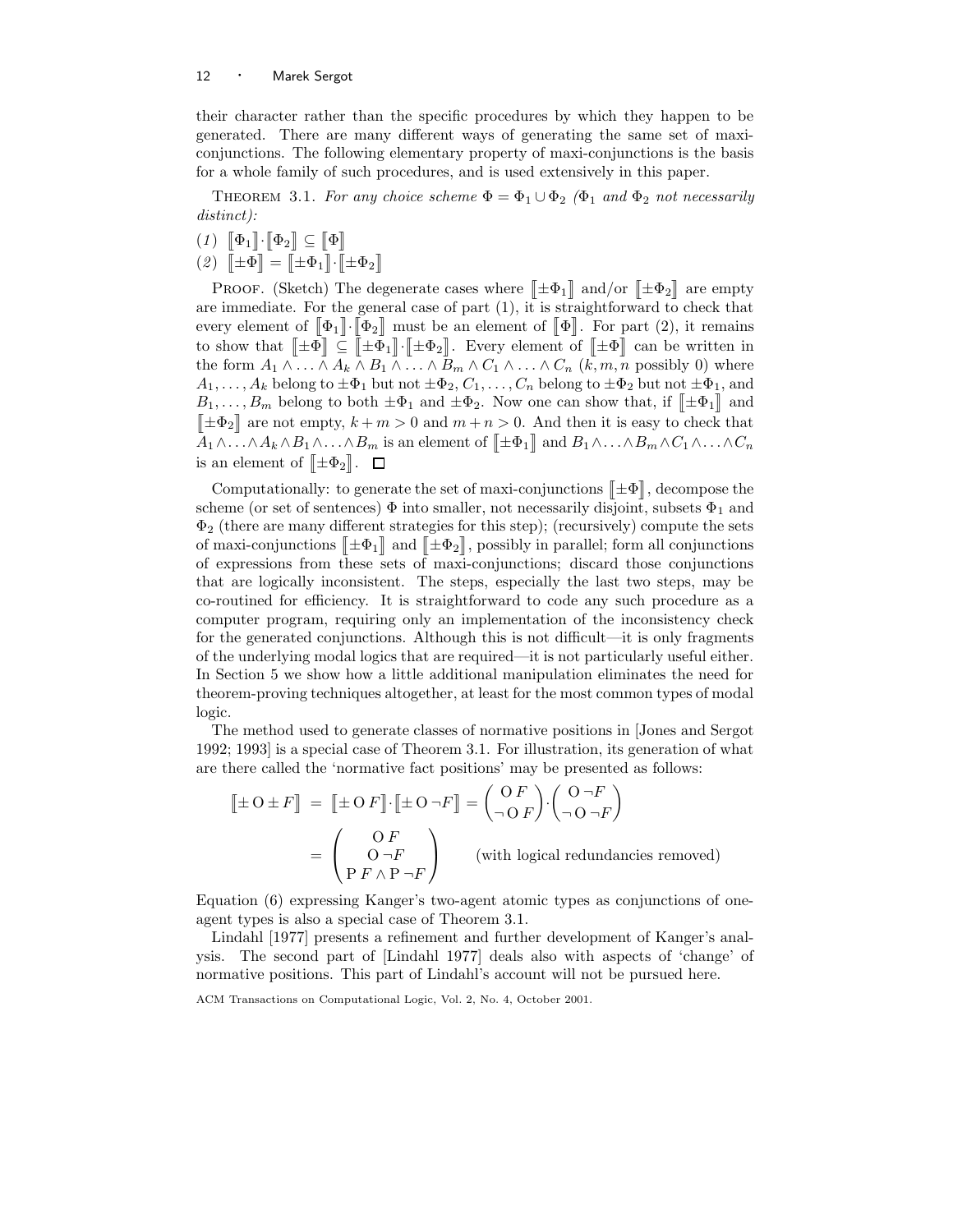their character rather than the specific procedures by which they happen to be generated. There are many different ways of generating the same set of maxi-conjunctions. The following elementary property of maxi-conjunctions is the basis for a whole family of such procedures, and is used extensively in this paper.

THEOREM 3.1. *For any choice scheme $\Phi = \Phi_1 \cup \Phi_2$ ($\Phi_1$ and $\Phi_2$ not necessarily distinct):*

*(1)* $[\![\Phi_1]\!] \cdot [\![\Phi_2]\!] \subseteq [\![\Phi]\!]$

*(2)* $[\![\pm\Phi]\!] = [\![\pm\Phi_1]\!] \cdot [\![\pm\Phi_2]\!]$

PROOF. (Sketch) The degenerate cases where $[\![\pm\Phi_1]\!]$ and/or $[\![\pm\Phi_2]\!]$ are empty are immediate. For the general case of part (1), it is straightforward to check that every element of $[\![\Phi_1]\!] \cdot [\![\Phi_2]\!]$ must be an element of $[\![\Phi]\!]$. For part (2), it remains to show that $[\![\pm\Phi]\!] \subseteq [\![\pm\Phi_1]\!] \cdot [\![\pm\Phi_2]\!]$. Every element of $[\![\pm\Phi]\!]$ can be written in the form $A_1 \wedge \ldots \wedge A_k \wedge B_1 \wedge \ldots \wedge B_m \wedge C_1 \wedge \ldots \wedge C_n$ ($k, m, n$ possibly 0) where $A_1, \ldots, A_k$ belong to $\pm\Phi_1$ but not $\pm\Phi_2$, $C_1, \ldots, C_n$ belong to $\pm\Phi_2$ but not $\pm\Phi_1$, and $B_1, \ldots, B_m$ belong to both $\pm\Phi_1$ and $\pm\Phi_2$. Now one can show that, if $[\![\pm\Phi_1]\!]$ and $[\![\pm\Phi_2]\!]$ are not empty, $k + m > 0$ and $m + n > 0$. And then it is easy to check that $A_1 \wedge \ldots \wedge A_k \wedge B_1 \wedge \ldots \wedge B_m$ is an element of $[\![\pm\Phi_1]\!]$ and $B_1 \wedge \ldots \wedge B_m \wedge C_1 \wedge \ldots \wedge C_n$ is an element of $[\![\pm\Phi_2]\!]$. $\square$

Computationally: to generate the set of maxi-conjunctions $[\![\pm\Phi]\!]$, decompose the scheme (or set of sentences) $\Phi$ into smaller, not necessarily disjoint, subsets $\Phi_1$ and $\Phi_2$ (there are many different strategies for this step); (recursively) compute the sets of maxi-conjunctions $[\![\pm\Phi_1]\!]$ and $[\![\pm\Phi_2]\!]$, possibly in parallel; form all conjunctions of expressions from these sets of maxi-conjunctions; discard those conjunctions that are logically inconsistent. The steps, especially the last two steps, may be co-routined for efficiency. It is straightforward to code any such procedure as a computer program, requiring only an implementation of the inconsistency check for the generated conjunctions. Although this is not difficult—it is only fragments of the underlying modal logics that are required—it is not particularly useful either. In Section 5 we show how a little additional manipulation eliminates the need for theorem-proving techniques altogether, at least for the most common types of modal logic.

The method used to generate classes of normative positions in [Jones and Sergot 1992; 1993] is a special case of Theorem 3.1. For illustration, its generation of what are there called the 'normative fact positions' may be presented as follows:

$$
\begin{aligned}
[\![\pm \mathrm{O} \pm F]\!] &= [\![\pm \mathrm{O}\, F]\!] \cdot [\![\pm \mathrm{O} \neg F]\!] = \begin{pmatrix} \mathrm{O}\, F \\ \neg\, \mathrm{O}\, F \end{pmatrix} \cdot \begin{pmatrix} \mathrm{O} \neg F \\ \neg\, \mathrm{O} \neg F \end{pmatrix} \\
&= \begin{pmatrix} \mathrm{O}\, F \\ \mathrm{O} \neg F \\ \mathrm{P}\, F \wedge \mathrm{P} \neg F \end{pmatrix} \qquad \text{(with logical redundancies removed)}
\end{aligned}
$$

Equation (6) expressing Kanger's two-agent atomic types as conjunctions of one-agent types is also a special case of Theorem 3.1.

Lindahl [1977] presents a refinement and further development of Kanger's analysis. The second part of [Lindahl 1977] deals also with aspects of 'change' of normative positions. This part of Lindahl's account will not be pursued here.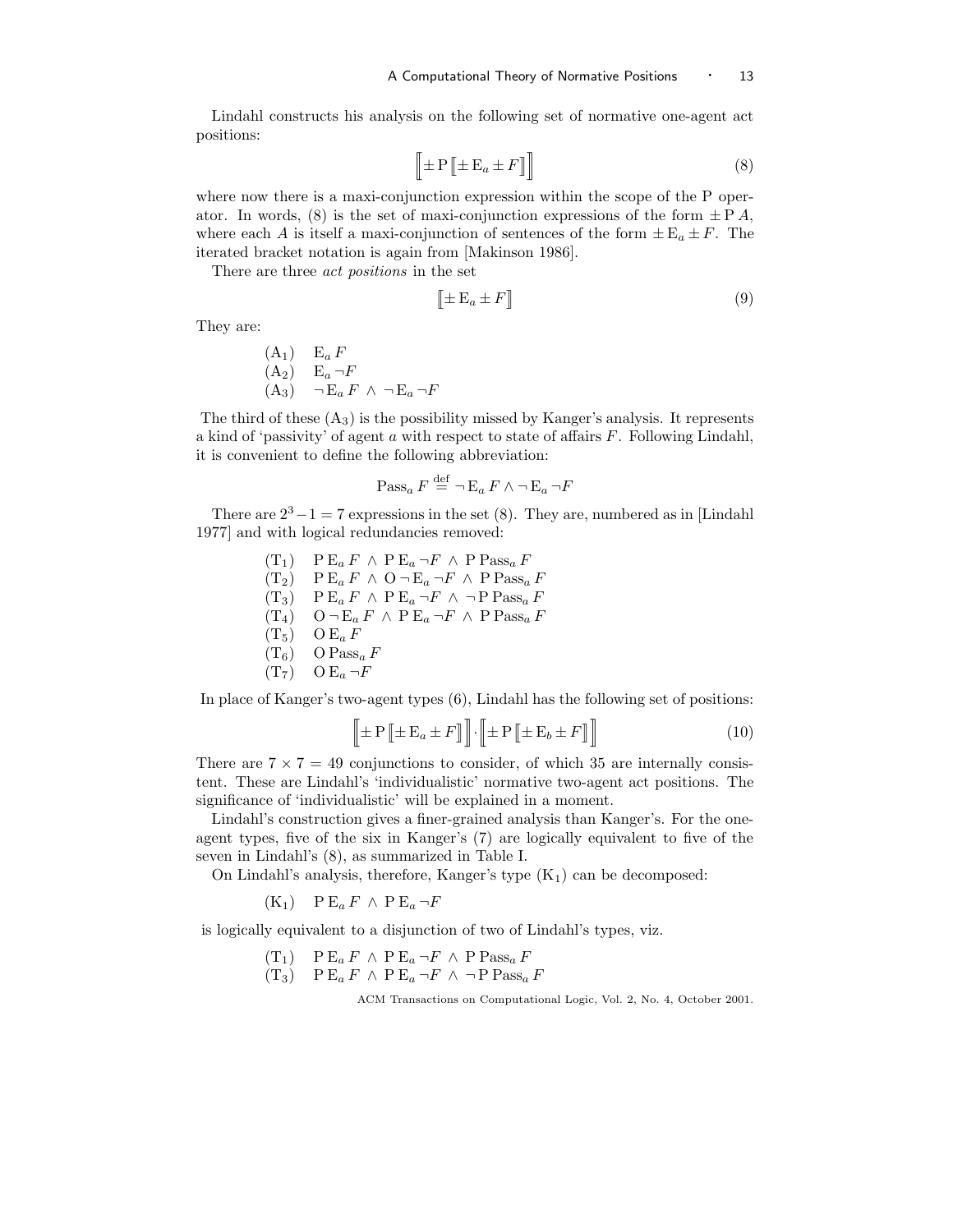Lindahl constructs his analysis on the following set of normative one-agent act positions:

$$\left[\!\left[ \pm \mathrm{P} \left[\!\left[ \pm \mathrm{E}_a \pm F \right]\!\right] \right]\!\right] \tag{8}$$

where now there is a maxi-conjunction expression within the scope of the P operator. In words, (8) is the set of maxi-conjunction expressions of the form $\pm \mathrm{P}\, A$, where each $A$ is itself a maxi-conjunction of sentences of the form $\pm \mathrm{E}_a \pm F$. The iterated bracket notation is again from [Makinson 1986].

There are three *act positions* in the set

$$\left[\!\left[ \pm \mathrm{E}_a \pm F \right]\!\right] \tag{9}$$

They are:

- $(\mathrm{A}_1)$ $\quad \mathrm{E}_a\, F$
- $(\mathrm{A}_2)$ $\quad \mathrm{E}_a \neg F$
- $(\mathrm{A}_3)$ $\quad \neg \mathrm{E}_a\, F \wedge \neg \mathrm{E}_a \neg F$

The third of these $(\mathrm{A}_3)$ is the possibility missed by Kanger's analysis. It represents a kind of 'passivity' of agent $a$ with respect to state of affairs $F$. Following Lindahl, it is convenient to define the following abbreviation:

$$\mathrm{Pass}_a\, F \stackrel{\text{def}}{=} \neg \mathrm{E}_a\, F \wedge \neg \mathrm{E}_a \neg F$$

There are $2^3 - 1 = 7$ expressions in the set (8). They are, numbered as in [Lindahl 1977] and with logical redundancies removed:

- $(\mathrm{T}_1)$ $\quad \mathrm{P}\, \mathrm{E}_a\, F \wedge \mathrm{P}\, \mathrm{E}_a \neg F \wedge \mathrm{P}\, \mathrm{Pass}_a\, F$
- $(\mathrm{T}_2)$ $\quad \mathrm{P}\, \mathrm{E}_a\, F \wedge \mathrm{O} \neg \mathrm{E}_a \neg F \wedge \mathrm{P}\, \mathrm{Pass}_a\, F$
- $(\mathrm{T}_3)$ $\quad \mathrm{P}\, \mathrm{E}_a\, F \wedge \mathrm{P}\, \mathrm{E}_a \neg F \wedge \neg \mathrm{P}\, \mathrm{Pass}_a\, F$
- $(\mathrm{T}_4)$ $\quad \mathrm{O} \neg \mathrm{E}_a\, F \wedge \mathrm{P}\, \mathrm{E}_a \neg F \wedge \mathrm{P}\, \mathrm{Pass}_a\, F$
- $(\mathrm{T}_5)$ $\quad \mathrm{O}\, \mathrm{E}_a\, F$
- $(\mathrm{T}_6)$ $\quad \mathrm{O}\, \mathrm{Pass}_a\, F$
- $(\mathrm{T}_7)$ $\quad \mathrm{O}\, \mathrm{E}_a \neg F$

In place of Kanger's two-agent types (6), Lindahl has the following set of positions:

$$\left[\!\left[ \pm \mathrm{P} \left[\!\left[ \pm \mathrm{E}_a \pm F \right]\!\right] \right]\!\right] \cdot \left[\!\left[ \pm \mathrm{P} \left[\!\left[ \pm \mathrm{E}_b \pm F \right]\!\right] \right]\!\right] \tag{10}$$

There are $7 \times 7 = 49$ conjunctions to consider, of which 35 are internally consistent. These are Lindahl's 'individualistic' normative two-agent act positions. The significance of 'individualistic' will be explained in a moment.

Lindahl's construction gives a finer-grained analysis than Kanger's. For the one-agent types, five of the six in Kanger's (7) are logically equivalent to five of the seven in Lindahl's (8), as summarized in Table I.

On Lindahl's analysis, therefore, Kanger's type $(\mathrm{K}_1)$ can be decomposed:

- $(\mathrm{K}_1)$ $\quad \mathrm{P}\, \mathrm{E}_a\, F \wedge \mathrm{P}\, \mathrm{E}_a \neg F$

is logically equivalent to a disjunction of two of Lindahl's types, viz.

- $(\mathrm{T}_1)$ $\quad \mathrm{P}\, \mathrm{E}_a\, F \wedge \mathrm{P}\, \mathrm{E}_a \neg F \wedge \mathrm{P}\, \mathrm{Pass}_a\, F$
- $(\mathrm{T}_3)$ $\quad \mathrm{P}\, \mathrm{E}_a\, F \wedge \mathrm{P}\, \mathrm{E}_a \neg F \wedge \neg \mathrm{P}\, \mathrm{Pass}_a\, F$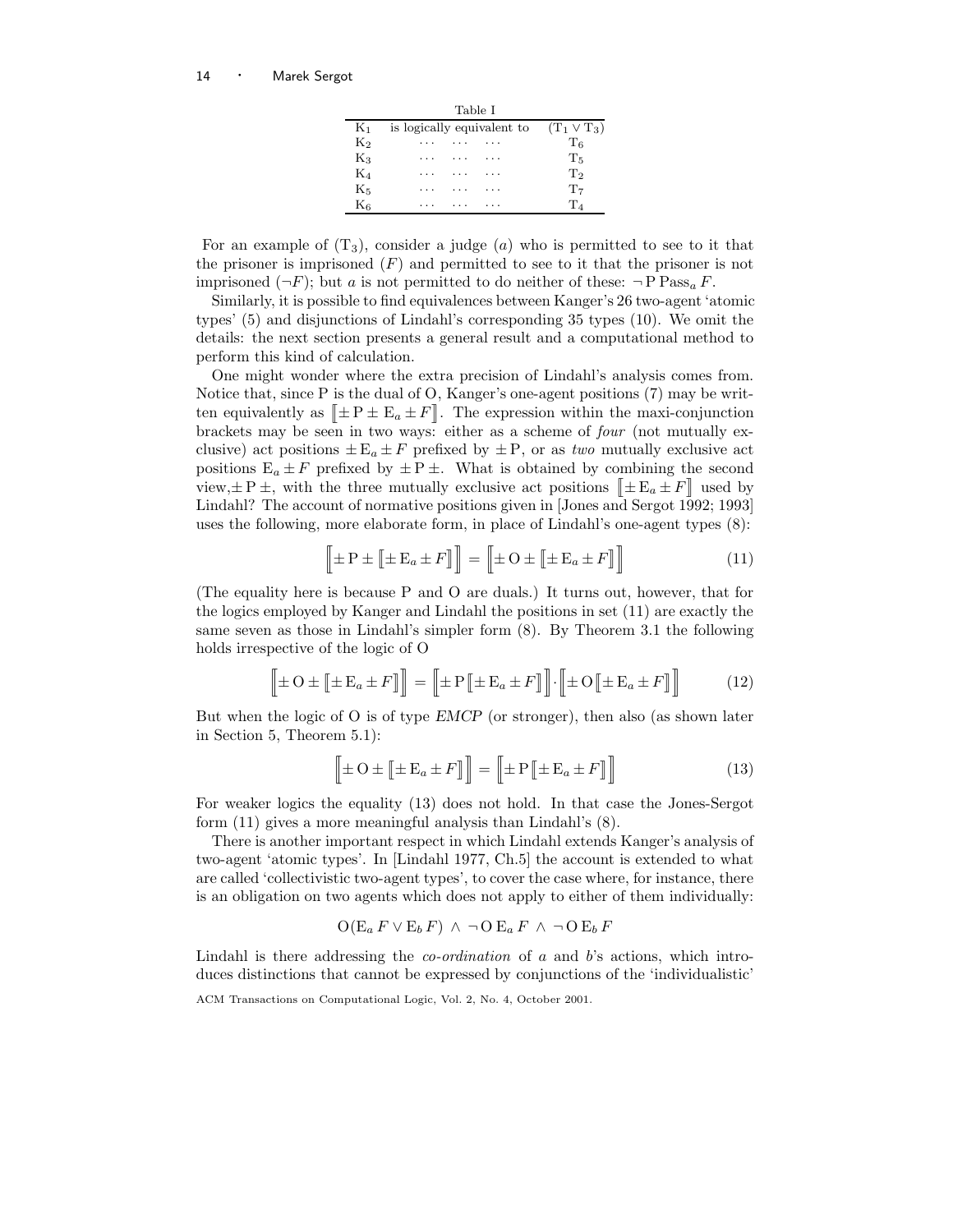Table I

| | | |
|---|---|---|
| $K_1$ | is logically equivalent to | $(T_1 \vee T_3)$ |
| $K_2$ | ... ... ... | $T_6$ |
| $K_3$ | ... ... ... | $T_5$ |
| $K_4$ | ... ... ... | $T_2$ |
| $K_5$ | ... ... ... | $T_7$ |
| $K_6$ | ... ... ... | $T_4$ |

For an example of $(T_3)$, consider a judge $(a)$ who is permitted to see to it that the prisoner is imprisoned $(F)$ and permitted to see to it that the prisoner is not imprisoned $(\neg F)$; but $a$ is not permitted to do neither of these: $\neg \mathrm{P}\, \mathrm{Pass}_a\, F$.

Similarly, it is possible to find equivalences between Kanger's 26 two-agent 'atomic types' (5) and disjunctions of Lindahl's corresponding 35 types (10). We omit the details: the next section presents a general result and a computational method to perform this kind of calculation.

One might wonder where the extra precision of Lindahl's analysis comes from. Notice that, since P is the dual of O, Kanger's one-agent positions (7) may be written equivalently as $[\![\pm \mathrm{P} \pm \mathrm{E}_a \pm F]\!]$. The expression within the maxi-conjunction brackets may be seen in two ways: either as a scheme of *four* (not mutually exclusive) act positions $\pm \mathrm{E}_a \pm F$ prefixed by $\pm \mathrm{P}$, or as *two* mutually exclusive act positions $\mathrm{E}_a \pm F$ prefixed by $\pm \mathrm{P} \pm$. What is obtained by combining the second view, $\pm \mathrm{P} \pm$, with the three mutually exclusive act positions $[\![\pm \mathrm{E}_a \pm F]\!]$ used by Lindahl? The account of normative positions given in [Jones and Sergot 1992; 1993] uses the following, more elaborate form, in place of Lindahl's one-agent types (8):

$$\Big[\!\Big[\pm \mathrm{P} \pm [\![\pm \mathrm{E}_a \pm F]\!]\Big]\!\Big] = \Big[\!\Big[\pm \mathrm{O} \pm [\![\pm \mathrm{E}_a \pm F]\!]\Big]\!\Big] \tag{11}$$

(The equality here is because P and O are duals.) It turns out, however, that for the logics employed by Kanger and Lindahl the positions in set (11) are exactly the same seven as those in Lindahl's simpler form (8). By Theorem 3.1 the following holds irrespective of the logic of O

$$\Big[\!\Big[\pm \mathrm{O} \pm [\![\pm \mathrm{E}_a \pm F]\!]\Big]\!\Big] = \Big[\!\Big[\pm \mathrm{P}\, [\![\pm \mathrm{E}_a \pm F]\!]\Big]\!\Big] \cdot \Big[\!\Big[\pm \mathrm{O}\, [\![\pm \mathrm{E}_a \pm F]\!]\Big]\!\Big] \tag{12}$$

But when the logic of O is of type *EMCP* (or stronger), then also (as shown later in Section 5, Theorem 5.1):

$$\Big[\!\Big[\pm \mathrm{O} \pm [\![\pm \mathrm{E}_a \pm F]\!]\Big]\!\Big] = \Big[\!\Big[\pm \mathrm{P}\, [\![\pm \mathrm{E}_a \pm F]\!]\Big]\!\Big] \tag{13}$$

For weaker logics the equality (13) does not hold. In that case the Jones-Sergot form (11) gives a more meaningful analysis than Lindahl's (8).

There is another important respect in which Lindahl extends Kanger's analysis of two-agent 'atomic types'. In [Lindahl 1977, Ch.5] the account is extended to what are called 'collectivistic two-agent types', to cover the case where, for instance, there is an obligation on two agents which does not apply to either of them individually:

$$\mathrm{O}(\mathrm{E}_a\, F \vee \mathrm{E}_b\, F) \;\wedge\; \neg\, \mathrm{O}\, \mathrm{E}_a\, F \;\wedge\; \neg\, \mathrm{O}\, \mathrm{E}_b\, F$$

Lindahl is there addressing the *co-ordination* of $a$ and $b$'s actions, which introduces distinctions that cannot be expressed by conjunctions of the 'individualistic'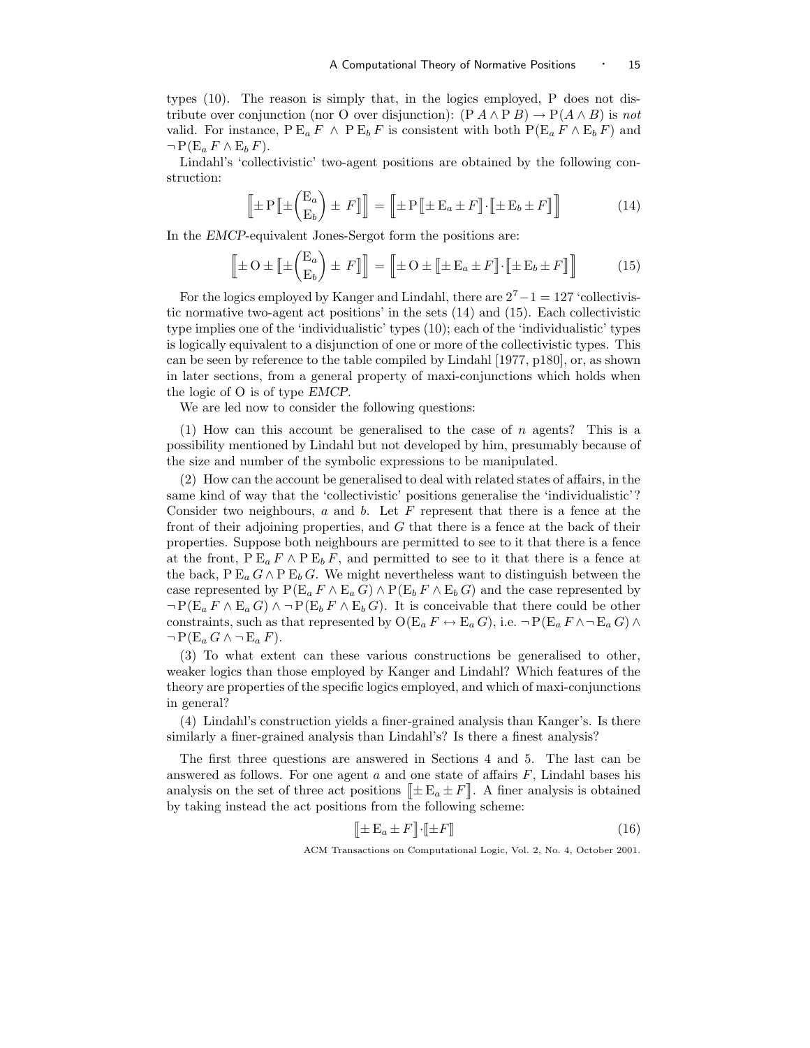types (10). The reason is simply that, in the logics employed, P does not distribute over conjunction (nor O over disjunction): $(\mathrm{P}\, A \wedge \mathrm{P}\, B) \rightarrow \mathrm{P}(A \wedge B)$ is *not* valid. For instance, $\mathrm{P}\,\mathrm{E}_a\, F \;\wedge\; \mathrm{P}\,\mathrm{E}_b\, F$ is consistent with both $\mathrm{P}(\mathrm{E}_a\, F \wedge \mathrm{E}_b\, F)$ and $\neg\,\mathrm{P}(\mathrm{E}_a\, F \wedge \mathrm{E}_b\, F)$.

Lindahl's 'collectivistic' two-agent positions are obtained by the following construction:

$$\Big[\!\!\Big[ \pm\,\mathrm{P}\, \Big[\!\!\Big[ \pm \begin{pmatrix} \mathrm{E}_a \\ \mathrm{E}_b \end{pmatrix} \pm\, F \Big]\!\!\Big] \Big]\!\!\Big] = \Big[\!\!\Big[ \pm\,\mathrm{P}\, [\![ \pm\,\mathrm{E}_a \pm F ]\!] \cdot [\![ \pm\,\mathrm{E}_b \pm F ]\!] \Big]\!\!\Big] \tag{14}$$

In the *EMCP*-equivalent Jones-Sergot form the positions are:

$$\Big[\!\!\Big[ \pm\,\mathrm{O} \pm \Big[\!\!\Big[ \pm \begin{pmatrix} \mathrm{E}_a \\ \mathrm{E}_b \end{pmatrix} \pm\, F \Big]\!\!\Big] \Big]\!\!\Big] = \Big[\!\!\Big[ \pm\,\mathrm{O} \pm [\![ \pm\,\mathrm{E}_a \pm F ]\!] \cdot [\![ \pm\,\mathrm{E}_b \pm F ]\!] \Big]\!\!\Big] \tag{15}$$

For the logics employed by Kanger and Lindahl, there are $2^7 - 1 = 127$ 'collectivistic normative two-agent act positions' in the sets (14) and (15). Each collectivistic type implies one of the 'individualistic' types (10); each of the 'individualistic' types is logically equivalent to a disjunction of one or more of the collectivistic types. This can be seen by reference to the table compiled by Lindahl [1977, p180], or, as shown in later sections, from a general property of maxi-conjunctions which holds when the logic of O is of type *EMCP*.

We are led now to consider the following questions:

(1) How can this account be generalised to the case of $n$ agents? This is a possibility mentioned by Lindahl but not developed by him, presumably because of the size and number of the symbolic expressions to be manipulated.

(2) How can the account be generalised to deal with related states of affairs, in the same kind of way that the 'collectivistic' positions generalise the 'individualistic'? Consider two neighbours, $a$ and $b$. Let $F$ represent that there is a fence at the front of their adjoining properties, and $G$ that there is a fence at the back of their properties. Suppose both neighbours are permitted to see to it that there is a fence at the front, $\mathrm{P}\,\mathrm{E}_a\, F \wedge \mathrm{P}\,\mathrm{E}_b\, F$, and permitted to see to it that there is a fence at the back, $\mathrm{P}\,\mathrm{E}_a\, G \wedge \mathrm{P}\,\mathrm{E}_b\, G$. We might nevertheless want to distinguish between the case represented by $\mathrm{P}(\mathrm{E}_a\, F \wedge \mathrm{E}_a\, G) \wedge \mathrm{P}(\mathrm{E}_b\, F \wedge \mathrm{E}_b\, G)$ and the case represented by $\neg\,\mathrm{P}(\mathrm{E}_a\, F \wedge \mathrm{E}_a\, G) \wedge \neg\,\mathrm{P}(\mathrm{E}_b\, F \wedge \mathrm{E}_b\, G)$. It is conceivable that there could be other constraints, such as that represented by $\mathrm{O}(\mathrm{E}_a\, F \leftrightarrow \mathrm{E}_a\, G)$, i.e. $\neg\,\mathrm{P}(\mathrm{E}_a\, F \wedge \neg\,\mathrm{E}_a\, G) \wedge \neg\,\mathrm{P}(\mathrm{E}_a\, G \wedge \neg\,\mathrm{E}_a\, F)$.

(3) To what extent can these various constructions be generalised to other, weaker logics than those employed by Kanger and Lindahl? Which features of the theory are properties of the specific logics employed, and which of maxi-conjunctions in general?

(4) Lindahl's construction yields a finer-grained analysis than Kanger's. Is there similarly a finer-grained analysis than Lindahl's? Is there a finest analysis?

The first three questions are answered in Sections 4 and 5. The last can be answered as follows. For one agent $a$ and one state of affairs $F$, Lindahl bases his analysis on the set of three act positions $[\![ \pm\,\mathrm{E}_a \pm F ]\!]$. A finer analysis is obtained by taking instead the act positions from the following scheme:

$$[\![ \pm\,\mathrm{E}_a \pm F ]\!] \cdot [\![ \pm F ]\!] \tag{16}$$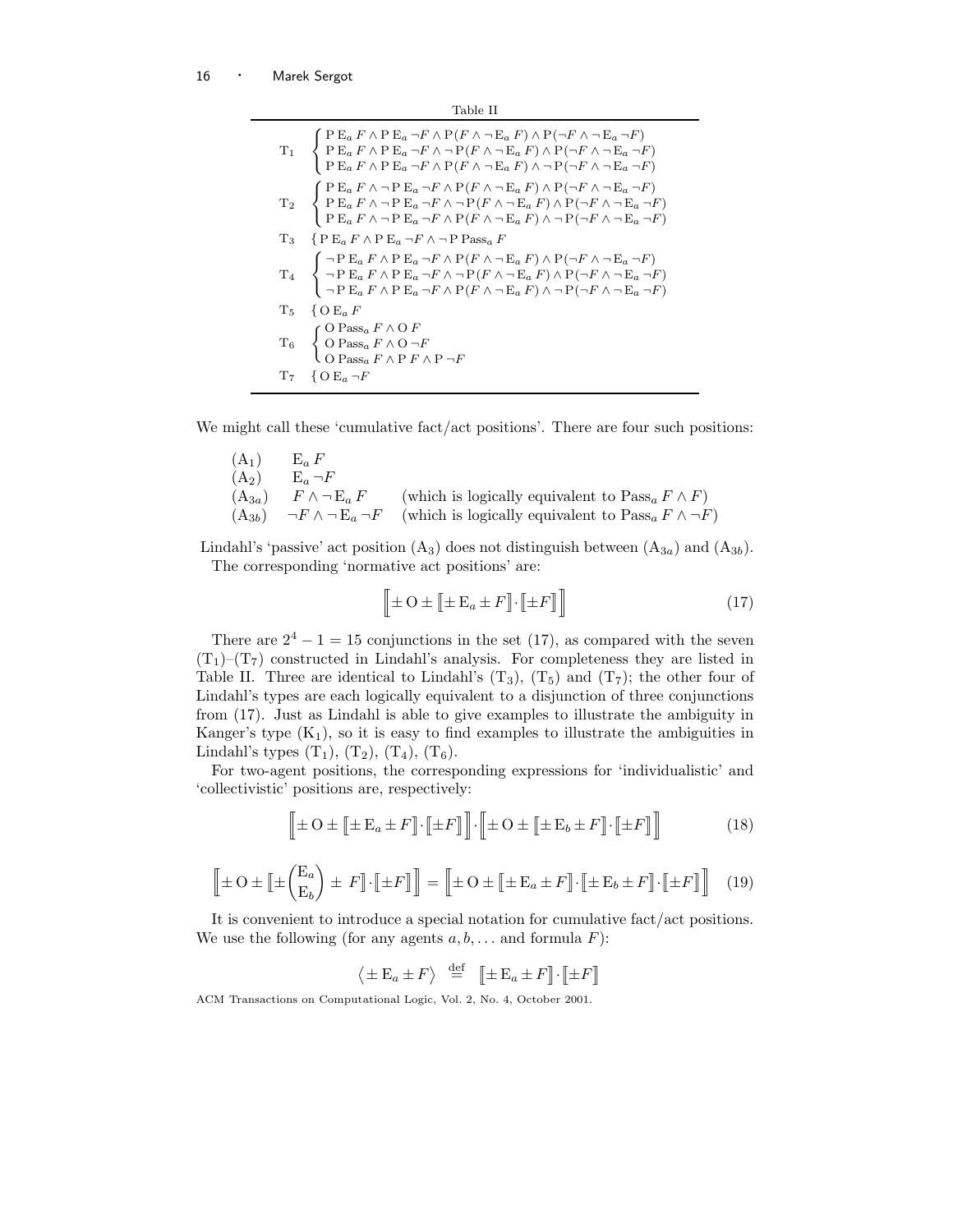Table II

| | |
|---|---|
| $T_1$ | $\begin{cases} \mathrm{P}\,\mathrm{E}_a\,F \wedge \mathrm{P}\,\mathrm{E}_a\,\neg F \wedge \mathrm{P}(F \wedge \neg\,\mathrm{E}_a\,F) \wedge \mathrm{P}(\neg F \wedge \neg\,\mathrm{E}_a\,\neg F) \\ \mathrm{P}\,\mathrm{E}_a\,F \wedge \mathrm{P}\,\mathrm{E}_a\,\neg F \wedge \neg\,\mathrm{P}(F \wedge \neg\,\mathrm{E}_a\,F) \wedge \mathrm{P}(\neg F \wedge \neg\,\mathrm{E}_a\,\neg F) \\ \mathrm{P}\,\mathrm{E}_a\,F \wedge \mathrm{P}\,\mathrm{E}_a\,\neg F \wedge \mathrm{P}(F \wedge \neg\,\mathrm{E}_a\,F) \wedge \neg\,\mathrm{P}(\neg F \wedge \neg\,\mathrm{E}_a\,\neg F) \end{cases}$ |
| $T_2$ | $\begin{cases} \mathrm{P}\,\mathrm{E}_a\,F \wedge \neg\,\mathrm{P}\,\mathrm{E}_a\,\neg F \wedge \mathrm{P}(F \wedge \neg\,\mathrm{E}_a\,F) \wedge \mathrm{P}(\neg F \wedge \neg\,\mathrm{E}_a\,\neg F) \\ \mathrm{P}\,\mathrm{E}_a\,F \wedge \neg\,\mathrm{P}\,\mathrm{E}_a\,\neg F \wedge \neg\,\mathrm{P}(F \wedge \neg\,\mathrm{E}_a\,F) \wedge \mathrm{P}(\neg F \wedge \neg\,\mathrm{E}_a\,\neg F) \\ \mathrm{P}\,\mathrm{E}_a\,F \wedge \neg\,\mathrm{P}\,\mathrm{E}_a\,\neg F \wedge \mathrm{P}(F \wedge \neg\,\mathrm{E}_a\,F) \wedge \neg\,\mathrm{P}(\neg F \wedge \neg\,\mathrm{E}_a\,\neg F) \end{cases}$ |
| $T_3$ | $\{\,\mathrm{P}\,\mathrm{E}_a\,F \wedge \mathrm{P}\,\mathrm{E}_a\,\neg F \wedge \neg\,\mathrm{P}\,\mathrm{Pass}_a\,F$ |
| $T_4$ | $\begin{cases} \neg\,\mathrm{P}\,\mathrm{E}_a\,F \wedge \mathrm{P}\,\mathrm{E}_a\,\neg F \wedge \mathrm{P}(F \wedge \neg\,\mathrm{E}_a\,F) \wedge \mathrm{P}(\neg F \wedge \neg\,\mathrm{E}_a\,\neg F) \\ \neg\,\mathrm{P}\,\mathrm{E}_a\,F \wedge \mathrm{P}\,\mathrm{E}_a\,\neg F \wedge \neg\,\mathrm{P}(F \wedge \neg\,\mathrm{E}_a\,F) \wedge \mathrm{P}(\neg F \wedge \neg\,\mathrm{E}_a\,\neg F) \\ \neg\,\mathrm{P}\,\mathrm{E}_a\,F \wedge \mathrm{P}\,\mathrm{E}_a\,\neg F \wedge \mathrm{P}(F \wedge \neg\,\mathrm{E}_a\,F) \wedge \neg\,\mathrm{P}(\neg F \wedge \neg\,\mathrm{E}_a\,\neg F) \end{cases}$ |
| $T_5$ | $\{\,\mathrm{O}\,\mathrm{E}_a\,F$ |
| $T_6$ | $\begin{cases} \mathrm{O}\,\mathrm{Pass}_a\,F \wedge \mathrm{O}\,F \\ \mathrm{O}\,\mathrm{Pass}_a\,F \wedge \mathrm{O}\,\neg F \\ \mathrm{O}\,\mathrm{Pass}_a\,F \wedge \mathrm{P}\,F \wedge \mathrm{P}\,\neg F \end{cases}$ |
| $T_7$ | $\{\,\mathrm{O}\,\mathrm{E}_a\,\neg F$ |

We might call these 'cumulative fact/act positions'. There are four such positions:

| | | |
|---|---|---|
| $(A_1)$ | $\mathrm{E}_a\,F$ | |
| $(A_2)$ | $\mathrm{E}_a\,\neg F$ | |
| $(A_{3a})$ | $F \wedge \neg\,\mathrm{E}_a\,F$ | (which is logically equivalent to $\mathrm{Pass}_a\,F \wedge F$) |
| $(A_{3b})$ | $\neg F \wedge \neg\,\mathrm{E}_a\,\neg F$ | (which is logically equivalent to $\mathrm{Pass}_a\,F \wedge \neg F$) |

Lindahl's 'passive' act position $(A_3)$ does not distinguish between $(A_{3a})$ and $(A_{3b})$.

The corresponding 'normative act positions' are:

$$\Big[\!\!\Big[ \pm\,\mathrm{O} \pm \big[\!\!\big[ \pm\,\mathrm{E}_a \pm F \big]\!\!\big] \cdot \big[\!\!\big[ \pm F \big]\!\!\big] \Big]\!\!\Big] \tag{17}$$

There are $2^4 - 1 = 15$ conjunctions in the set (17), as compared with the seven $(T_1)$–$(T_7)$ constructed in Lindahl's analysis. For completeness they are listed in Table II. Three are identical to Lindahl's $(T_3)$, $(T_5)$ and $(T_7)$; the other four of Lindahl's types are each logically equivalent to a disjunction of three conjunctions from (17). Just as Lindahl is able to give examples to illustrate the ambiguity in Kanger's type $(K_1)$, so it is easy to find examples to illustrate the ambiguities in Lindahl's types $(T_1)$, $(T_2)$, $(T_4)$, $(T_6)$.

For two-agent positions, the corresponding expressions for 'individualistic' and 'collectivistic' positions are, respectively:

$$\Big[\!\!\Big[ \pm\,\mathrm{O} \pm \big[\!\!\big[ \pm\,\mathrm{E}_a \pm F \big]\!\!\big] \cdot \big[\!\!\big[ \pm F \big]\!\!\big] \Big]\!\!\Big] \cdot \Big[\!\!\Big[ \pm\,\mathrm{O} \pm \big[\!\!\big[ \pm\,\mathrm{E}_b \pm F \big]\!\!\big] \cdot \big[\!\!\big[ \pm F \big]\!\!\big] \Big]\!\!\Big] \tag{18}$$

$$\Big[\!\!\Big[ \pm\,\mathrm{O} \pm \Big[\!\!\Big[ \pm \binom{\mathrm{E}_a}{\mathrm{E}_b} \pm F \Big]\!\!\Big] \cdot \big[\!\!\big[ \pm F \big]\!\!\big] \Big]\!\!\Big] = \Big[\!\!\Big[ \pm\,\mathrm{O} \pm \big[\!\!\big[ \pm\,\mathrm{E}_a \pm F \big]\!\!\big] \cdot \big[\!\!\big[ \pm\,\mathrm{E}_b \pm F \big]\!\!\big] \cdot \big[\!\!\big[ \pm F \big]\!\!\big] \Big]\!\!\Big] \tag{19}$$

It is convenient to introduce a special notation for cumulative fact/act positions. We use the following (for any agents $a, b, \ldots$ and formula $F$):

$$\big\langle \pm\,\mathrm{E}_a \pm F \big\rangle \;\stackrel{\text{def}}{=}\; \big[\!\!\big[ \pm\,\mathrm{E}_a \pm F \big]\!\!\big] \cdot \big[\!\!\big[ \pm F \big]\!\!\big]$$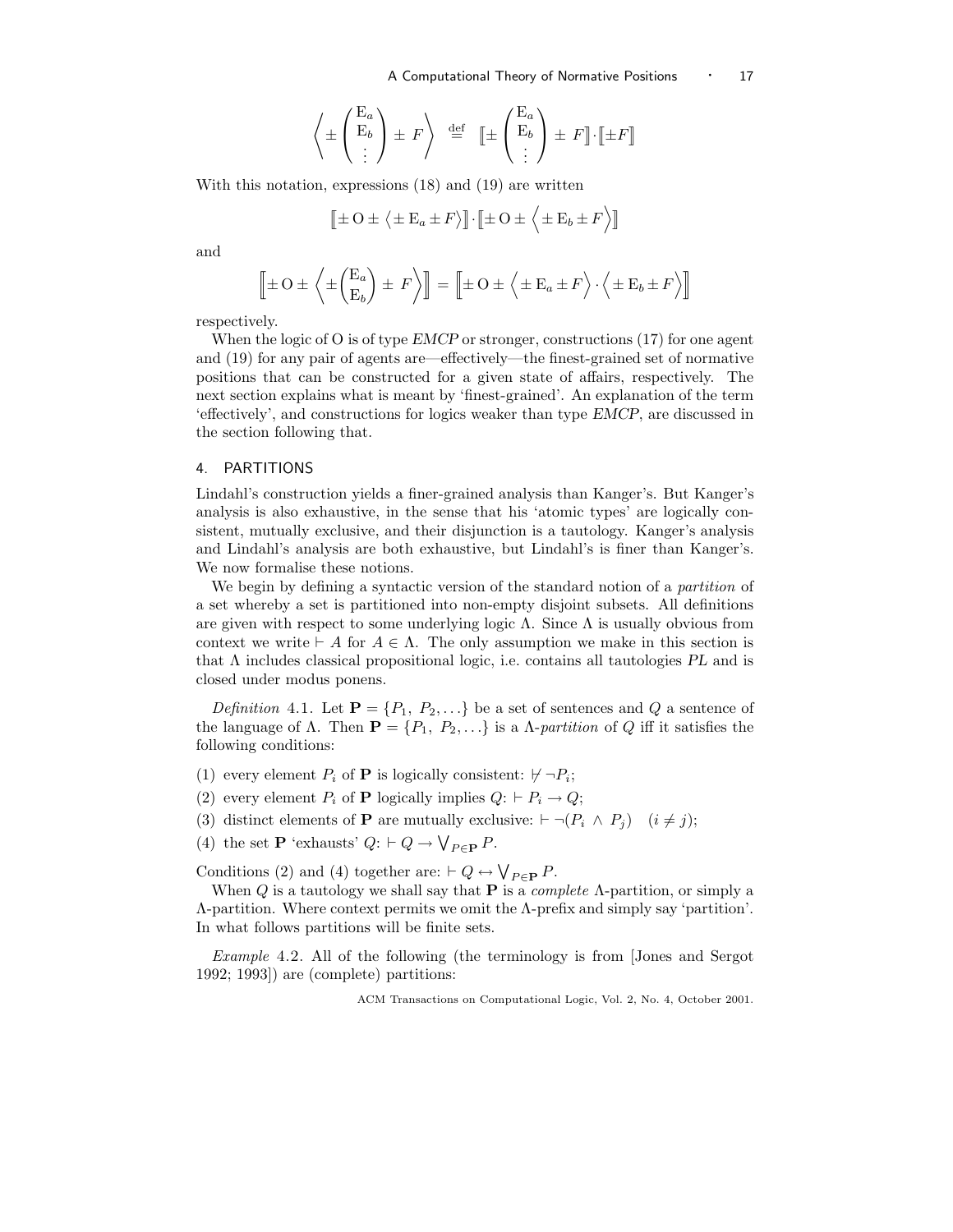$$\left\langle \pm \begin{pmatrix} \mathrm{E}_a \\ \mathrm{E}_b \\ \vdots \end{pmatrix} \pm F \right\rangle \stackrel{\text{def}}{=} \left[\!\left[ \pm \begin{pmatrix} \mathrm{E}_a \\ \mathrm{E}_b \\ \vdots \end{pmatrix} \pm F \right]\!\right] \cdot [\![ \pm F ]\!]$$

With this notation, expressions (18) and (19) are written

$$[\![ \pm \mathrm{O} \pm \langle \pm \mathrm{E}_a \pm F \rangle ]\!] \cdot [\![ \pm \mathrm{O} \pm \langle \pm \mathrm{E}_b \pm F \rangle ]\!]$$

and

$$\left[\!\left[ \pm \mathrm{O} \pm \left\langle \pm \begin{pmatrix} \mathrm{E}_a \\ \mathrm{E}_b \end{pmatrix} \pm F \right\rangle \right]\!\right] = \left[\!\left[ \pm \mathrm{O} \pm \langle \pm \mathrm{E}_a \pm F \rangle \cdot \langle \pm \mathrm{E}_b \pm F \rangle \right]\!\right]$$

respectively.

When the logic of O is of type *EMCP* or stronger, constructions (17) for one agent and (19) for any pair of agents are—effectively—the finest-grained set of normative positions that can be constructed for a given state of affairs, respectively. The next section explains what is meant by 'finest-grained'. An explanation of the term 'effectively', and constructions for logics weaker than type *EMCP*, are discussed in the section following that.

## 4. PARTITIONS

Lindahl's construction yields a finer-grained analysis than Kanger's. But Kanger's analysis is also exhaustive, in the sense that his 'atomic types' are logically consistent, mutually exclusive, and their disjunction is a tautology. Kanger's analysis and Lindahl's analysis are both exhaustive, but Lindahl's is finer than Kanger's. We now formalise these notions.

We begin by defining a syntactic version of the standard notion of a *partition* of a set whereby a set is partitioned into non-empty disjoint subsets. All definitions are given with respect to some underlying logic $\Lambda$. Since $\Lambda$ is usually obvious from context we write $\vdash A$ for $A \in \Lambda$. The only assumption we make in this section is that $\Lambda$ includes classical propositional logic, i.e. contains all tautologies *PL* and is closed under modus ponens.

*Definition* 4.1. Let $\mathbf{P} = \{P_1, P_2, \ldots\}$ be a set of sentences and $Q$ a sentence of the language of $\Lambda$. Then $\mathbf{P} = \{P_1, P_2, \ldots\}$ is a $\Lambda$-*partition* of $Q$ iff it satisfies the following conditions:

(1) every element $P_i$ of $\mathbf{P}$ is logically consistent: $\nvdash \neg P_i$;
(2) every element $P_i$ of $\mathbf{P}$ logically implies $Q$: $\vdash P_i \rightarrow Q$;
(3) distinct elements of $\mathbf{P}$ are mutually exclusive: $\vdash \neg(P_i \wedge P_j) \quad (i \neq j)$;
(4) the set $\mathbf{P}$ 'exhausts' $Q$: $\vdash Q \rightarrow \bigvee_{P \in \mathbf{P}} P$.

Conditions (2) and (4) together are: $\vdash Q \leftrightarrow \bigvee_{P \in \mathbf{P}} P$.

When $Q$ is a tautology we shall say that $\mathbf{P}$ is a *complete* $\Lambda$-partition, or simply a $\Lambda$-partition. Where context permits we omit the $\Lambda$-prefix and simply say 'partition'. In what follows partitions will be finite sets.

*Example* 4.2. All of the following (the terminology is from [Jones and Sergot 1992; 1993]) are (complete) partitions: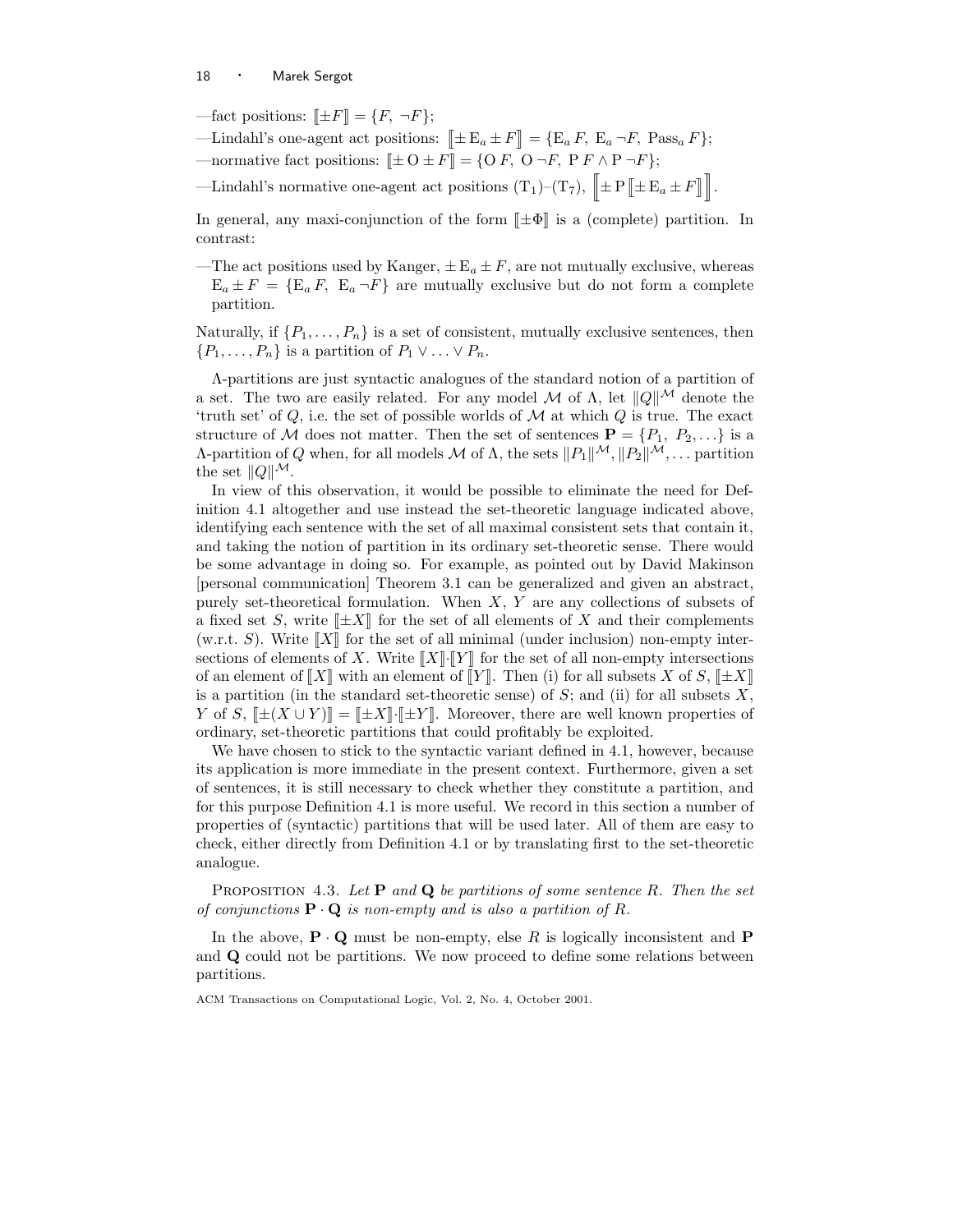—fact positions: $[\![\pm F]\!] = \{F,\ \neg F\}$;

—Lindahl's one-agent act positions: $[\![\pm\, \mathrm{E}_a \pm F]\!] = \{\mathrm{E}_a\, F,\ \mathrm{E}_a\, \neg F,\ \mathrm{Pass}_a\, F\}$;

—normative fact positions: $[\![\pm\, \mathrm{O} \pm F]\!] = \{\mathrm{O}\, F,\ \mathrm{O}\, \neg F,\ \mathrm{P}\, F \wedge \mathrm{P}\, \neg F\}$;

—Lindahl's normative one-agent act positions $(\mathrm{T}_1)$–$(\mathrm{T}_7)$, $\left[\!\left[\pm\, \mathrm{P} [\![\pm\, \mathrm{E}_a \pm F]\!]\right]\!\right]$.

In general, any maxi-conjunction of the form $[\![\pm\Phi]\!]$ is a (complete) partition. In contrast:

—The act positions used by Kanger, $\pm\, \mathrm{E}_a \pm F$, are not mutually exclusive, whereas $\mathrm{E}_a \pm F = \{\mathrm{E}_a\, F,\ \mathrm{E}_a\, \neg F\}$ are mutually exclusive but do not form a complete partition.

Naturally, if $\{P_1, \ldots, P_n\}$ is a set of consistent, mutually exclusive sentences, then $\{P_1, \ldots, P_n\}$ is a partition of $P_1 \vee \ldots \vee P_n$.

$\Lambda$-partitions are just syntactic analogues of the standard notion of a partition of a set. The two are easily related. For any model $\mathcal{M}$ of $\Lambda$, let $\|Q\|^{\mathcal{M}}$ denote the 'truth set' of $Q$, i.e. the set of possible worlds of $\mathcal{M}$ at which $Q$ is true. The exact structure of $\mathcal{M}$ does not matter. Then the set of sentences $\mathbf{P} = \{P_1,\ P_2, \ldots\}$ is a $\Lambda$-partition of $Q$ when, for all models $\mathcal{M}$ of $\Lambda$, the sets $\|P_1\|^{\mathcal{M}}, \|P_2\|^{\mathcal{M}}, \ldots$ partition the set $\|Q\|^{\mathcal{M}}$.

In view of this observation, it would be possible to eliminate the need for Definition 4.1 altogether and use instead the set-theoretic language indicated above, identifying each sentence with the set of all maximal consistent sets that contain it, and taking the notion of partition in its ordinary set-theoretic sense. There would be some advantage in doing so. For example, as pointed out by David Makinson [personal communication] Theorem 3.1 can be generalized and given an abstract, purely set-theoretical formulation. When $X$, $Y$ are any collections of subsets of a fixed set $S$, write $[\![\pm X]\!]$ for the set of all elements of $X$ and their complements (w.r.t. $S$). Write $[\![X]\!]$ for the set of all minimal (under inclusion) non-empty intersections of elements of $X$. Write $[\![X]\!]{\cdot}[\![Y]\!]$ for the set of all non-empty intersections of an element of $[\![X]\!]$ with an element of $[\![Y]\!]$. Then (i) for all subsets $X$ of $S$, $[\![\pm X]\!]$ is a partition (in the standard set-theoretic sense) of $S$; and (ii) for all subsets $X$, $Y$ of $S$, $[\![\pm(X \cup Y)]\!] = [\![\pm X]\!]{\cdot}[\![\pm Y]\!]$. Moreover, there are well known properties of ordinary, set-theoretic partitions that could profitably be exploited.

We have chosen to stick to the syntactic variant defined in 4.1, however, because its application is more immediate in the present context. Furthermore, given a set of sentences, it is still necessary to check whether they constitute a partition, and for this purpose Definition 4.1 is more useful. We record in this section a number of properties of (syntactic) partitions that will be used later. All of them are easy to check, either directly from Definition 4.1 or by translating first to the set-theoretic analogue.

Proposition 4.3. *Let $\mathbf{P}$ and $\mathbf{Q}$ be partitions of some sentence $R$. Then the set of conjunctions $\mathbf{P} \cdot \mathbf{Q}$ is non-empty and is also a partition of $R$.*

In the above, $\mathbf{P} \cdot \mathbf{Q}$ must be non-empty, else $R$ is logically inconsistent and $\mathbf{P}$ and $\mathbf{Q}$ could not be partitions. We now proceed to define some relations between partitions.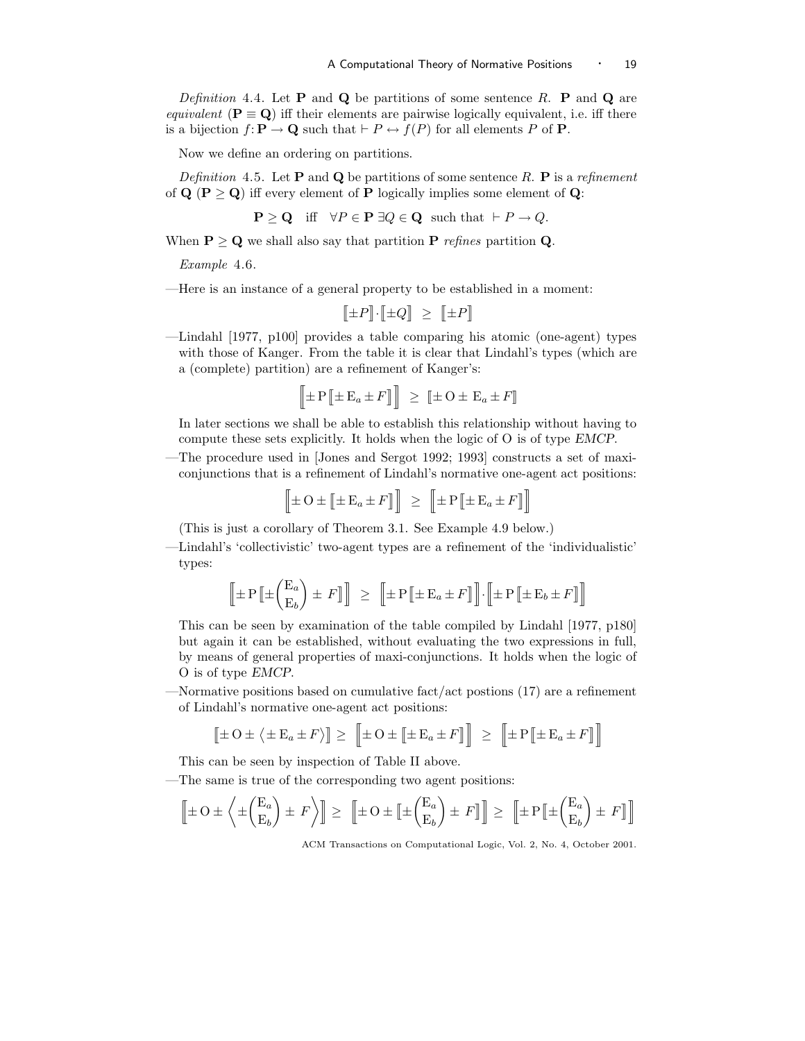*Definition* 4.4. Let $\mathbf{P}$ and $\mathbf{Q}$ be partitions of some sentence $R$. $\mathbf{P}$ and $\mathbf{Q}$ are *equivalent* ($\mathbf{P} \equiv \mathbf{Q}$) iff their elements are pairwise logically equivalent, i.e. iff there is a bijection $f \colon \mathbf{P} \to \mathbf{Q}$ such that $\vdash P \leftrightarrow f(P)$ for all elements $P$ of $\mathbf{P}$.

Now we define an ordering on partitions.

*Definition* 4.5. Let $\mathbf{P}$ and $\mathbf{Q}$ be partitions of some sentence $R$. $\mathbf{P}$ is a *refinement* of $\mathbf{Q}$ ($\mathbf{P} \geq \mathbf{Q}$) iff every element of $\mathbf{P}$ logically implies some element of $\mathbf{Q}$:

$$\mathbf{P} \geq \mathbf{Q} \quad \text{iff} \quad \forall P \in \mathbf{P}\ \exists Q \in \mathbf{Q} \ \text{ such that } \ \vdash P \to Q.$$

When $\mathbf{P} \geq \mathbf{Q}$ we shall also say that partition $\mathbf{P}$ *refines* partition $\mathbf{Q}$.

*Example* 4.6.

—Here is an instance of a general property to be established in a moment:

$$[\![\pm P]\!] \cdot [\![\pm Q]\!] \ \geq \ [\![\pm P]\!]$$

—Lindahl [1977, p100] provides a table comparing his atomic (one-agent) types with those of Kanger. From the table it is clear that Lindahl's types (which are a (complete) partition) are a refinement of Kanger's:

$$\Big[\!\!\Big[ \pm \mathrm{P} [\![\pm \mathrm{E}_a \pm F]\!] \Big]\!\!\Big] \ \geq \ [\![\pm \mathrm{O} \pm \mathrm{E}_a \pm F]\!]$$

In later sections we shall be able to establish this relationship without having to compute these sets explicitly. It holds when the logic of O is of type *EMCP*.

—The procedure used in [Jones and Sergot 1992; 1993] constructs a set of maxi-conjunctions that is a refinement of Lindahl's normative one-agent act positions:

$$\Big[\!\!\Big[ \pm \mathrm{O} \pm [\![\pm \mathrm{E}_a \pm F]\!] \Big]\!\!\Big] \ \geq \ \Big[\!\!\Big[ \pm \mathrm{P} [\![\pm \mathrm{E}_a \pm F]\!] \Big]\!\!\Big]$$

(This is just a corollary of Theorem 3.1. See Example 4.9 below.)

—Lindahl's 'collectivistic' two-agent types are a refinement of the 'individualistic' types:

$$\Big[\!\!\Big[ \pm \mathrm{P} \Big[\!\!\Big[ \pm \binom{\mathrm{E}_a}{\mathrm{E}_b} \pm F \Big]\!\!\Big] \Big]\!\!\Big] \ \geq \ \Big[\!\!\Big[ \pm \mathrm{P} [\![\pm \mathrm{E}_a \pm F]\!] \Big]\!\!\Big] \cdot \Big[\!\!\Big[ \pm \mathrm{P} [\![\pm \mathrm{E}_b \pm F]\!] \Big]\!\!\Big]$$

This can be seen by examination of the table compiled by Lindahl [1977, p180] but again it can be established, without evaluating the two expressions in full, by means of general properties of maxi-conjunctions. It holds when the logic of O is of type *EMCP*.

—Normative positions based on cumulative fact/act postions (17) are a refinement of Lindahl's normative one-agent act positions:

$$[\![\pm \mathrm{O} \pm \langle \pm \mathrm{E}_a \pm F \rangle]\!] \geq \ \Big[\!\!\Big[ \pm \mathrm{O} \pm [\![\pm \mathrm{E}_a \pm F]\!] \Big]\!\!\Big] \ \geq \ \Big[\!\!\Big[ \pm \mathrm{P} [\![\pm \mathrm{E}_a \pm F]\!] \Big]\!\!\Big]$$

This can be seen by inspection of Table II above.

—The same is true of the corresponding two agent positions:

$$\Big[\!\!\Big[ \pm \mathrm{O} \pm \Big\langle \pm \binom{\mathrm{E}_a}{\mathrm{E}_b} \pm F \Big\rangle \Big]\!\!\Big] \geq \ \Big[\!\!\Big[ \pm \mathrm{O} \pm \Big[\!\!\Big[ \pm \binom{\mathrm{E}_a}{\mathrm{E}_b} \pm F \Big]\!\!\Big] \Big]\!\!\Big] \geq \ \Big[\!\!\Big[ \pm \mathrm{P} \Big[\!\!\Big[ \pm \binom{\mathrm{E}_a}{\mathrm{E}_b} \pm F \Big]\!\!\Big] \Big]\!\!\Big]$$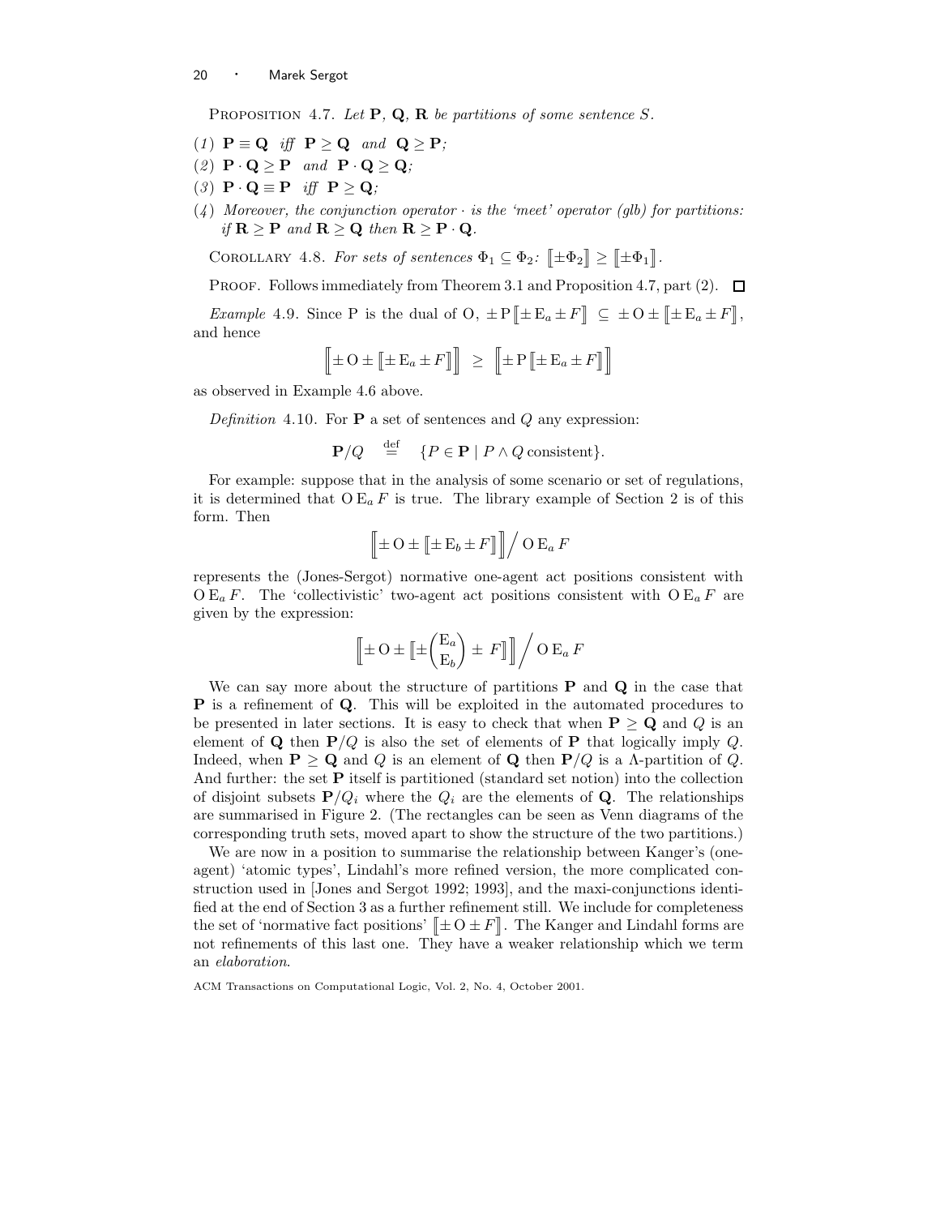PROPOSITION 4.7. *Let* $\mathbf{P}$, $\mathbf{Q}$, $\mathbf{R}$ *be partitions of some sentence* $S$.

(1) $\mathbf{P} \equiv \mathbf{Q}$ *iff* $\mathbf{P} \geq \mathbf{Q}$ *and* $\mathbf{Q} \geq \mathbf{P}$;

(2) $\mathbf{P} \cdot \mathbf{Q} \geq \mathbf{P}$ *and* $\mathbf{P} \cdot \mathbf{Q} \geq \mathbf{Q}$;

(3) $\mathbf{P} \cdot \mathbf{Q} \equiv \mathbf{P}$ *iff* $\mathbf{P} \geq \mathbf{Q}$;

(4) *Moreover, the conjunction operator* $\cdot$ *is the 'meet' operator (glb) for partitions: if* $\mathbf{R} \geq \mathbf{P}$ *and* $\mathbf{R} \geq \mathbf{Q}$ *then* $\mathbf{R} \geq \mathbf{P} \cdot \mathbf{Q}$.

COROLLARY 4.8. *For sets of sentences* $\Phi_1 \subseteq \Phi_2$: $[\![\pm \Phi_2]\!] \geq [\![\pm \Phi_1]\!]$.

PROOF. Follows immediately from Theorem 3.1 and Proposition 4.7, part (2). □

*Example* 4.9. Since P is the dual of O, $\pm \mathrm{P}\, [\![\pm \mathrm{E}_a \pm F]\!] \subseteq \pm \mathrm{O} \pm [\![\pm \mathrm{E}_a \pm F]\!]$, and hence

$$\Big[\!\!\Big[ \pm \mathrm{O} \pm [\![\pm \mathrm{E}_a \pm F]\!] \Big]\!\!\Big] \;\geq\; \Big[\!\!\Big[ \pm \mathrm{P}\, [\![\pm \mathrm{E}_a \pm F]\!] \Big]\!\!\Big]$$

as observed in Example 4.6 above.

*Definition* 4.10. For $\mathbf{P}$ a set of sentences and $Q$ any expression:

$$\mathbf{P}/Q \quad \stackrel{\text{def}}{=} \quad \{P \in \mathbf{P} \mid P \wedge Q \text{ consistent}\}.$$

For example: suppose that in the analysis of some scenario or set of regulations, it is determined that $\mathrm{O}\,\mathrm{E}_a\, F$ is true. The library example of Section 2 is of this form. Then

$$\Big[\!\!\Big[ \pm \mathrm{O} \pm [\![\pm \mathrm{E}_b \pm F]\!] \Big]\!\!\Big] \Big/ \, \mathrm{O}\,\mathrm{E}_a\, F$$

represents the (Jones-Sergot) normative one-agent act positions consistent with $\mathrm{O}\,\mathrm{E}_a\, F$. The 'collectivistic' two-agent act positions consistent with $\mathrm{O}\,\mathrm{E}_a\, F$ are given by the expression:

$$\Big[\!\!\Big[ \pm \mathrm{O} \pm \Big[\!\!\Big[ \pm \binom{\mathrm{E}_a}{\mathrm{E}_b} \pm F \Big]\!\!\Big] \Big]\!\!\Big] \Big/ \, \mathrm{O}\,\mathrm{E}_a\, F$$

We can say more about the structure of partitions $\mathbf{P}$ and $\mathbf{Q}$ in the case that $\mathbf{P}$ is a refinement of $\mathbf{Q}$. This will be exploited in the automated procedures to be presented in later sections. It is easy to check that when $\mathbf{P} \geq \mathbf{Q}$ and $Q$ is an element of $\mathbf{Q}$ then $\mathbf{P}/Q$ is also the set of elements of $\mathbf{P}$ that logically imply $Q$. Indeed, when $\mathbf{P} \geq \mathbf{Q}$ and $Q$ is an element of $\mathbf{Q}$ then $\mathbf{P}/Q$ is a $\Lambda$-partition of $Q$. And further: the set $\mathbf{P}$ itself is partitioned (standard set notion) into the collection of disjoint subsets $\mathbf{P}/Q_i$ where the $Q_i$ are the elements of $\mathbf{Q}$. The relationships are summarised in Figure 2. (The rectangles can be seen as Venn diagrams of the corresponding truth sets, moved apart to show the structure of the two partitions.)

We are now in a position to summarise the relationship between Kanger's (one-agent) 'atomic types', Lindahl's more refined version, the more complicated construction used in [Jones and Sergot 1992; 1993], and the maxi-conjunctions identified at the end of Section 3 as a further refinement still. We include for completeness the set of 'normative fact positions' $[\![\pm \mathrm{O} \pm F]\!]$. The Kanger and Lindahl forms are not refinements of this last one. They have a weaker relationship which we term an *elaboration*.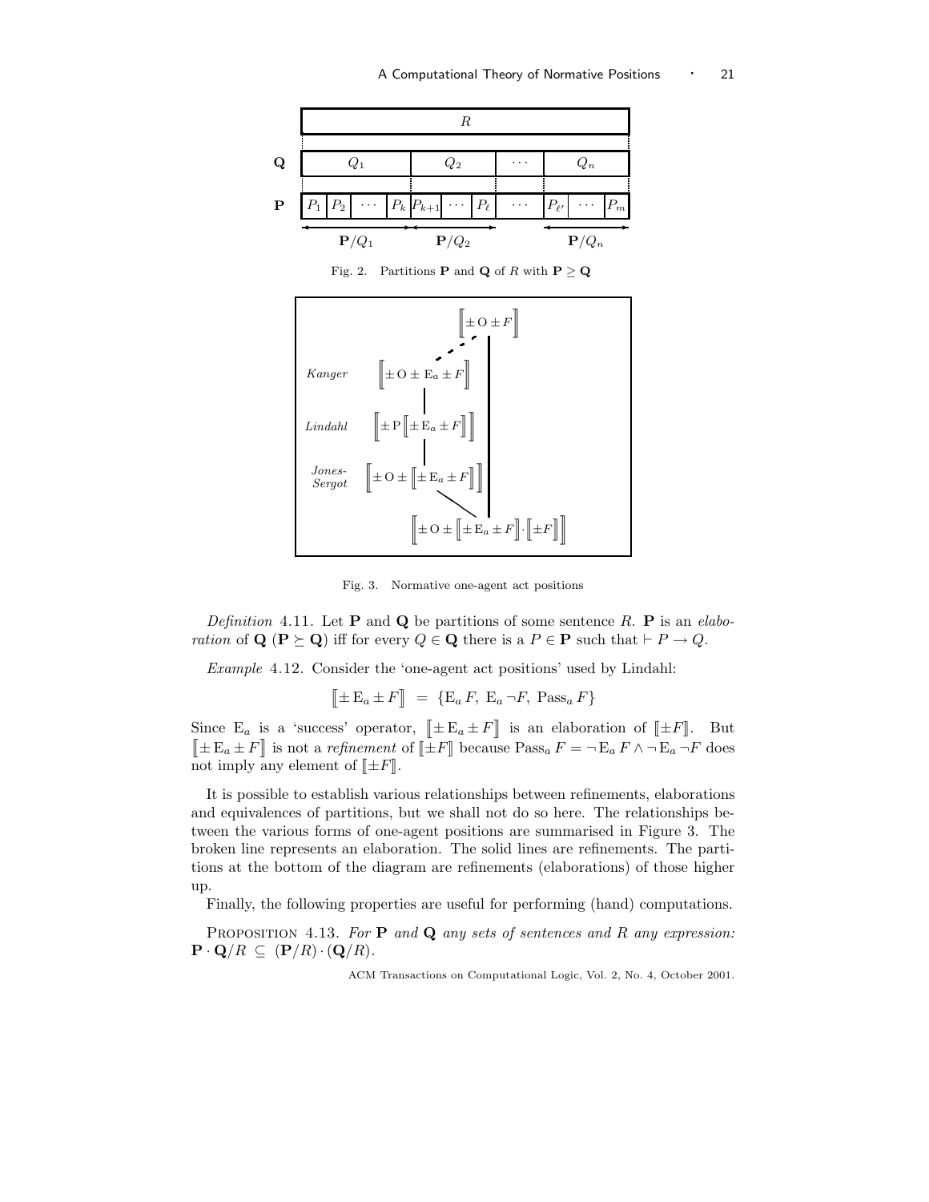Fig. 2. Partitions $\mathbf{P}$ and $\mathbf{Q}$ of $R$ with $\mathbf{P} \geq \mathbf{Q}$

Fig. 3. Normative one-agent act positions

*Definition* 4.11. Let $\mathbf{P}$ and $\mathbf{Q}$ be partitions of some sentence $R$. $\mathbf{P}$ is an *elaboration* of $\mathbf{Q}$ ($\mathbf{P} \succeq \mathbf{Q}$) iff for every $Q \in \mathbf{Q}$ there is a $P \in \mathbf{P}$ such that $\vdash P \to Q$.

*Example* 4.12. Consider the 'one-agent act positions' used by Lindahl:

$$\llbracket \pm \mathrm{E}_a \pm F \rrbracket \ = \ \{\mathrm{E}_a\, F,\ \mathrm{E}_a \neg F,\ \mathrm{Pass}_a\, F\}$$

Since $\mathrm{E}_a$ is a 'success' operator, $\llbracket \pm \mathrm{E}_a \pm F \rrbracket$ is an elaboration of $\llbracket \pm F \rrbracket$. But $\llbracket \pm \mathrm{E}_a \pm F \rrbracket$ is not a *refinement* of $\llbracket \pm F \rrbracket$ because $\mathrm{Pass}_a\, F = \neg \mathrm{E}_a\, F \wedge \neg \mathrm{E}_a \neg F$ does not imply any element of $\llbracket \pm F \rrbracket$.

It is possible to establish various relationships between refinements, elaborations and equivalences of partitions, but we shall not do so here. The relationships between the various forms of one-agent positions are summarised in Figure 3. The broken line represents an elaboration. The solid lines are refinements. The partitions at the bottom of the diagram are refinements (elaborations) of those higher up.

Finally, the following properties are useful for performing (hand) computations.

PROPOSITION 4.13. *For $\mathbf{P}$ and $\mathbf{Q}$ any sets of sentences and $R$ any expression:* $\mathbf{P} \cdot \mathbf{Q}/R \ \subseteq \ (\mathbf{P}/R) \cdot (\mathbf{Q}/R)$.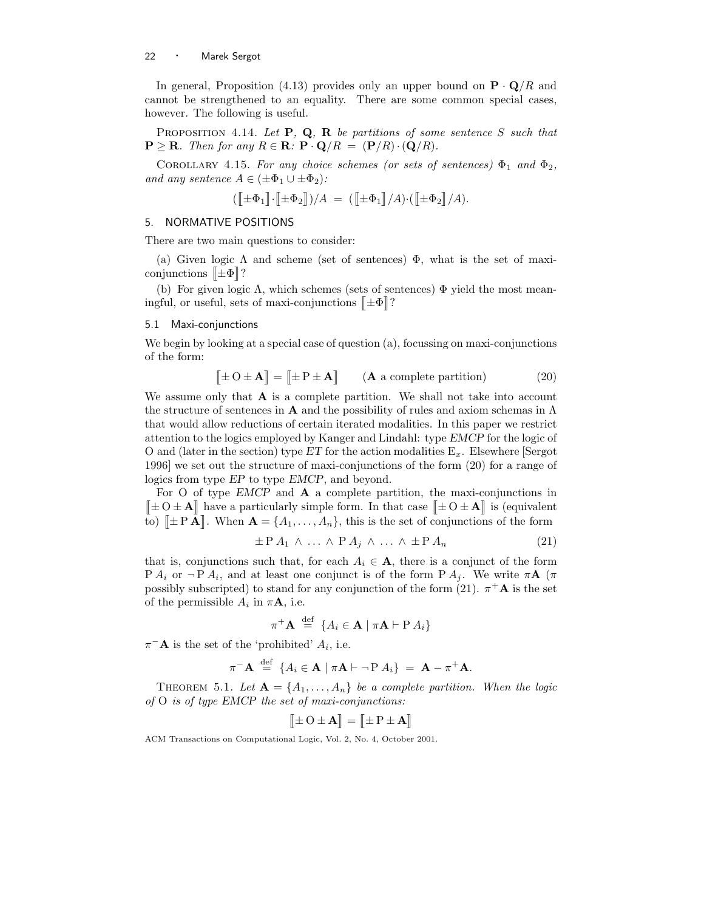In general, Proposition (4.13) provides only an upper bound on $\mathbf{P} \cdot \mathbf{Q}/R$ and cannot be strengthened to an equality. There are some common special cases, however. The following is useful.

PROPOSITION 4.14. *Let* $\mathbf{P}$, $\mathbf{Q}$, $\mathbf{R}$ *be partitions of some sentence* $S$ *such that* $\mathbf{P} \geq \mathbf{R}$. *Then for any* $R \in \mathbf{R}$: $\mathbf{P} \cdot \mathbf{Q}/R \;=\; (\mathbf{P}/R) \cdot (\mathbf{Q}/R)$.

COROLLARY 4.15. *For any choice schemes (or sets of sentences)* $\Phi_1$ *and* $\Phi_2$, *and any sentence* $A \in (\pm\Phi_1 \cup \pm\Phi_2)$:

$$(\llbracket \pm\Phi_1 \rrbracket \cdot \llbracket \pm\Phi_2 \rrbracket)/A \;=\; (\llbracket \pm\Phi_1 \rrbracket/A) \cdot (\llbracket \pm\Phi_2 \rrbracket/A).$$

## 5. NORMATIVE POSITIONS

There are two main questions to consider:

(a) Given logic $\Lambda$ and scheme (set of sentences) $\Phi$, what is the set of maxi-conjunctions $\llbracket \pm\Phi \rrbracket$?

(b) For given logic $\Lambda$, which schemes (sets of sentences) $\Phi$ yield the most meaningful, or useful, sets of maxi-conjunctions $\llbracket \pm\Phi \rrbracket$?

### 5.1 Maxi-conjunctions

We begin by looking at a special case of question (a), focussing on maxi-conjunctions of the form:

$$\llbracket \pm\, \mathrm{O} \pm \mathbf{A} \rrbracket = \llbracket \pm\, \mathrm{P} \pm \mathbf{A} \rrbracket \qquad (\mathbf{A} \text{ a complete partition}) \tag{20}$$

We assume only that $\mathbf{A}$ is a complete partition. We shall not take into account the structure of sentences in $\mathbf{A}$ and the possibility of rules and axiom schemas in $\Lambda$ that would allow reductions of certain iterated modalities. In this paper we restrict attention to the logics employed by Kanger and Lindahl: type *EMCP* for the logic of O and (later in the section) type *ET* for the action modalities $\mathrm{E}_x$. Elsewhere [Sergot 1996] we set out the structure of maxi-conjunctions of the form (20) for a range of logics from type *EP* to type *EMCP*, and beyond.

For O of type *EMCP* and $\mathbf{A}$ a complete partition, the maxi-conjunctions in $\llbracket \pm\, \mathrm{O} \pm \mathbf{A} \rrbracket$ have a particularly simple form. In that case $\llbracket \pm\, \mathrm{O} \pm \mathbf{A} \rrbracket$ is (equivalent to) $\llbracket \pm\, \mathrm{P}\, \mathbf{A} \rrbracket$. When $\mathbf{A} = \{A_1, \ldots, A_n\}$, this is the set of conjunctions of the form

$$\pm\, \mathrm{P}\, A_1 \;\wedge\; \ldots \;\wedge\; \mathrm{P}\, A_j \;\wedge\; \ldots \;\wedge\; \pm\, \mathrm{P}\, A_n \tag{21}$$

that is, conjunctions such that, for each $A_i \in \mathbf{A}$, there is a conjunct of the form $\mathrm{P}\, A_i$ or $\neg\, \mathrm{P}\, A_i$, and at least one conjunct is of the form $\mathrm{P}\, A_j$. We write $\pi\mathbf{A}$ ($\pi$ possibly subscripted) to stand for any conjunction of the form (21). $\pi^+\mathbf{A}$ is the set of the permissible $A_i$ in $\pi\mathbf{A}$, i.e.

$$\pi^+\mathbf{A} \;\stackrel{\text{def}}{=}\; \{A_i \in \mathbf{A} \mid \pi\mathbf{A} \vdash \mathrm{P}\, A_i\}$$

$\pi^-\mathbf{A}$ is the set of the 'prohibited' $A_i$, i.e.

$$\pi^-\mathbf{A} \;\stackrel{\text{def}}{=}\; \{A_i \in \mathbf{A} \mid \pi\mathbf{A} \vdash \neg\, \mathrm{P}\, A_i\} \;=\; \mathbf{A} - \pi^+\mathbf{A}.$$

THEOREM 5.1. *Let* $\mathbf{A} = \{A_1, \ldots, A_n\}$ *be a complete partition. When the logic of* O *is of type EMCP the set of maxi-conjunctions:*

$$\llbracket \pm\, \mathrm{O} \pm \mathbf{A} \rrbracket = \llbracket \pm\, \mathrm{P} \pm \mathbf{A} \rrbracket$$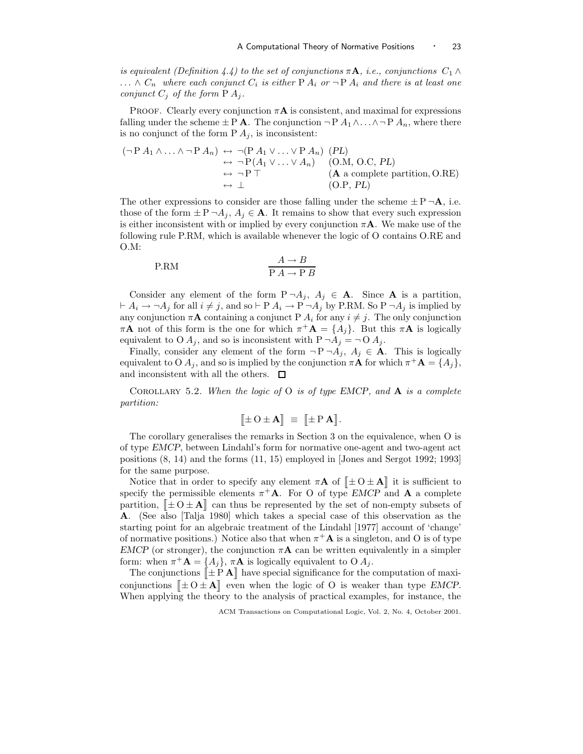*is equivalent (Definition 4.4) to the set of conjunctions $\pi\mathbf{A}$, i.e., conjunctions $C_1 \wedge \ldots \wedge C_n$ where each conjunct $C_i$ is either $\mathrm{P}\,A_i$ or $\neg\,\mathrm{P}\,A_i$ and there is at least one conjunct $C_j$ of the form $\mathrm{P}\,A_j$.*

Proof. Clearly every conjunction $\pi\mathbf{A}$ is consistent, and maximal for expressions falling under the scheme $\pm\,\mathrm{P}\,\mathbf{A}$. The conjunction $\neg\,\mathrm{P}\,A_1 \wedge \ldots \wedge \neg\,\mathrm{P}\,A_n$, where there is no conjunct of the form $\mathrm{P}\,A_j$, is inconsistent:

$$
\begin{aligned}
(\neg\,\mathrm{P}\,A_1 \wedge \ldots \wedge \neg\,\mathrm{P}\,A_n) &\leftrightarrow \neg(\mathrm{P}\,A_1 \vee \ldots \vee \mathrm{P}\,A_n) && (PL)\\
&\leftrightarrow \neg\,\mathrm{P}(A_1 \vee \ldots \vee A_n) && (\text{O.M, O.C}, PL)\\
&\leftrightarrow \neg\,\mathrm{P}\,\top && (\mathbf{A}\text{ a complete partition, O.RE})\\
&\leftrightarrow \bot && (\text{O.P}, PL)
\end{aligned}
$$

The other expressions to consider are those falling under the scheme $\pm\,\mathrm{P}\,\neg\mathbf{A}$, i.e. those of the form $\pm\,\mathrm{P}\,\neg A_j$, $A_j \in \mathbf{A}$. It remains to show that every such expression is either inconsistent with or implied by every conjunction $\pi\mathbf{A}$. We make use of the following rule P.RM, which is available whenever the logic of O contains O.RE and O.M:

$$
\text{P.RM} \qquad\qquad \frac{A \to B}{\mathrm{P}\,A \to \mathrm{P}\,B}
$$

Consider any element of the form $\mathrm{P}\,\neg A_j$, $A_j \in \mathbf{A}$. Since $\mathbf{A}$ is a partition, $\vdash A_i \to \neg A_j$ for all $i \neq j$, and so $\vdash \mathrm{P}\,A_i \to \mathrm{P}\,\neg A_j$ by P.RM. So $\mathrm{P}\,\neg A_j$ is implied by any conjunction $\pi\mathbf{A}$ containing a conjunct $\mathrm{P}\,A_i$ for any $i \neq j$. The only conjunction $\pi\mathbf{A}$ not of this form is the one for which $\pi^+\mathbf{A} = \{A_j\}$. But this $\pi\mathbf{A}$ is logically equivalent to $\mathrm{O}\,A_j$, and so is inconsistent with $\mathrm{P}\,\neg A_j = \neg\,\mathrm{O}\,A_j$.

Finally, consider any element of the form $\neg\,\mathrm{P}\,\neg A_j$, $A_j \in \mathbf{A}$. This is logically equivalent to $\mathrm{O}\,A_j$, and so is implied by the conjunction $\pi\mathbf{A}$ for which $\pi^+\mathbf{A} = \{A_j\}$, and inconsistent with all the others. $\square$

Corollary 5.2. *When the logic of* O *is of type EMCP, and* $\mathbf{A}$ *is a complete partition:*

$$
[\![\pm\,\mathrm{O} \pm \mathbf{A}]\!] \;\equiv\; [\![\pm\,\mathrm{P}\,\mathbf{A}]\!].
$$

The corollary generalises the remarks in Section 3 on the equivalence, when O is of type *EMCP*, between Lindahl's form for normative one-agent and two-agent act positions (8, 14) and the forms (11, 15) employed in [Jones and Sergot 1992; 1993] for the same purpose.

Notice that in order to specify any element $\pi\mathbf{A}$ of $[\![\pm\,\mathrm{O} \pm \mathbf{A}]\!]$ it is sufficient to specify the permissible elements $\pi^+\mathbf{A}$. For O of type *EMCP* and $\mathbf{A}$ a complete partition, $[\![\pm\,\mathrm{O} \pm \mathbf{A}]\!]$ can thus be represented by the set of non-empty subsets of $\mathbf{A}$. (See also [Talja 1980] which takes a special case of this observation as the starting point for an algebraic treatment of the Lindahl [1977] account of 'change' of normative positions.) Notice also that when $\pi^+\mathbf{A}$ is a singleton, and O is of type *EMCP* (or stronger), the conjunction $\pi\mathbf{A}$ can be written equivalently in a simpler form: when $\pi^+\mathbf{A} = \{A_j\}$, $\pi\mathbf{A}$ is logically equivalent to $\mathrm{O}\,A_j$.

The conjunctions $[\![\pm\,\mathrm{P}\,\mathbf{A}]\!]$ have special significance for the computation of maxi-conjunctions $[\![\pm\,\mathrm{O} \pm \mathbf{A}]\!]$ even when the logic of O is weaker than type *EMCP*. When applying the theory to the analysis of practical examples, for instance, the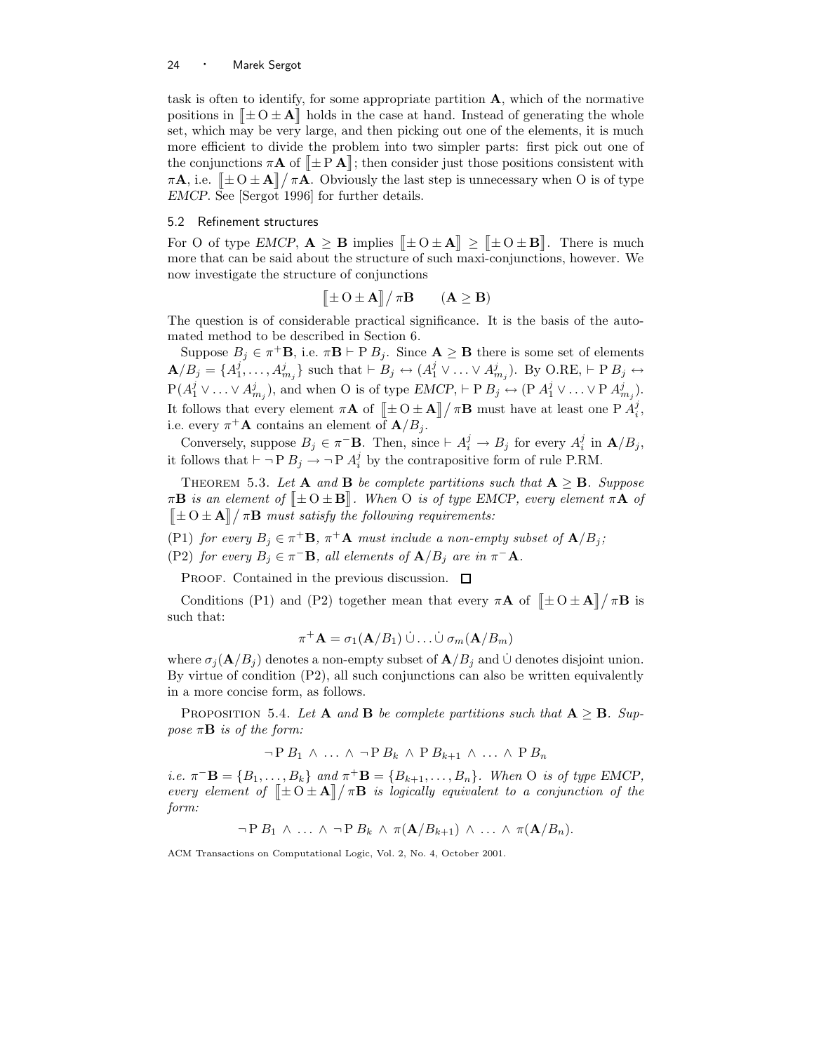task is often to identify, for some appropriate partition $\mathbf{A}$, which of the normative positions in $[\![\pm \mathrm{O} \pm \mathbf{A}]\!]$ holds in the case at hand. Instead of generating the whole set, which may be very large, and then picking out one of the elements, it is much more efficient to divide the problem into two simpler parts: first pick out one of the conjunctions $\pi\mathbf{A}$ of $[\![\pm \mathrm{P}\, \mathbf{A}]\!]$; then consider just those positions consistent with $\pi\mathbf{A}$, i.e. $[\![\pm \mathrm{O} \pm \mathbf{A}]\!] / \pi\mathbf{A}$. Obviously the last step is unnecessary when O is of type *EMCP*. See [Sergot 1996] for further details.

### 5.2 Refinement structures

For O of type *EMCP*, $\mathbf{A} \geq \mathbf{B}$ implies $[\![\pm \mathrm{O} \pm \mathbf{A}]\!] \geq [\![\pm \mathrm{O} \pm \mathbf{B}]\!]$. There is much more that can be said about the structure of such maxi-conjunctions, however. We now investigate the structure of conjunctions

$$[\![\pm \mathrm{O} \pm \mathbf{A}]\!] / \pi\mathbf{B} \qquad (\mathbf{A} \geq \mathbf{B})$$

The question is of considerable practical significance. It is the basis of the automated method to be described in Section 6.

Suppose $B_j \in \pi^+\mathbf{B}$, i.e. $\pi\mathbf{B} \vdash \mathrm{P}\, B_j$. Since $\mathbf{A} \geq \mathbf{B}$ there is some set of elements $\mathbf{A}/B_j = \{A^j_1, \ldots, A^j_{m_j}\}$ such that $\vdash B_j \leftrightarrow (A^j_1 \vee \ldots \vee A^j_{m_j})$. By O.RE, $\vdash \mathrm{P}\, B_j \leftrightarrow \mathrm{P}(A^j_1 \vee \ldots \vee A^j_{m_j})$, and when O is of type *EMCP*, $\vdash \mathrm{P}\, B_j \leftrightarrow (\mathrm{P}\, A^j_1 \vee \ldots \vee \mathrm{P}\, A^j_{m_j})$. It follows that every element $\pi\mathbf{A}$ of $[\![\pm \mathrm{O} \pm \mathbf{A}]\!] / \pi\mathbf{B}$ must have at least one $\mathrm{P}\, A^j_i$, i.e. every $\pi^+\mathbf{A}$ contains an element of $\mathbf{A}/B_j$.

Conversely, suppose $B_j \in \pi^-\mathbf{B}$. Then, since $\vdash A^j_i \rightarrow B_j$ for every $A^j_i$ in $\mathbf{A}/B_j$, it follows that $\vdash \neg \mathrm{P}\, B_j \rightarrow \neg \mathrm{P}\, A^j_i$ by the contrapositive form of rule P.RM.

Theorem 5.3. *Let $\mathbf{A}$ and $\mathbf{B}$ be complete partitions such that $\mathbf{A} \geq \mathbf{B}$. Suppose $\pi\mathbf{B}$ is an element of $[\![\pm \mathrm{O} \pm \mathbf{B}]\!]$. When O is of type EMCP, every element $\pi\mathbf{A}$ of $[\![\pm \mathrm{O} \pm \mathbf{A}]\!] / \pi\mathbf{B}$ must satisfy the following requirements:*

(P1) *for every $B_j \in \pi^+\mathbf{B}$, $\pi^+\mathbf{A}$ must include a non-empty subset of $\mathbf{A}/B_j$;*

(P2) *for every $B_j \in \pi^-\mathbf{B}$, all elements of $\mathbf{A}/B_j$ are in $\pi^-\mathbf{A}$.*

Proof. Contained in the previous discussion. □

Conditions (P1) and (P2) together mean that every $\pi\mathbf{A}$ of $[\![\pm \mathrm{O} \pm \mathbf{A}]\!] / \pi\mathbf{B}$ is such that:

$$\pi^+\mathbf{A} = \sigma_1(\mathbf{A}/B_1) \,\dot\cup \ldots \dot\cup\, \sigma_m(\mathbf{A}/B_m)$$

where $\sigma_j(\mathbf{A}/B_j)$ denotes a non-empty subset of $\mathbf{A}/B_j$ and $\dot\cup$ denotes disjoint union. By virtue of condition (P2), all such conjunctions can also be written equivalently in a more concise form, as follows.

Proposition 5.4. *Let $\mathbf{A}$ and $\mathbf{B}$ be complete partitions such that $\mathbf{A} \geq \mathbf{B}$. Suppose $\pi\mathbf{B}$ is of the form:*

$$\neg \mathrm{P}\, B_1 \wedge \ldots \wedge \neg \mathrm{P}\, B_k \wedge \mathrm{P}\, B_{k+1} \wedge \ldots \wedge \mathrm{P}\, B_n$$

*i.e. $\pi^-\mathbf{B} = \{B_1, \ldots, B_k\}$ and $\pi^+\mathbf{B} = \{B_{k+1}, \ldots, B_n\}$. When O is of type EMCP, every element of $[\![\pm \mathrm{O} \pm \mathbf{A}]\!] / \pi\mathbf{B}$ is logically equivalent to a conjunction of the form:*

$$\neg \mathrm{P}\, B_1 \wedge \ldots \wedge \neg \mathrm{P}\, B_k \wedge \pi(\mathbf{A}/B_{k+1}) \wedge \ldots \wedge \pi(\mathbf{A}/B_n).$$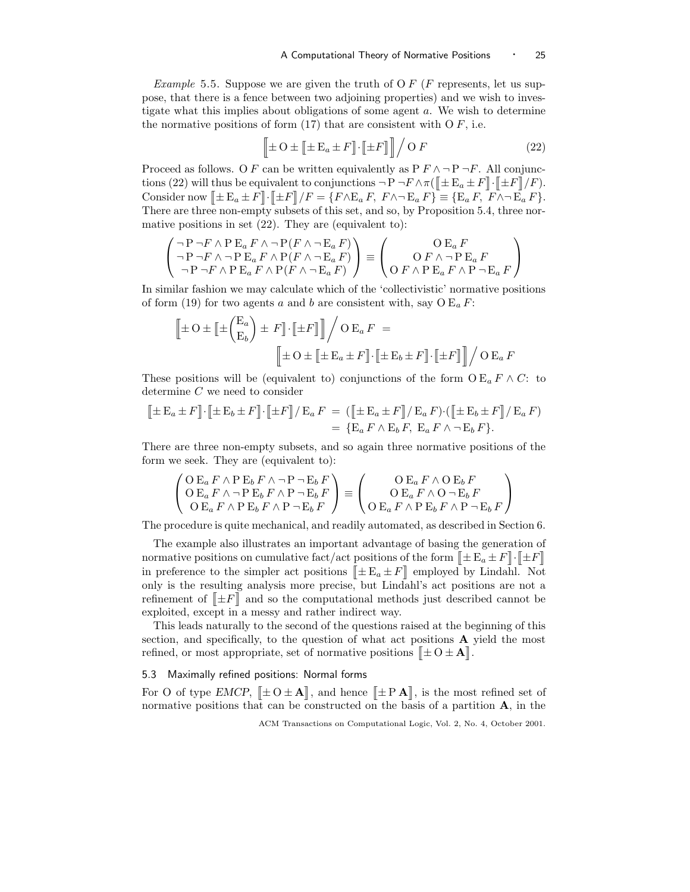*Example* 5.5. Suppose we are given the truth of $\mathrm{O}\,F$ ($F$ represents, let us suppose, that there is a fence between two adjoining properties) and we wish to investigate what this implies about obligations of some agent $a$. We wish to determine the normative positions of form (17) that are consistent with $\mathrm{O}\,F$, i.e.

$$\Big[\!\!\Big[\pm \mathrm{O} \pm [\![\pm \mathrm{E}_a \pm F]\!]\cdot[\![\pm F]\!]\Big]\!\!\Big] \Big/ \mathrm{O}\,F \tag{22}$$

Proceed as follows. $\mathrm{O}\,F$ can be written equivalently as $\mathrm{P}\,F \wedge \neg\,\mathrm{P}\,\neg F$. All conjunctions (22) will thus be equivalent to conjunctions $\neg\,\mathrm{P}\,\neg F \wedge \pi([\![\pm \mathrm{E}_a \pm F]\!]\cdot[\![\pm F]\!]/F)$. Consider now $[\![\pm \mathrm{E}_a \pm F]\!]\cdot[\![\pm F]\!]/F = \{F \wedge \mathrm{E}_a\,F,\ F \wedge \neg\,\mathrm{E}_a\,F\} \equiv \{\mathrm{E}_a\,F,\ F \wedge \neg\,\mathrm{E}_a\,F\}$. There are three non-empty subsets of this set, and so, by Proposition 5.4, three normative positions in set (22). They are (equivalent to):

$$\begin{pmatrix} \neg\,\mathrm{P}\,\neg F \wedge \mathrm{P}\,\mathrm{E}_a\,F \wedge \neg\,\mathrm{P}(F \wedge \neg\,\mathrm{E}_a\,F) \\ \neg\,\mathrm{P}\,\neg F \wedge \neg\,\mathrm{P}\,\mathrm{E}_a\,F \wedge \mathrm{P}(F \wedge \neg\,\mathrm{E}_a\,F) \\ \neg\,\mathrm{P}\,\neg F \wedge \mathrm{P}\,\mathrm{E}_a\,F \wedge \mathrm{P}(F \wedge \neg\,\mathrm{E}_a\,F) \end{pmatrix} \equiv \begin{pmatrix} \mathrm{O}\,\mathrm{E}_a\,F \\ \mathrm{O}\,F \wedge \neg\,\mathrm{P}\,\mathrm{E}_a\,F \\ \mathrm{O}\,F \wedge \mathrm{P}\,\mathrm{E}_a\,F \wedge \mathrm{P}\,\neg\,\mathrm{E}_a\,F \end{pmatrix}$$

In similar fashion we may calculate which of the 'collectivistic' normative positions of form (19) for two agents $a$ and $b$ are consistent with, say $\mathrm{O}\,\mathrm{E}_a\,F$:

$$\begin{aligned} &\Big[\!\!\Big[\pm \mathrm{O} \pm \Big[\!\!\Big[\pm \begin{pmatrix}\mathrm{E}_a \\ \mathrm{E}_b\end{pmatrix} \pm F\Big]\!\!\Big]\cdot[\![\pm F]\!]\Big]\!\!\Big] \Big/ \mathrm{O}\,\mathrm{E}_a\,F \ = \\ &\qquad\qquad \Big[\!\!\Big[\pm \mathrm{O} \pm [\![\pm \mathrm{E}_a \pm F]\!]\cdot[\![\pm \mathrm{E}_b \pm F]\!]\cdot[\![\pm F]\!]\Big]\!\!\Big] \Big/ \mathrm{O}\,\mathrm{E}_a\,F \end{aligned}$$

These positions will be (equivalent to) conjunctions of the form $\mathrm{O}\,\mathrm{E}_a\,F \wedge C$: to determine $C$ we need to consider

$$\begin{aligned} [\![\pm \mathrm{E}_a \pm F]\!]\cdot[\![\pm \mathrm{E}_b \pm F]\!]\cdot[\![\pm F]\!]/\,\mathrm{E}_a\,F \ &= \ ([\![\pm \mathrm{E}_a \pm F]\!]/\,\mathrm{E}_a\,F)\cdot([\![\pm \mathrm{E}_b \pm F]\!]/\,\mathrm{E}_a\,F) \\ &= \ \{\mathrm{E}_a\,F \wedge \mathrm{E}_b\,F,\ \mathrm{E}_a\,F \wedge \neg\,\mathrm{E}_b\,F\}. \end{aligned}$$

There are three non-empty subsets, and so again three normative positions of the form we seek. They are (equivalent to):

$$\begin{pmatrix} \mathrm{O}\,\mathrm{E}_a\,F \wedge \mathrm{P}\,\mathrm{E}_b\,F \wedge \neg\,\mathrm{P}\,\neg\,\mathrm{E}_b\,F \\ \mathrm{O}\,\mathrm{E}_a\,F \wedge \neg\,\mathrm{P}\,\mathrm{E}_b\,F \wedge \mathrm{P}\,\neg\,\mathrm{E}_b\,F \\ \mathrm{O}\,\mathrm{E}_a\,F \wedge \mathrm{P}\,\mathrm{E}_b\,F \wedge \mathrm{P}\,\neg\,\mathrm{E}_b\,F \end{pmatrix} \equiv \begin{pmatrix} \mathrm{O}\,\mathrm{E}_a\,F \wedge \mathrm{O}\,\mathrm{E}_b\,F \\ \mathrm{O}\,\mathrm{E}_a\,F \wedge \mathrm{O}\,\neg\,\mathrm{E}_b\,F \\ \mathrm{O}\,\mathrm{E}_a\,F \wedge \mathrm{P}\,\mathrm{E}_b\,F \wedge \mathrm{P}\,\neg\,\mathrm{E}_b\,F \end{pmatrix}$$

The procedure is quite mechanical, and readily automated, as described in Section 6.

The example also illustrates an important advantage of basing the generation of normative positions on cumulative fact/act positions of the form $[\![\pm \mathrm{E}_a \pm F]\!]\cdot[\![\pm F]\!]$ in preference to the simpler act positions $[\![\pm \mathrm{E}_a \pm F]\!]$ employed by Lindahl. Not only is the resulting analysis more precise, but Lindahl's act positions are not a refinement of $[\![\pm F]\!]$ and so the computational methods just described cannot be exploited, except in a messy and rather indirect way.

This leads naturally to the second of the questions raised at the beginning of this section, and specifically, to the question of what act positions $\mathbf{A}$ yield the most refined, or most appropriate, set of normative positions $[\![\pm \mathrm{O} \pm \mathbf{A}]\!]$.

### 5.3 Maximally refined positions: Normal forms

For O of type *EMCP*, $[\![\pm \mathrm{O} \pm \mathbf{A}]\!]$, and hence $[\![\pm \mathrm{P}\,\mathbf{A}]\!]$, is the most refined set of normative positions that can be constructed on the basis of a partition $\mathbf{A}$, in the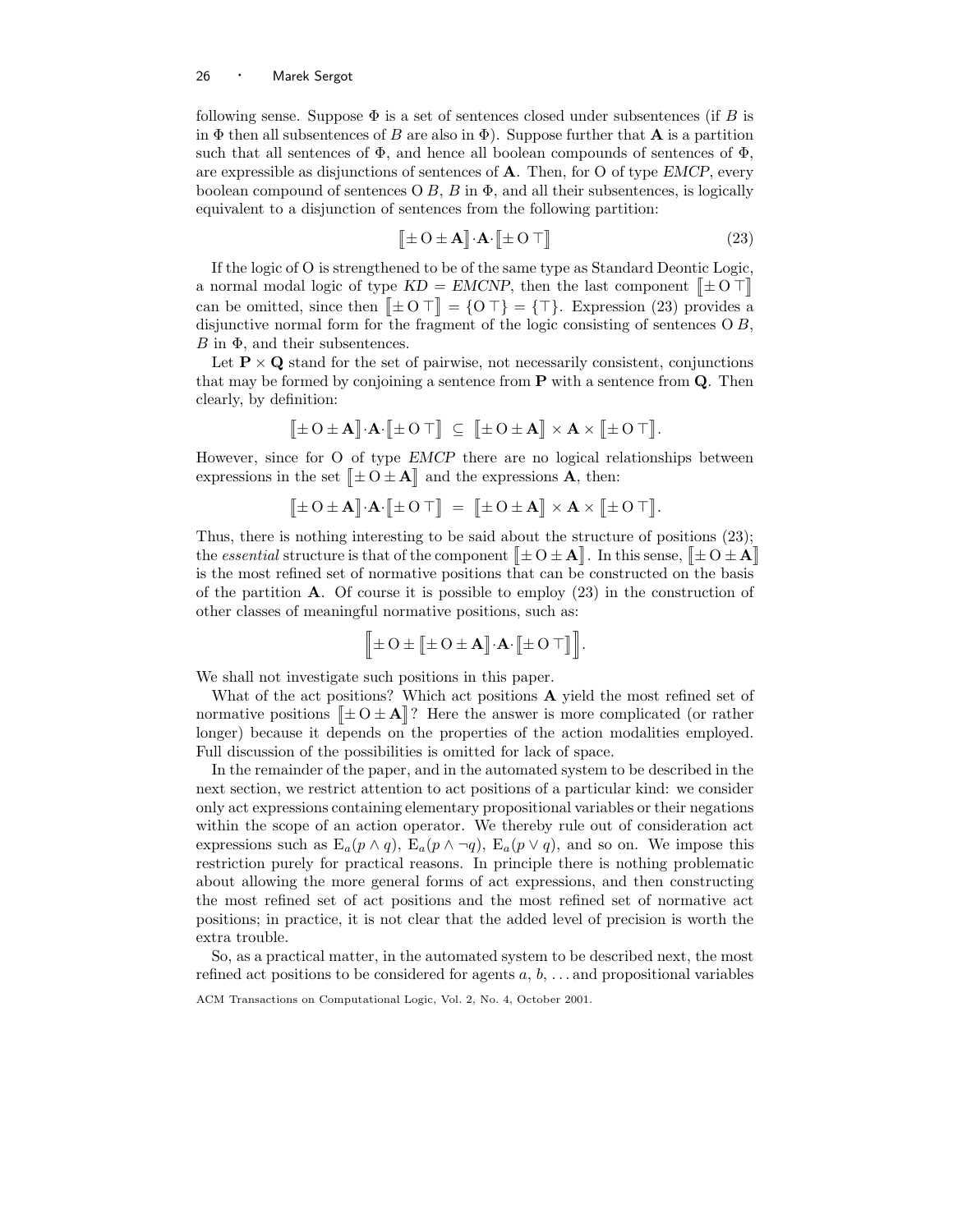following sense. Suppose $\Phi$ is a set of sentences closed under subsentences (if $B$ is in $\Phi$ then all subsentences of $B$ are also in $\Phi$). Suppose further that $\mathbf{A}$ is a partition such that all sentences of $\Phi$, and hence all boolean compounds of sentences of $\Phi$, are expressible as disjunctions of sentences of $\mathbf{A}$. Then, for O of type *EMCP*, every boolean compound of sentences $\mathrm{O}\,B$, $B$ in $\Phi$, and all their subsentences, is logically equivalent to a disjunction of sentences from the following partition:

$$\llbracket \pm\, \mathrm{O} \pm \mathbf{A} \rrbracket \cdot \mathbf{A} \cdot \llbracket \pm\, \mathrm{O}\, \top \rrbracket \tag{23}$$

If the logic of O is strengthened to be of the same type as Standard Deontic Logic, a normal modal logic of type *KD* = *EMCNP*, then the last component $\llbracket \pm\, \mathrm{O}\, \top \rrbracket$ can be omitted, since then $\llbracket \pm\, \mathrm{O}\, \top \rrbracket = \{\mathrm{O}\, \top\} = \{\top\}$. Expression (23) provides a disjunctive normal form for the fragment of the logic consisting of sentences $\mathrm{O}\,B$, $B$ in $\Phi$, and their subsentences.

Let $\mathbf{P} \times \mathbf{Q}$ stand for the set of pairwise, not necessarily consistent, conjunctions that may be formed by conjoining a sentence from $\mathbf{P}$ with a sentence from $\mathbf{Q}$. Then clearly, by definition:

$$\llbracket \pm\, \mathrm{O} \pm \mathbf{A} \rrbracket \cdot \mathbf{A} \cdot \llbracket \pm\, \mathrm{O}\, \top \rrbracket \;\subseteq\; \llbracket \pm\, \mathrm{O} \pm \mathbf{A} \rrbracket \times \mathbf{A} \times \llbracket \pm\, \mathrm{O}\, \top \rrbracket .$$

However, since for O of type *EMCP* there are no logical relationships between expressions in the set $\llbracket \pm\, \mathrm{O} \pm \mathbf{A} \rrbracket$ and the expressions $\mathbf{A}$, then:

$$\llbracket \pm\, \mathrm{O} \pm \mathbf{A} \rrbracket \cdot \mathbf{A} \cdot \llbracket \pm\, \mathrm{O}\, \top \rrbracket \;=\; \llbracket \pm\, \mathrm{O} \pm \mathbf{A} \rrbracket \times \mathbf{A} \times \llbracket \pm\, \mathrm{O}\, \top \rrbracket .$$

Thus, there is nothing interesting to be said about the structure of positions (23); the *essential* structure is that of the component $\llbracket \pm\, \mathrm{O} \pm \mathbf{A} \rrbracket$. In this sense, $\llbracket \pm\, \mathrm{O} \pm \mathbf{A} \rrbracket$ is the most refined set of normative positions that can be constructed on the basis of the partition $\mathbf{A}$. Of course it is possible to employ (23) in the construction of other classes of meaningful normative positions, such as:

$$\Big\llbracket \pm\, \mathrm{O} \pm \llbracket \pm\, \mathrm{O} \pm \mathbf{A} \rrbracket \cdot \mathbf{A} \cdot \llbracket \pm\, \mathrm{O}\, \top \rrbracket \Big\rrbracket .$$

We shall not investigate such positions in this paper.

What of the act positions? Which act positions $\mathbf{A}$ yield the most refined set of normative positions $\llbracket \pm\, \mathrm{O} \pm \mathbf{A} \rrbracket$? Here the answer is more complicated (or rather longer) because it depends on the properties of the action modalities employed. Full discussion of the possibilities is omitted for lack of space.

In the remainder of the paper, and in the automated system to be described in the next section, we restrict attention to act positions of a particular kind: we consider only act expressions containing elementary propositional variables or their negations within the scope of an action operator. We thereby rule out of consideration act expressions such as $\mathrm{E}_a(p \wedge q)$, $\mathrm{E}_a(p \wedge \neg q)$, $\mathrm{E}_a(p \vee q)$, and so on. We impose this restriction purely for practical reasons. In principle there is nothing problematic about allowing the more general forms of act expressions, and then constructing the most refined set of act positions and the most refined set of normative act positions; in practice, it is not clear that the added level of precision is worth the extra trouble.

So, as a practical matter, in the automated system to be described next, the most refined act positions to be considered for agents $a$, $b$, ... and propositional variables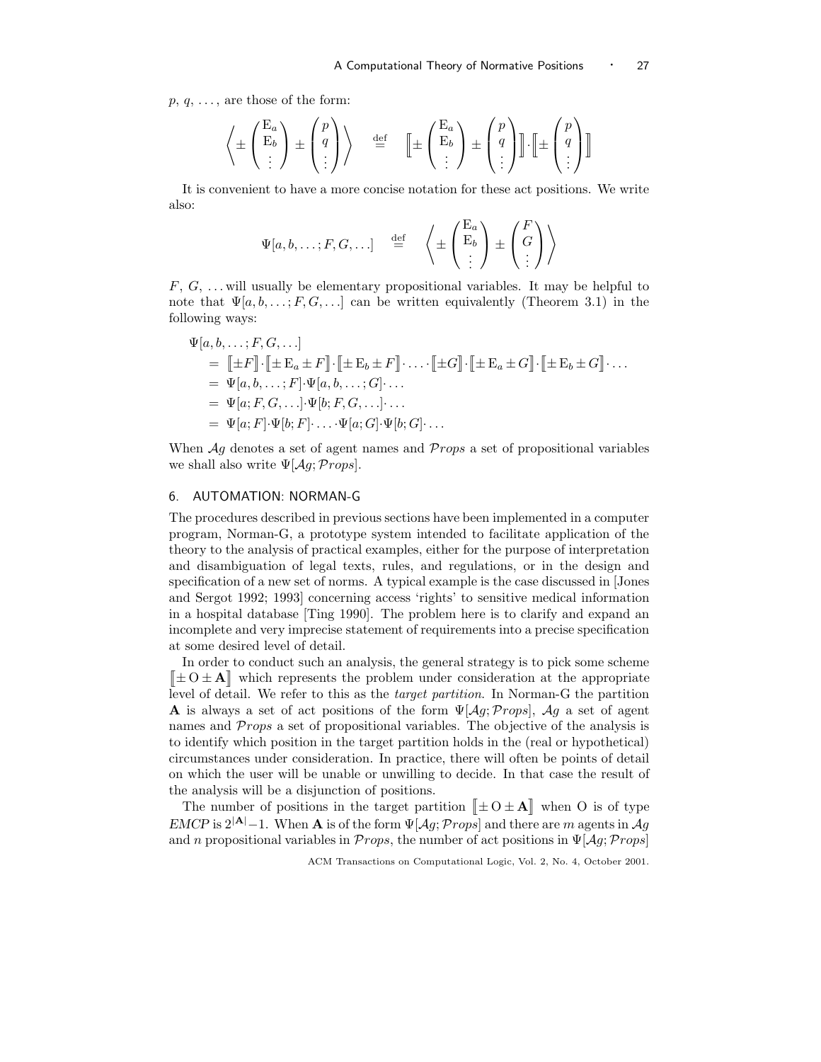$p$, $q$, ..., are those of the form:

$$\left\langle \pm \begin{pmatrix} \mathrm{E}_a \\ \mathrm{E}_b \\ \vdots \end{pmatrix} \pm \begin{pmatrix} p \\ q \\ \vdots \end{pmatrix} \right\rangle \quad \stackrel{\text{def}}{=} \quad \left[\!\left[ \pm \begin{pmatrix} \mathrm{E}_a \\ \mathrm{E}_b \\ \vdots \end{pmatrix} \pm \begin{pmatrix} p \\ q \\ \vdots \end{pmatrix} \right]\!\right] \cdot \left[\!\left[ \pm \begin{pmatrix} p \\ q \\ \vdots \end{pmatrix} \right]\!\right]$$

It is convenient to have a more concise notation for these act positions. We write also:

$$\Psi[a, b, \ldots; F, G, \ldots] \quad \stackrel{\text{def}}{=} \quad \left\langle \pm \begin{pmatrix} \mathrm{E}_a \\ \mathrm{E}_b \\ \vdots \end{pmatrix} \pm \begin{pmatrix} F \\ G \\ \vdots \end{pmatrix} \right\rangle$$

$F$, $G$, ... will usually be elementary propositional variables. It may be helpful to note that $\Psi[a, b, \ldots; F, G, \ldots]$ can be written equivalently (Theorem 3.1) in the following ways:

$$\begin{aligned}
&\Psi[a, b, \ldots; F, G, \ldots] \\
&= [\![\pm F]\!] \cdot [\![\pm \mathrm{E}_a \pm F]\!] \cdot [\![\pm \mathrm{E}_b \pm F]\!] \cdot \ldots \cdot [\![\pm G]\!] \cdot [\![\pm \mathrm{E}_a \pm G]\!] \cdot [\![\pm \mathrm{E}_b \pm G]\!] \cdot \ldots \\
&= \Psi[a, b, \ldots; F] \cdot \Psi[a, b, \ldots; G] \cdot \ldots \\
&= \Psi[a; F, G, \ldots] \cdot \Psi[b; F, G, \ldots] \cdot \ldots \\
&= \Psi[a; F] \cdot \Psi[b; F] \cdot \ldots \cdot \Psi[a; G] \cdot \Psi[b; G] \cdot \ldots
\end{aligned}$$

When $\mathcal{A}g$ denotes a set of agent names and $\mathcal{P}rops$ a set of propositional variables we shall also write $\Psi[\mathcal{A}g; \mathcal{P}rops]$.

## 6. AUTOMATION: NORMAN-G

The procedures described in previous sections have been implemented in a computer program, Norman-G, a prototype system intended to facilitate application of the theory to the analysis of practical examples, either for the purpose of interpretation and disambiguation of legal texts, rules, and regulations, or in the design and specification of a new set of norms. A typical example is the case discussed in [Jones and Sergot 1992; 1993] concerning access 'rights' to sensitive medical information in a hospital database [Ting 1990]. The problem here is to clarify and expand an incomplete and very imprecise statement of requirements into a precise specification at some desired level of detail.

In order to conduct such an analysis, the general strategy is to pick some scheme $[\![\pm \mathrm{O} \pm \mathbf{A}]\!]$ which represents the problem under consideration at the appropriate level of detail. We refer to this as the *target partition*. In Norman-G the partition $\mathbf{A}$ is always a set of act positions of the form $\Psi[\mathcal{A}g; \mathcal{P}rops]$, $\mathcal{A}g$ a set of agent names and $\mathcal{P}rops$ a set of propositional variables. The objective of the analysis is to identify which position in the target partition holds in the (real or hypothetical) circumstances under consideration. In practice, there will often be points of detail on which the user will be unable or unwilling to decide. In that case the result of the analysis will be a disjunction of positions.

The number of positions in the target partition $[\![\pm \mathrm{O} \pm \mathbf{A}]\!]$ when O is of type *EMCP* is $2^{|\mathbf{A}|} - 1$. When $\mathbf{A}$ is of the form $\Psi[\mathcal{A}g; \mathcal{P}rops]$ and there are $m$ agents in $\mathcal{A}g$ and $n$ propositional variables in $\mathcal{P}rops$, the number of act positions in $\Psi[\mathcal{A}g; \mathcal{P}rops]$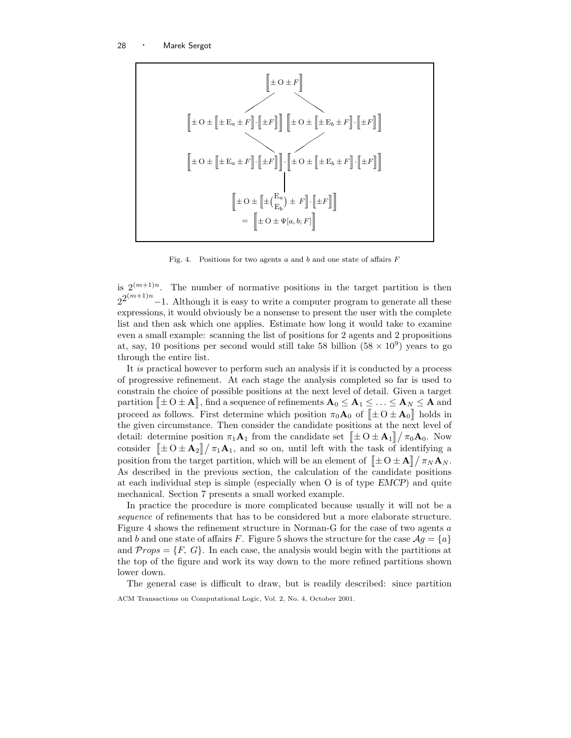$$\left[\!\left[\pm \mathrm{O} \pm F\right]\!\right]$$

$$\left[\!\left[\pm \mathrm{O} \pm \left[\!\left[\pm \mathrm{E}_a \pm F\right]\!\right] \cdot \left[\!\left[\pm F\right]\!\right]\right]\!\right] \quad \left[\!\left[\pm \mathrm{O} \pm \left[\!\left[\pm \mathrm{E}_b \pm F\right]\!\right] \cdot \left[\!\left[\pm F\right]\!\right]\right]\!\right]$$

$$\left[\!\left[\pm \mathrm{O} \pm \left[\!\left[\pm \mathrm{E}_a \pm F\right]\!\right] \cdot \left[\!\left[\pm F\right]\!\right]\right]\!\right] \cdot \left[\!\left[\pm \mathrm{O} \pm \left[\!\left[\pm \mathrm{E}_b \pm F\right]\!\right] \cdot \left[\!\left[\pm F\right]\!\right]\right]\!\right]$$

$$\left[\!\left[\pm \mathrm{O} \pm \left[\!\left[\pm \binom{\mathrm{E}_a}{\mathrm{E}_b} \pm F\right]\!\right] \cdot \left[\!\left[\pm F\right]\!\right]\right]\!\right] = \left[\!\left[\pm \mathrm{O} \pm \Psi[a, b; F]\right]\!\right]$$

Fig. 4. Positions for two agents $a$ and $b$ and one state of affairs $F$

is $2^{(m+1)n}$. The number of normative positions in the target partition is then $2^{2^{(m+1)n}}-1$. Although it is easy to write a computer program to generate all these expressions, it would obviously be a nonsense to present the user with the complete list and then ask which one applies. Estimate how long it would take to examine even a small example: scanning the list of positions for 2 agents and 2 propositions at, say, 10 positions per second would still take 58 billion ($58 \times 10^9$) years to go through the entire list.

It *is* practical however to perform such an analysis if it is conducted by a process of progressive refinement. At each stage the analysis completed so far is used to constrain the choice of possible positions at the next level of detail. Given a target partition $[\![\pm \mathrm{O} \pm \mathbf{A}]\!]$, find a sequence of refinements $\mathbf{A}_0 \leq \mathbf{A}_1 \leq \ldots \leq \mathbf{A}_N \leq \mathbf{A}$ and proceed as follows. First determine which position $\pi_0\mathbf{A}_0$ of $[\![\pm \mathrm{O} \pm \mathbf{A}_0]\!]$ holds in the given circumstance. Then consider the candidate positions at the next level of detail: determine position $\pi_1\mathbf{A}_1$ from the candidate set $[\![\pm \mathrm{O} \pm \mathbf{A}_1]\!] / \pi_0\mathbf{A}_0$. Now consider $[\![\pm \mathrm{O} \pm \mathbf{A}_2]\!] / \pi_1\mathbf{A}_1$, and so on, until left with the task of identifying a position from the target partition, which will be an element of $[\![\pm \mathrm{O} \pm \mathbf{A}]\!] / \pi_N\mathbf{A}_N$. As described in the previous section, the calculation of the candidate positions at each individual step is simple (especially when O is of type *EMCP*) and quite mechanical. Section 7 presents a small worked example.

In practice the procedure is more complicated because usually it will not be a *sequence* of refinements that has to be considered but a more elaborate structure. Figure 4 shows the refinement structure in Norman-G for the case of two agents $a$ and $b$ and one state of affairs $F$. Figure 5 shows the structure for the case $\mathcal{A}g = \{a\}$ and $\mathcal{P}rops = \{F, G\}$. In each case, the analysis would begin with the partitions at the top of the figure and work its way down to the more refined partitions shown lower down.

The general case is difficult to draw, but is readily described: since partition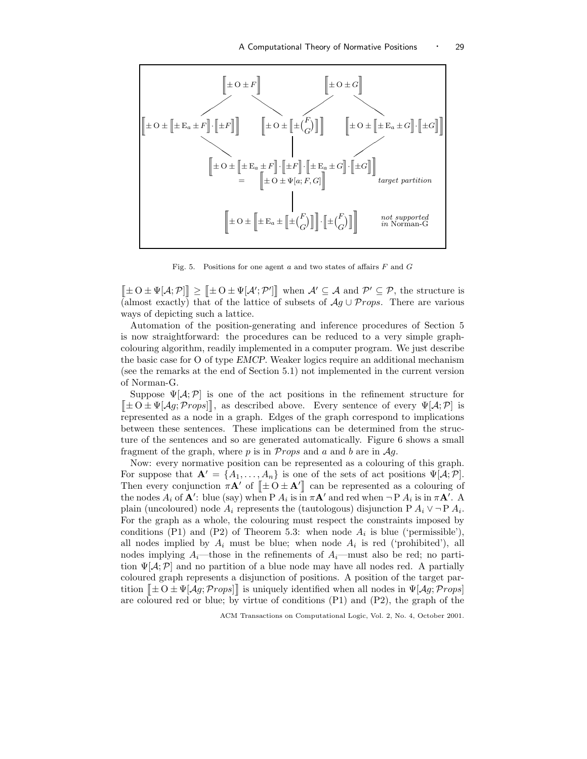$$\llbracket \pm\,\mathrm{O} \pm F \rrbracket \qquad \llbracket \pm\,\mathrm{O} \pm G \rrbracket$$

$$\Big\llbracket \pm\,\mathrm{O} \pm \llbracket \pm\,\mathrm{E}_a \pm F \rrbracket \cdot \llbracket \pm F \rrbracket \Big\rrbracket \qquad \Big\llbracket \pm\,\mathrm{O} \pm \Big\llbracket \pm \tbinom{F}{G} \Big\rrbracket \Big\rrbracket \qquad \Big\llbracket \pm\,\mathrm{O} \pm \llbracket \pm\,\mathrm{E}_a \pm G \rrbracket \cdot \llbracket \pm G \rrbracket \Big\rrbracket$$

$$\Big\llbracket \pm\,\mathrm{O} \pm \llbracket \pm\,\mathrm{E}_a \pm F \rrbracket \cdot \llbracket \pm F \rrbracket \cdot \llbracket \pm\,\mathrm{E}_a \pm G \rrbracket \cdot \llbracket \pm G \rrbracket \Big\rrbracket = \Big\llbracket \pm\,\mathrm{O} \pm \Psi[a; F, G] \Big\rrbracket \qquad \textit{target partition}$$

$$\Big\llbracket \pm\,\mathrm{O} \pm \Big\llbracket \pm\,\mathrm{E}_a \pm \Big\llbracket \pm \tbinom{F}{G} \Big\rrbracket \Big\rrbracket \cdot \Big\llbracket \pm \tbinom{F}{G} \Big\rrbracket \Big\rrbracket \qquad \textit{not supported in Norman-G}$$

Fig. 5. Positions for one agent $a$ and two states of affairs $F$ and $G$

$\llbracket \pm\,\mathrm{O} \pm \Psi[\mathcal{A}; \mathcal{P}] \rrbracket \geq \llbracket \pm\,\mathrm{O} \pm \Psi[\mathcal{A}'; \mathcal{P}'] \rrbracket$ when $\mathcal{A}' \subseteq \mathcal{A}$ and $\mathcal{P}' \subseteq \mathcal{P}$, the structure is (almost exactly) that of the lattice of subsets of $\mathcal{A}g \cup \mathcal{P}rops$. There are various ways of depicting such a lattice.

Automation of the position-generating and inference procedures of Section 5 is now straightforward: the procedures can be reduced to a very simple graph-colouring algorithm, readily implemented in a computer program. We just describe the basic case for O of type *EMCP*. Weaker logics require an additional mechanism (see the remarks at the end of Section 5.1) not implemented in the current version of Norman-G.

Suppose $\Psi[\mathcal{A}; \mathcal{P}]$ is one of the act positions in the refinement structure for $\llbracket \pm\,\mathrm{O} \pm \Psi[\mathcal{A}g; \mathcal{P}rops] \rrbracket$, as described above. Every sentence of every $\Psi[\mathcal{A}; \mathcal{P}]$ is represented as a node in a graph. Edges of the graph correspond to implications between these sentences. These implications can be determined from the structure of the sentences and so are generated automatically. Figure 6 shows a small fragment of the graph, where $p$ is in $\mathcal{P}rops$ and $a$ and $b$ are in $\mathcal{A}g$.

Now: every normative position can be represented as a colouring of this graph. For suppose that $\mathbf{A}' = \{A_1, \ldots, A_n\}$ is one of the sets of act positions $\Psi[\mathcal{A}; \mathcal{P}]$. Then every conjunction $\pi\mathbf{A}'$ of $\llbracket \pm\,\mathrm{O} \pm \mathbf{A}' \rrbracket$ can be represented as a colouring of the nodes $A_i$ of $\mathbf{A}'$: blue (say) when $\mathrm{P}\, A_i$ is in $\pi\mathbf{A}'$ and red when $\neg\,\mathrm{P}\, A_i$ is in $\pi\mathbf{A}'$. A plain (uncoloured) node $A_i$ represents the (tautologous) disjunction $\mathrm{P}\, A_i \vee \neg\,\mathrm{P}\, A_i$. For the graph as a whole, the colouring must respect the constraints imposed by conditions (P1) and (P2) of Theorem 5.3: when node $A_i$ is blue ('permissible'), all nodes implied by $A_i$ must be blue; when node $A_i$ is red ('prohibited'), all nodes implying $A_i$—those in the refinements of $A_i$—must also be red; no partition $\Psi[\mathcal{A}; \mathcal{P}]$ and no partition of a blue node may have all nodes red. A partially coloured graph represents a disjunction of positions. A position of the target partition $\llbracket \pm\,\mathrm{O} \pm \Psi[\mathcal{A}g; \mathcal{P}rops] \rrbracket$ is uniquely identified when all nodes in $\Psi[\mathcal{A}g; \mathcal{P}rops]$ are coloured red or blue; by virtue of conditions (P1) and (P2), the graph of the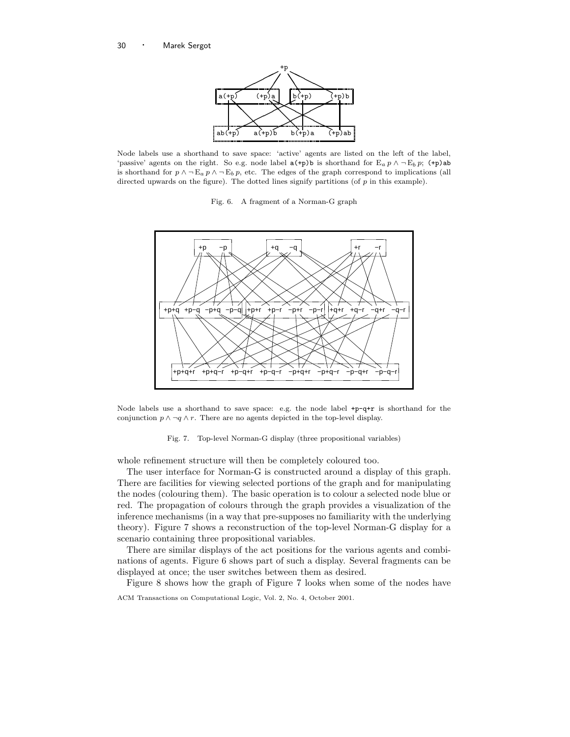Node labels use a shorthand to save space: 'active' agents are listed on the left of the label, 'passive' agents on the right. So e.g. node label a(+p)b is shorthand for $\mathrm{E}_a\, p \wedge \neg\, \mathrm{E}_b\, p$; (+p)ab is shorthand for $p \wedge \neg\, \mathrm{E}_a\, p \wedge \neg\, \mathrm{E}_b\, p$, etc. The edges of the graph correspond to implications (all directed upwards on the figure). The dotted lines signify partitions (of $p$ in this example).

Fig. 6. A fragment of a Norman-G graph

Node labels use a shorthand to save space: e.g. the node label +p−q+r is shorthand for the conjunction $p \wedge \neg q \wedge r$. There are no agents depicted in the top-level display.

Fig. 7. Top-level Norman-G display (three propositional variables)

whole refinement structure will then be completely coloured too.

The user interface for Norman-G is constructed around a display of this graph. There are facilities for viewing selected portions of the graph and for manipulating the nodes (colouring them). The basic operation is to colour a selected node blue or red. The propagation of colours through the graph provides a visualization of the inference mechanisms (in a way that pre-supposes no familiarity with the underlying theory). Figure 7 shows a reconstruction of the top-level Norman-G display for a scenario containing three propositional variables.

There are similar displays of the act positions for the various agents and combinations of agents. Figure 6 shows part of such a display. Several fragments can be displayed at once; the user switches between them as desired.

Figure 8 shows how the graph of Figure 7 looks when some of the nodes have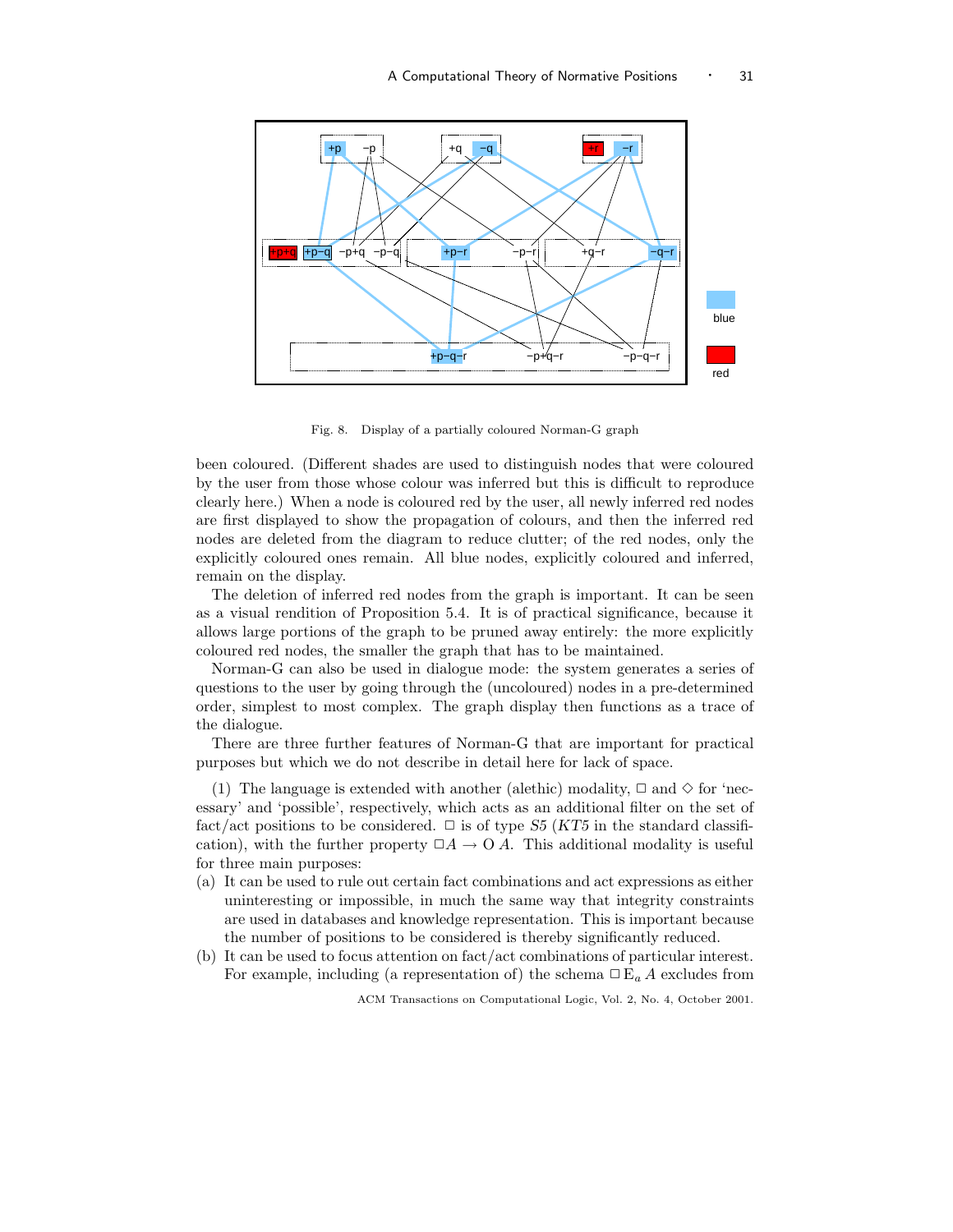Fig. 8. Display of a partially coloured Norman-G graph

been coloured. (Different shades are used to distinguish nodes that were coloured by the user from those whose colour was inferred but this is difficult to reproduce clearly here.) When a node is coloured red by the user, all newly inferred red nodes are first displayed to show the propagation of colours, and then the inferred red nodes are deleted from the diagram to reduce clutter; of the red nodes, only the explicitly coloured ones remain. All blue nodes, explicitly coloured and inferred, remain on the display.

The deletion of inferred red nodes from the graph is important. It can be seen as a visual rendition of Proposition 5.4. It is of practical significance, because it allows large portions of the graph to be pruned away entirely: the more explicitly coloured red nodes, the smaller the graph that has to be maintained.

Norman-G can also be used in dialogue mode: the system generates a series of questions to the user by going through the (uncoloured) nodes in a pre-determined order, simplest to most complex. The graph display then functions as a trace of the dialogue.

There are three further features of Norman-G that are important for practical purposes but which we do not describe in detail here for lack of space.

(1) The language is extended with another (alethic) modality, $\Box$ and $\Diamond$ for 'necessary' and 'possible', respectively, which acts as an additional filter on the set of fact/act positions to be considered. $\Box$ is of type *S5* (*KT5* in the standard classification), with the further property $\Box A \rightarrow \mathrm{O}\, A$. This additional modality is useful for three main purposes:

(a) It can be used to rule out certain fact combinations and act expressions as either uninteresting or impossible, in much the same way that integrity constraints are used in databases and knowledge representation. This is important because the number of positions to be considered is thereby significantly reduced.

(b) It can be used to focus attention on fact/act combinations of particular interest. For example, including (a representation of) the schema $\Box\, \mathrm{E}_a\, A$ excludes from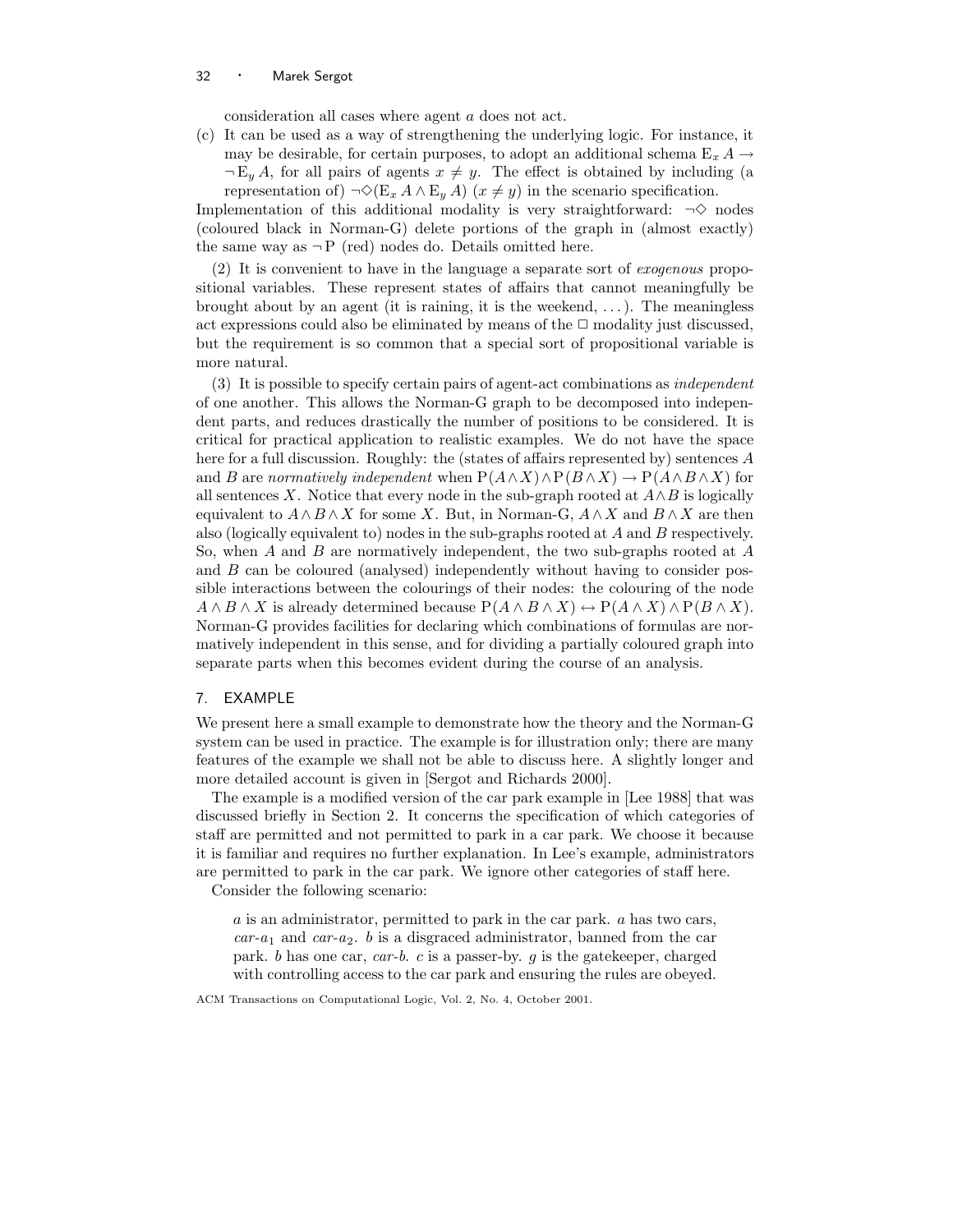consideration all cases where agent $a$ does not act.

(c) It can be used as a way of strengthening the underlying logic. For instance, it may be desirable, for certain purposes, to adopt an additional schema $\mathrm{E}_x A \rightarrow \neg \mathrm{E}_y A$, for all pairs of agents $x \neq y$. The effect is obtained by including (a representation of) $\neg\Diamond(\mathrm{E}_x A \wedge \mathrm{E}_y A)$ $(x \neq y)$ in the scenario specification.

Implementation of this additional modality is very straightforward: $\neg\Diamond$ nodes (coloured black in Norman-G) delete portions of the graph in (almost exactly) the same way as $\neg \mathrm{P}$ (red) nodes do. Details omitted here.

(2) It is convenient to have in the language a separate sort of *exogenous* propositional variables. These represent states of affairs that cannot meaningfully be brought about by an agent (it is raining, it is the weekend, ...). The meaningless act expressions could also be eliminated by means of the $\Box$ modality just discussed, but the requirement is so common that a special sort of propositional variable is more natural.

(3) It is possible to specify certain pairs of agent-act combinations as *independent* of one another. This allows the Norman-G graph to be decomposed into independent parts, and reduces drastically the number of positions to be considered. It is critical for practical application to realistic examples. We do not have the space here for a full discussion. Roughly: the (states of affairs represented by) sentences $A$ and $B$ are *normatively independent* when $\mathrm{P}(A \wedge X) \wedge \mathrm{P}(B \wedge X) \rightarrow \mathrm{P}(A \wedge B \wedge X)$ for all sentences $X$. Notice that every node in the sub-graph rooted at $A \wedge B$ is logically equivalent to $A \wedge B \wedge X$ for some $X$. But, in Norman-G, $A \wedge X$ and $B \wedge X$ are then also (logically equivalent to) nodes in the sub-graphs rooted at $A$ and $B$ respectively. So, when $A$ and $B$ are normatively independent, the two sub-graphs rooted at $A$ and $B$ can be coloured (analysed) independently without having to consider possible interactions between the colourings of their nodes: the colouring of the node $A \wedge B \wedge X$ is already determined because $\mathrm{P}(A \wedge B \wedge X) \leftrightarrow \mathrm{P}(A \wedge X) \wedge \mathrm{P}(B \wedge X)$. Norman-G provides facilities for declaring which combinations of formulas are normatively independent in this sense, and for dividing a partially coloured graph into separate parts when this becomes evident during the course of an analysis.

## 7. EXAMPLE

We present here a small example to demonstrate how the theory and the Norman-G system can be used in practice. The example is for illustration only; there are many features of the example we shall not be able to discuss here. A slightly longer and more detailed account is given in [Sergot and Richards 2000].

The example is a modified version of the car park example in [Lee 1988] that was discussed briefly in Section 2. It concerns the specification of which categories of staff are permitted and not permitted to park in a car park. We choose it because it is familiar and requires no further explanation. In Lee's example, administrators are permitted to park in the car park. We ignore other categories of staff here.

Consider the following scenario:

> $a$ is an administrator, permitted to park in the car park. $a$ has two cars, *car*-$a_1$ and *car*-$a_2$. $b$ is a disgraced administrator, banned from the car park. $b$ has one car, *car*-$b$. $c$ is a passer-by. $g$ is the gatekeeper, charged with controlling access to the car park and ensuring the rules are obeyed.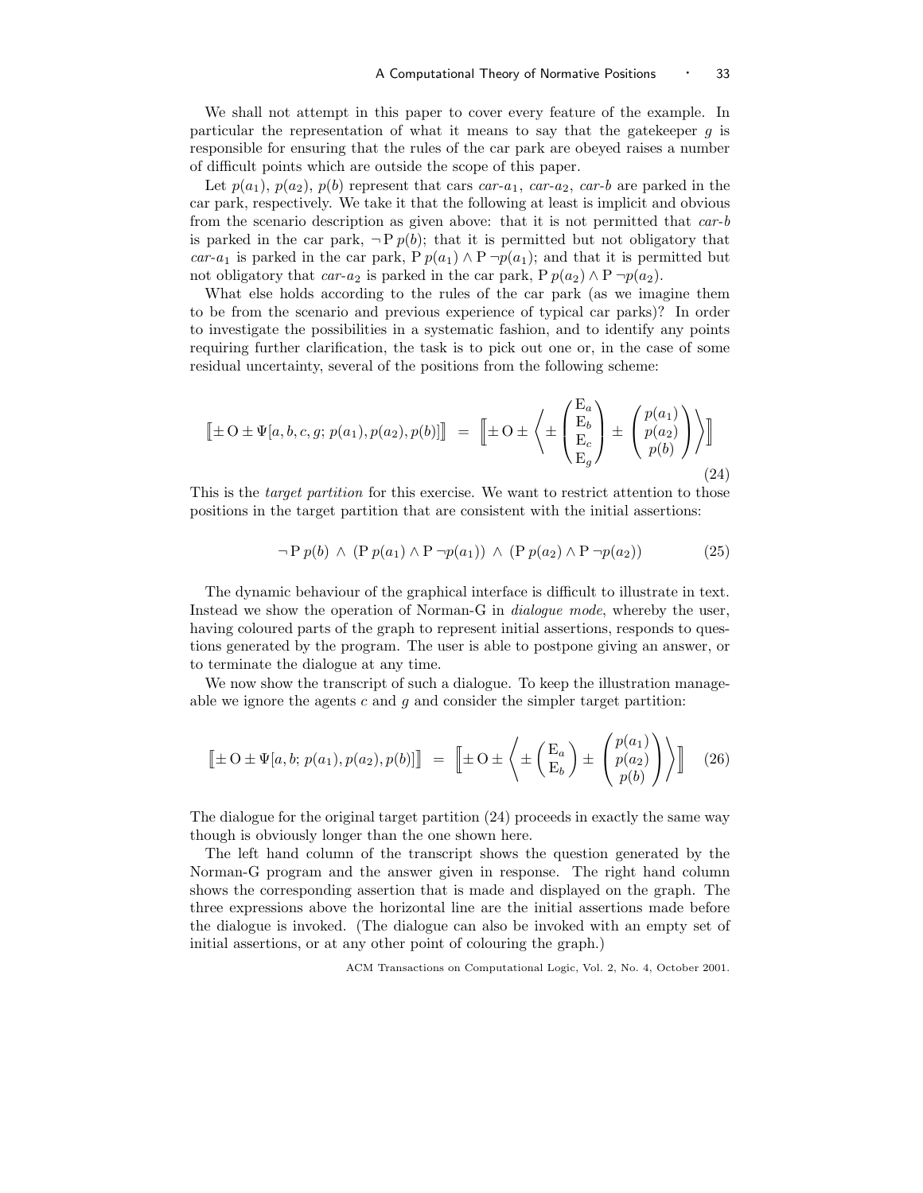We shall not attempt in this paper to cover every feature of the example. In particular the representation of what it means to say that the gatekeeper $g$ is responsible for ensuring that the rules of the car park are obeyed raises a number of difficult points which are outside the scope of this paper.

Let $p(a_1)$, $p(a_2)$, $p(b)$ represent that cars *car-$a_1$*, *car-$a_2$*, *car-$b$* are parked in the car park, respectively. We take it that the following at least is implicit and obvious from the scenario description as given above: that it is not permitted that *car-$b$* is parked in the car park, $\neg \mathrm{P}\, p(b)$; that it is permitted but not obligatory that *car-$a_1$* is parked in the car park, $\mathrm{P}\, p(a_1) \wedge \mathrm{P}\, \neg p(a_1)$; and that it is permitted but not obligatory that *car-$a_2$* is parked in the car park, $\mathrm{P}\, p(a_2) \wedge \mathrm{P}\, \neg p(a_2)$.

What else holds according to the rules of the car park (as we imagine them to be from the scenario and previous experience of typical car parks)? In order to investigate the possibilities in a systematic fashion, and to identify any points requiring further clarification, the task is to pick out one or, in the case of some residual uncertainty, several of the positions from the following scheme:

$$\llbracket \pm \mathrm{O} \pm \Psi[a, b, c, g;\, p(a_1), p(a_2), p(b)] \rrbracket \;=\; \left\llbracket \pm \mathrm{O} \pm \left\langle \pm \begin{pmatrix} \mathrm{E}_a \\ \mathrm{E}_b \\ \mathrm{E}_c \\ \mathrm{E}_g \end{pmatrix} \pm \begin{pmatrix} p(a_1) \\ p(a_2) \\ p(b) \end{pmatrix} \right\rangle \right\rrbracket \tag{24}$$

This is the *target partition* for this exercise. We want to restrict attention to those positions in the target partition that are consistent with the initial assertions:

$$\neg \mathrm{P}\, p(b) \;\wedge\; (\mathrm{P}\, p(a_1) \wedge \mathrm{P}\, \neg p(a_1)) \;\wedge\; (\mathrm{P}\, p(a_2) \wedge \mathrm{P}\, \neg p(a_2)) \tag{25}$$

The dynamic behaviour of the graphical interface is difficult to illustrate in text. Instead we show the operation of Norman-G in *dialogue mode*, whereby the user, having coloured parts of the graph to represent initial assertions, responds to questions generated by the program. The user is able to postpone giving an answer, or to terminate the dialogue at any time.

We now show the transcript of such a dialogue. To keep the illustration manageable we ignore the agents $c$ and $g$ and consider the simpler target partition:

$$\llbracket \pm \mathrm{O} \pm \Psi[a, b;\, p(a_1), p(a_2), p(b)] \rrbracket \;=\; \left\llbracket \pm \mathrm{O} \pm \left\langle \pm \begin{pmatrix} \mathrm{E}_a \\ \mathrm{E}_b \end{pmatrix} \pm \begin{pmatrix} p(a_1) \\ p(a_2) \\ p(b) \end{pmatrix} \right\rangle \right\rrbracket \tag{26}$$

The dialogue for the original target partition (24) proceeds in exactly the same way though is obviously longer than the one shown here.

The left hand column of the transcript shows the question generated by the Norman-G program and the answer given in response. The right hand column shows the corresponding assertion that is made and displayed on the graph. The three expressions above the horizontal line are the initial assertions made before the dialogue is invoked. (The dialogue can also be invoked with an empty set of initial assertions, or at any other point of colouring the graph.)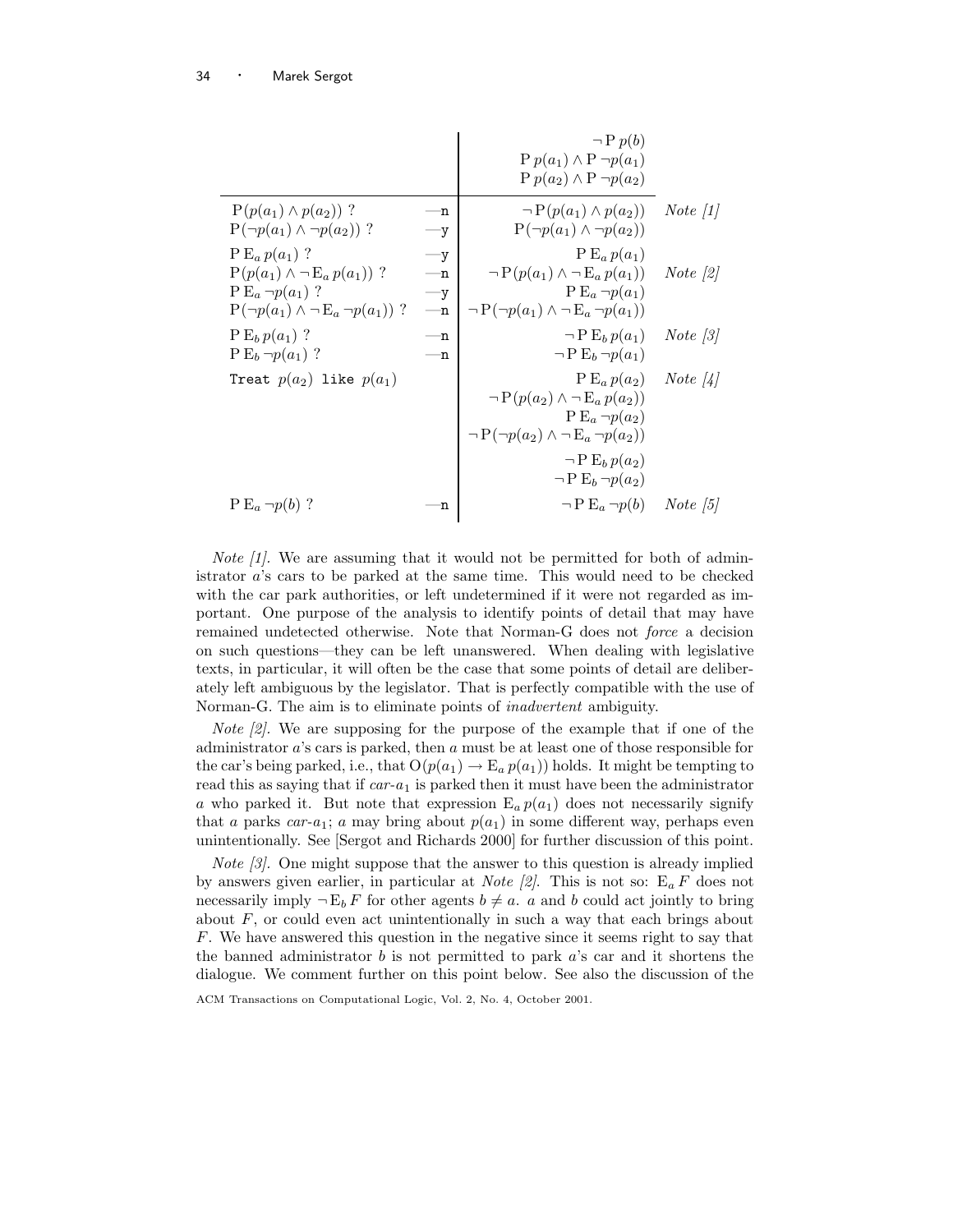| Question | Answer | Formula | Note |
|---|---|---|---|
| | | $\neg\, \mathrm{P}\, p(b)$ | |
| | | $\mathrm{P}\, p(a_1) \wedge \mathrm{P}\, \neg p(a_1)$ | |
| | | $\mathrm{P}\, p(a_2) \wedge \mathrm{P}\, \neg p(a_2)$ | |
| $\mathrm{P}(p(a_1) \wedge p(a_2))$ ? | —n | $\neg\, \mathrm{P}(p(a_1) \wedge p(a_2))$ | *Note [1]* |
| $\mathrm{P}(\neg p(a_1) \wedge \neg p(a_2))$ ? | —y | $\mathrm{P}(\neg p(a_1) \wedge \neg p(a_2))$ | |
| $\mathrm{P}\, \mathrm{E}_a\, p(a_1)$ ? | —y | $\mathrm{P}\, \mathrm{E}_a\, p(a_1)$ | |
| $\mathrm{P}(p(a_1) \wedge \neg\, \mathrm{E}_a\, p(a_1))$ ? | —n | $\neg\, \mathrm{P}(p(a_1) \wedge \neg\, \mathrm{E}_a\, p(a_1))$ | *Note [2]* |
| $\mathrm{P}\, \mathrm{E}_a\, \neg p(a_1)$ ? | —y | $\mathrm{P}\, \mathrm{E}_a\, \neg p(a_1)$ | |
| $\mathrm{P}(\neg p(a_1) \wedge \neg\, \mathrm{E}_a\, \neg p(a_1))$ ? | —n | $\neg\, \mathrm{P}(\neg p(a_1) \wedge \neg\, \mathrm{E}_a\, \neg p(a_1))$ | |
| $\mathrm{P}\, \mathrm{E}_b\, p(a_1)$ ? | —n | $\neg\, \mathrm{P}\, \mathrm{E}_b\, p(a_1)$ | *Note [3]* |
| $\mathrm{P}\, \mathrm{E}_b\, \neg p(a_1)$ ? | —n | $\neg\, \mathrm{P}\, \mathrm{E}_b\, \neg p(a_1)$ | |
| `Treat` $p(a_2)$ `like` $p(a_1)$ | | $\mathrm{P}\, \mathrm{E}_a\, p(a_2)$ | *Note [4]* |
| | | $\neg\, \mathrm{P}(p(a_2) \wedge \neg\, \mathrm{E}_a\, p(a_2))$ | |
| | | $\mathrm{P}\, \mathrm{E}_a\, \neg p(a_2)$ | |
| | | $\neg\, \mathrm{P}(\neg p(a_2) \wedge \neg\, \mathrm{E}_a\, \neg p(a_2))$ | |
| | | $\neg\, \mathrm{P}\, \mathrm{E}_b\, p(a_2)$ | |
| | | $\neg\, \mathrm{P}\, \mathrm{E}_b\, \neg p(a_2)$ | |
| $\mathrm{P}\, \mathrm{E}_a\, \neg p(b)$ ? | —n | $\neg\, \mathrm{P}\, \mathrm{E}_a\, \neg p(b)$ | *Note [5]* |

*Note [1].* We are assuming that it would not be permitted for both of administrator $a$'s cars to be parked at the same time. This would need to be checked with the car park authorities, or left undetermined if it were not regarded as important. One purpose of the analysis to identify points of detail that may have remained undetected otherwise. Note that Norman-G does not *force* a decision on such questions—they can be left unanswered. When dealing with legislative texts, in particular, it will often be the case that some points of detail are deliberately left ambiguous by the legislator. That is perfectly compatible with the use of Norman-G. The aim is to eliminate points of *inadvertent* ambiguity.

*Note [2].* We are supposing for the purpose of the example that if one of the administrator $a$'s cars is parked, then $a$ must be at least one of those responsible for the car's being parked, i.e., that $\mathrm{O}(p(a_1) \rightarrow \mathrm{E}_a\, p(a_1))$ holds. It might be tempting to read this as saying that if *car-*$a_1$ is parked then it must have been the administrator $a$ who parked it. But note that expression $\mathrm{E}_a\, p(a_1)$ does not necessarily signify that $a$ parks *car-*$a_1$; $a$ may bring about $p(a_1)$ in some different way, perhaps even unintentionally. See [Sergot and Richards 2000] for further discussion of this point.

*Note [3].* One might suppose that the answer to this question is already implied by answers given earlier, in particular at *Note [2]*. This is not so: $\mathrm{E}_a\, F$ does not necessarily imply $\neg\, \mathrm{E}_b\, F$ for other agents $b \neq a$. $a$ and $b$ could act jointly to bring about $F$, or could even act unintentionally in such a way that each brings about $F$. We have answered this question in the negative since it seems right to say that the banned administrator $b$ is not permitted to park $a$'s car and it shortens the dialogue. We comment further on this point below. See also the discussion of the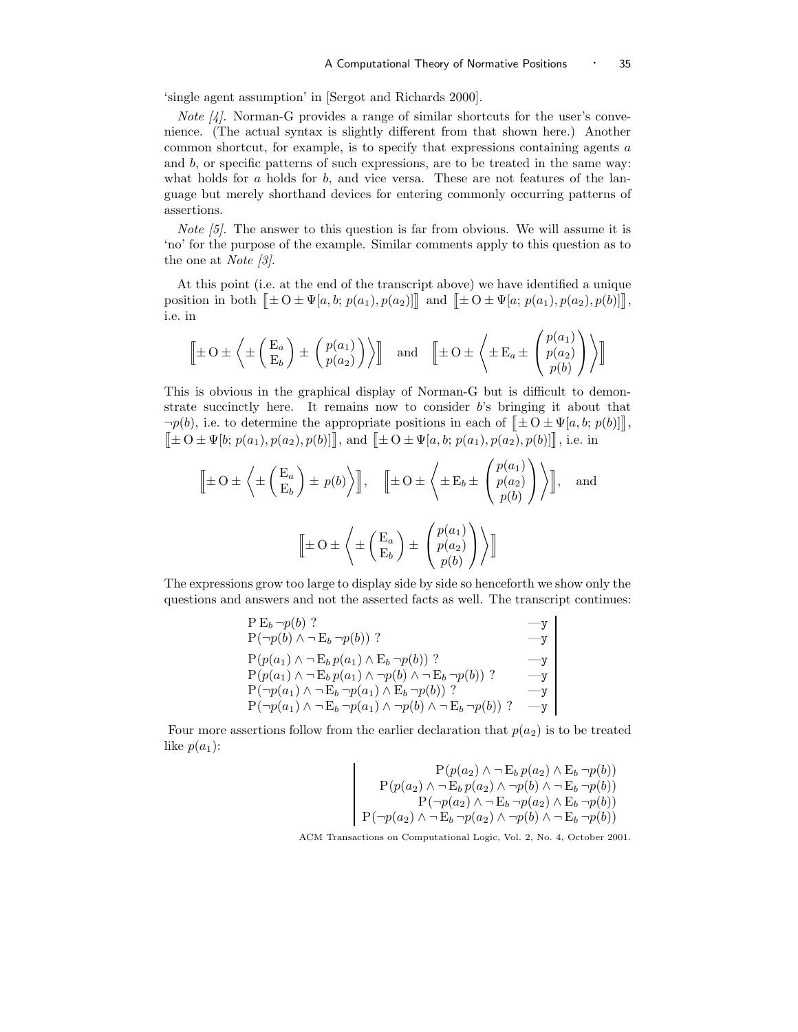'single agent assumption' in [Sergot and Richards 2000].

*Note [4].* Norman-G provides a range of similar shortcuts for the user's convenience. (The actual syntax is slightly different from that shown here.) Another common shortcut, for example, is to specify that expressions containing agents $a$ and $b$, or specific patterns of such expressions, are to be treated in the same way: what holds for $a$ holds for $b$, and vice versa. These are not features of the language but merely shorthand devices for entering commonly occurring patterns of assertions.

*Note [5].* The answer to this question is far from obvious. We will assume it is 'no' for the purpose of the example. Similar comments apply to this question as to the one at *Note [3]*.

At this point (i.e. at the end of the transcript above) we have identified a unique position in both $\llbracket \pm \mathrm{O} \pm \Psi[a, b;\, p(a_1), p(a_2)] \rrbracket$ and $\llbracket \pm \mathrm{O} \pm \Psi[a;\, p(a_1), p(a_2), p(b)] \rrbracket$, i.e. in

$$\left\llbracket \pm \mathrm{O} \pm \left\langle \pm \begin{pmatrix} \mathrm{E}_a \\ \mathrm{E}_b \end{pmatrix} \pm \begin{pmatrix} p(a_1) \\ p(a_2) \end{pmatrix} \right\rangle \right\rrbracket \quad \text{and} \quad \left\llbracket \pm \mathrm{O} \pm \left\langle \pm \mathrm{E}_a \pm \begin{pmatrix} p(a_1) \\ p(a_2) \\ p(b) \end{pmatrix} \right\rangle \right\rrbracket$$

This is obvious in the graphical display of Norman-G but is difficult to demonstrate succinctly here. It remains now to consider $b$'s bringing it about that $\neg p(b)$, i.e. to determine the appropriate positions in each of $\llbracket \pm \mathrm{O} \pm \Psi[a, b;\, p(b)] \rrbracket$, $\llbracket \pm \mathrm{O} \pm \Psi[b;\, p(a_1), p(a_2), p(b)] \rrbracket$, and $\llbracket \pm \mathrm{O} \pm \Psi[a, b;\, p(a_1), p(a_2), p(b)] \rrbracket$, i.e. in

$$\left\llbracket \pm \mathrm{O} \pm \left\langle \pm \begin{pmatrix} \mathrm{E}_a \\ \mathrm{E}_b \end{pmatrix} \pm\, p(b) \right\rangle \right\rrbracket, \quad \left\llbracket \pm \mathrm{O} \pm \left\langle \pm \mathrm{E}_b \pm \begin{pmatrix} p(a_1) \\ p(a_2) \\ p(b) \end{pmatrix} \right\rangle \right\rrbracket, \quad \text{and}$$

$$\left\llbracket \pm \mathrm{O} \pm \left\langle \pm \begin{pmatrix} \mathrm{E}_a \\ \mathrm{E}_b \end{pmatrix} \pm \begin{pmatrix} p(a_1) \\ p(a_2) \\ p(b) \end{pmatrix} \right\rangle \right\rrbracket$$

The expressions grow too large to display side by side so henceforth we show only the questions and answers and not the asserted facts as well. The transcript continues:

$$\begin{array}{ll|}
\mathrm{P}\,\mathrm{E}_b\,\neg p(b) \ ? & \text{—y} \\
\mathrm{P}(\neg p(b) \wedge \neg\,\mathrm{E}_b\,\neg p(b)) \ ? & \text{—y} \\
\mathrm{P}(p(a_1) \wedge \neg\,\mathrm{E}_b\,p(a_1) \wedge \mathrm{E}_b\,\neg p(b)) \ ? & \text{—y} \\
\mathrm{P}(p(a_1) \wedge \neg\,\mathrm{E}_b\,p(a_1) \wedge \neg p(b) \wedge \neg\,\mathrm{E}_b\,\neg p(b)) \ ? & \text{—y} \\
\mathrm{P}(\neg p(a_1) \wedge \neg\,\mathrm{E}_b\,\neg p(a_1) \wedge \mathrm{E}_b\,\neg p(b)) \ ? & \text{—y} \\
\mathrm{P}(\neg p(a_1) \wedge \neg\,\mathrm{E}_b\,\neg p(a_1) \wedge \neg p(b) \wedge \neg\,\mathrm{E}_b\,\neg p(b)) \ ? & \text{—y}
\end{array}$$

Four more assertions follow from the earlier declaration that $p(a_2)$ is to be treated like $p(a_1)$:

$$\begin{array}{|r}
\mathrm{P}(p(a_2) \wedge \neg\,\mathrm{E}_b\,p(a_2) \wedge \mathrm{E}_b\,\neg p(b)) \\
\mathrm{P}(p(a_2) \wedge \neg\,\mathrm{E}_b\,p(a_2) \wedge \neg p(b) \wedge \neg\,\mathrm{E}_b\,\neg p(b)) \\
\mathrm{P}(\neg p(a_2) \wedge \neg\,\mathrm{E}_b\,\neg p(a_2) \wedge \mathrm{E}_b\,\neg p(b)) \\
\mathrm{P}(\neg p(a_2) \wedge \neg\,\mathrm{E}_b\,\neg p(a_2) \wedge \neg p(b) \wedge \neg\,\mathrm{E}_b\,\neg p(b))
\end{array}$$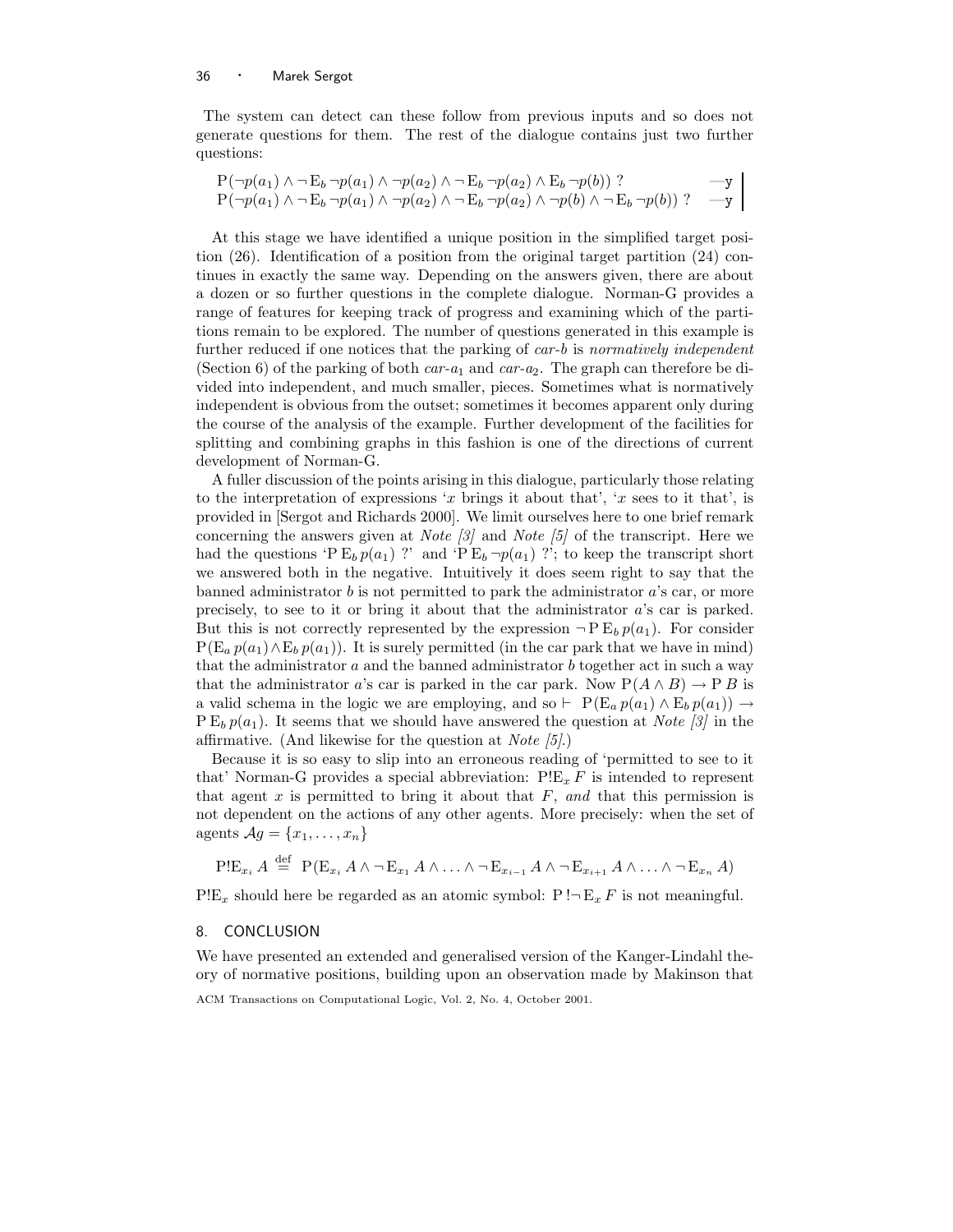The system can detect can these follow from previous inputs and so does not generate questions for them. The rest of the dialogue contains just two further questions:

$$\mathrm{P}(\neg p(a_1) \wedge \neg\, \mathrm{E}_b\, \neg p(a_1) \wedge \neg p(a_2) \wedge \neg\, \mathrm{E}_b\, \neg p(a_2) \wedge \mathrm{E}_b\, \neg p(b))\ ? \qquad \text{—y}$$
$$\mathrm{P}(\neg p(a_1) \wedge \neg\, \mathrm{E}_b\, \neg p(a_1) \wedge \neg p(a_2) \wedge \neg\, \mathrm{E}_b\, \neg p(a_2) \wedge \neg p(b) \wedge \neg\, \mathrm{E}_b\, \neg p(b))\ ? \qquad \text{—y}$$

At this stage we have identified a unique position in the simplified target position (26). Identification of a position from the original target partition (24) continues in exactly the same way. Depending on the answers given, there are about a dozen or so further questions in the complete dialogue. Norman-G provides a range of features for keeping track of progress and examining which of the partitions remain to be explored. The number of questions generated in this example is further reduced if one notices that the parking of *car-b* is *normatively independent* (Section 6) of the parking of both *car-*$a_1$ and *car-*$a_2$. The graph can therefore be divided into independent, and much smaller, pieces. Sometimes what is normatively independent is obvious from the outset; sometimes it becomes apparent only during the course of the analysis of the example. Further development of the facilities for splitting and combining graphs in this fashion is one of the directions of current development of Norman-G.

A fuller discussion of the points arising in this dialogue, particularly those relating to the interpretation of expressions '$x$ brings it about that', '$x$ sees to it that', is provided in [Sergot and Richards 2000]. We limit ourselves here to one brief remark concerning the answers given at *Note [3]* and *Note [5]* of the transcript. Here we had the questions '$\mathrm{P}\, \mathrm{E}_b\, p(a_1)$ ?' and '$\mathrm{P}\, \mathrm{E}_b\, \neg p(a_1)$ ?'; to keep the transcript short we answered both in the negative. Intuitively it does seem right to say that the banned administrator $b$ is not permitted to park the administrator $a$'s car, or more precisely, to see to it or bring it about that the administrator $a$'s car is parked. But this is not correctly represented by the expression $\neg\, \mathrm{P}\, \mathrm{E}_b\, p(a_1)$. For consider $\mathrm{P}(\mathrm{E}_a\, p(a_1) \wedge \mathrm{E}_b\, p(a_1))$. It is surely permitted (in the car park that we have in mind) that the administrator $a$ and the banned administrator $b$ together act in such a way that the administrator $a$'s car is parked in the car park. Now $\mathrm{P}(A \wedge B) \rightarrow \mathrm{P}\, B$ is a valid schema in the logic we are employing, and so $\vdash\ \mathrm{P}(\mathrm{E}_a\, p(a_1) \wedge \mathrm{E}_b\, p(a_1)) \rightarrow \mathrm{P}\, \mathrm{E}_b\, p(a_1)$. It seems that we should have answered the question at *Note [3]* in the affirmative. (And likewise for the question at *Note [5]*.)

Because it is so easy to slip into an erroneous reading of 'permitted to see to it that' Norman-G provides a special abbreviation: $\mathrm{P!E}_x\, F$ is intended to represent that agent $x$ is permitted to bring it about that $F$, *and* that this permission is not dependent on the actions of any other agents. More precisely: when the set of agents $\mathcal{A}g = \{x_1, \ldots, x_n\}$

$$\mathrm{P!E}_{x_i}\, A \stackrel{\text{def}}{=} \mathrm{P}(\mathrm{E}_{x_i}\, A \wedge \neg\, \mathrm{E}_{x_1}\, A \wedge \ldots \wedge \neg\, \mathrm{E}_{x_{i-1}}\, A \wedge \neg\, \mathrm{E}_{x_{i+1}}\, A \wedge \ldots \wedge \neg\, \mathrm{E}_{x_n}\, A)$$

$\mathrm{P!E}_x$ should here be regarded as an atomic symbol: $\mathrm{P}\, !\neg\, \mathrm{E}_x\, F$ is not meaningful.

## 8. CONCLUSION

We have presented an extended and generalised version of the Kanger-Lindahl theory of normative positions, building upon an observation made by Makinson that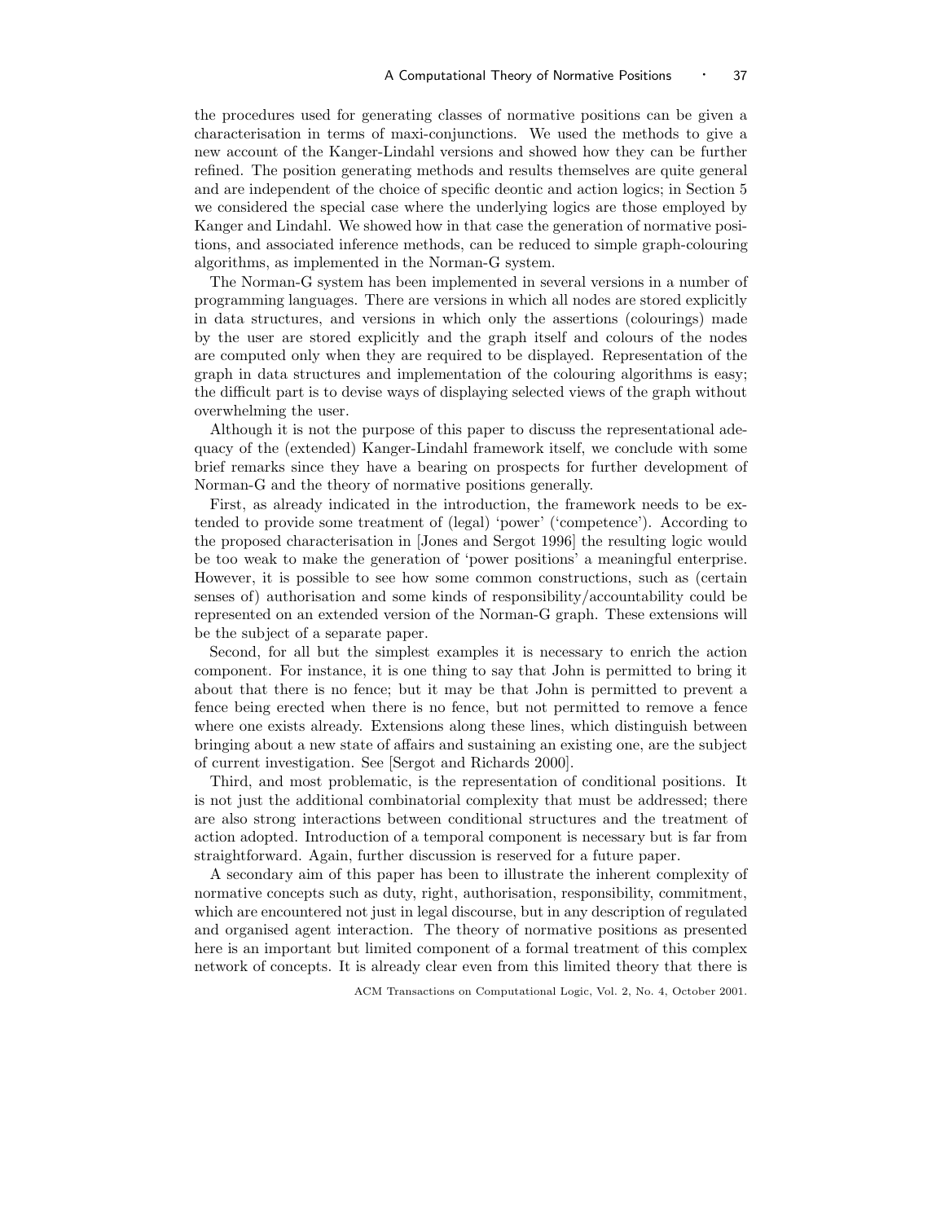the procedures used for generating classes of normative positions can be given a characterisation in terms of maxi-conjunctions. We used the methods to give a new account of the Kanger-Lindahl versions and showed how they can be further refined. The position generating methods and results themselves are quite general and are independent of the choice of specific deontic and action logics; in Section 5 we considered the special case where the underlying logics are those employed by Kanger and Lindahl. We showed how in that case the generation of normative positions, and associated inference methods, can be reduced to simple graph-colouring algorithms, as implemented in the Norman-G system.

The Norman-G system has been implemented in several versions in a number of programming languages. There are versions in which all nodes are stored explicitly in data structures, and versions in which only the assertions (colourings) made by the user are stored explicitly and the graph itself and colours of the nodes are computed only when they are required to be displayed. Representation of the graph in data structures and implementation of the colouring algorithms is easy; the difficult part is to devise ways of displaying selected views of the graph without overwhelming the user.

Although it is not the purpose of this paper to discuss the representational adequacy of the (extended) Kanger-Lindahl framework itself, we conclude with some brief remarks since they have a bearing on prospects for further development of Norman-G and the theory of normative positions generally.

First, as already indicated in the introduction, the framework needs to be extended to provide some treatment of (legal) 'power' ('competence'). According to the proposed characterisation in [Jones and Sergot 1996] the resulting logic would be too weak to make the generation of 'power positions' a meaningful enterprise. However, it is possible to see how some common constructions, such as (certain senses of) authorisation and some kinds of responsibility/accountability could be represented on an extended version of the Norman-G graph. These extensions will be the subject of a separate paper.

Second, for all but the simplest examples it is necessary to enrich the action component. For instance, it is one thing to say that John is permitted to bring it about that there is no fence; but it may be that John is permitted to prevent a fence being erected when there is no fence, but not permitted to remove a fence where one exists already. Extensions along these lines, which distinguish between bringing about a new state of affairs and sustaining an existing one, are the subject of current investigation. See [Sergot and Richards 2000].

Third, and most problematic, is the representation of conditional positions. It is not just the additional combinatorial complexity that must be addressed; there are also strong interactions between conditional structures and the treatment of action adopted. Introduction of a temporal component is necessary but is far from straightforward. Again, further discussion is reserved for a future paper.

A secondary aim of this paper has been to illustrate the inherent complexity of normative concepts such as duty, right, authorisation, responsibility, commitment, which are encountered not just in legal discourse, but in any description of regulated and organised agent interaction. The theory of normative positions as presented here is an important but limited component of a formal treatment of this complex network of concepts. It is already clear even from this limited theory that there is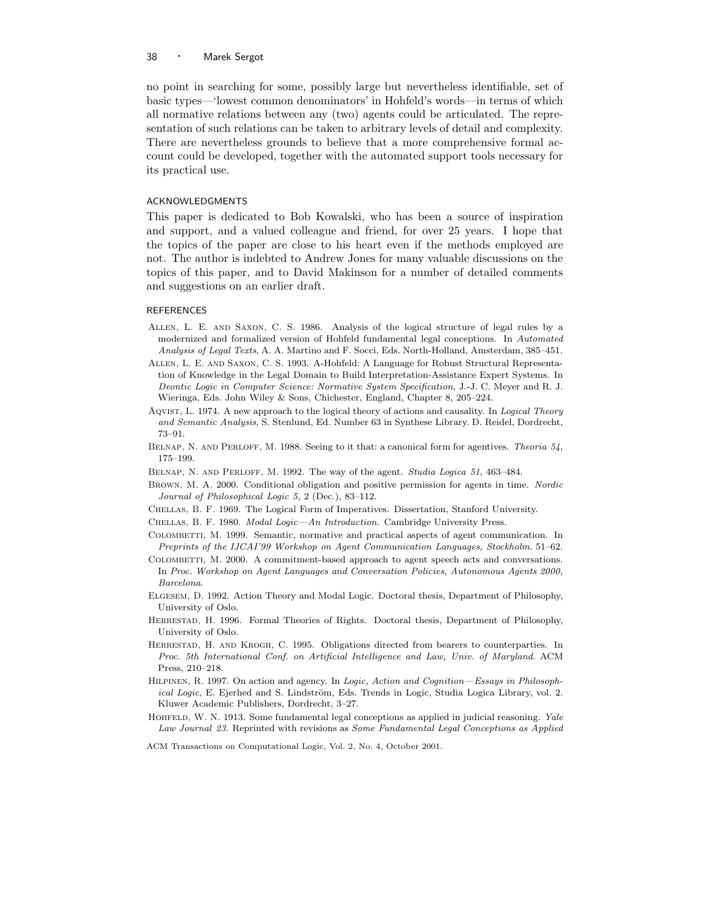no point in searching for some, possibly large but nevertheless identifiable, set of basic types—'lowest common denominators' in Hohfeld's words—in terms of which all normative relations between any (two) agents could be articulated. The representation of such relations can be taken to arbitrary levels of detail and complexity. There are nevertheless grounds to believe that a more comprehensive formal account could be developed, together with the automated support tools necessary for its practical use.

## ACKNOWLEDGMENTS

This paper is dedicated to Bob Kowalski, who has been a source of inspiration and support, and a valued colleague and friend, for over 25 years. I hope that the topics of the paper are close to his heart even if the methods employed are not. The author is indebted to Andrew Jones for many valuable discussions on the topics of this paper, and to David Makinson for a number of detailed comments and suggestions on an earlier draft.

## REFERENCES

Allen, L. E. and Saxon, C. S. 1986. Analysis of the logical structure of legal rules by a modernized and formalized version of Hohfeld fundamental legal conceptions. In *Automated Analysis of Legal Texts*, A. A. Martino and F. Socci, Eds. North-Holland, Amsterdam, 385–451.

Allen, L. E. and Saxon, C. S. 1993. A-Hohfeld: A Language for Robust Structural Representation of Knowledge in the Legal Domain to Build Interpretation-Assistance Expert Systems. In *Deontic Logic in Computer Science: Normative System Specification*, J.-J. C. Meyer and R. J. Wieringa, Eds. John Wiley & Sons, Chichester, England, Chapter 8, 205–224.

Aqvist, L. 1974. A new approach to the logical theory of actions and causality. In *Logical Theory and Semantic Analysis*, S. Stenlund, Ed. Number 63 in Synthese Library. D. Reidel, Dordrecht, 73–91.

Belnap, N. and Perloff, M. 1988. Seeing to it that: a canonical form for agentives. *Theoria 54*, 175–199.

Belnap, N. and Perloff, M. 1992. The way of the agent. *Studia Logica 51*, 463–484.

Brown, M. A. 2000. Conditional obligation and positive permission for agents in time. *Nordic Journal of Philosophical Logic 5,* 2 (Dec.), 83–112.

Chellas, B. F. 1969. The Logical Form of Imperatives. Dissertation, Stanford University.

Chellas, B. F. 1980. *Modal Logic—An Introduction.* Cambridge University Press.

Colombetti, M. 1999. Semantic, normative and practical aspects of agent communication. In *Preprints of the IJCAI'99 Workshop on Agent Communication Languages, Stockholm*. 51–62.

Colombetti, M. 2000. A commitment-based approach to agent speech acts and conversations. In *Proc. Workshop on Agent Languages and Conversation Policies, Autonomous Agents 2000, Barcelona*.

Elgesem, D. 1992. Action Theory and Modal Logic. Doctoral thesis, Department of Philosophy, University of Oslo.

Herrestad, H. 1996. Formal Theories of Rights. Doctoral thesis, Department of Philosophy, University of Oslo.

Herrestad, H. and Krogh, C. 1995. Obligations directed from bearers to counterparties. In *Proc. 5th International Conf. on Artificial Intelligence and Law, Univ. of Maryland*. ACM Press, 210–218.

Hilpinen, R. 1997. On action and agency. In *Logic, Action and Cognition—Essays in Philosophical Logic*, E. Ejerhed and S. Lindström, Eds. Trends in Logic, Studia Logica Library, vol. 2. Kluwer Academic Publishers, Dordrecht, 3–27.

Hohfeld, W. N. 1913. Some fundamental legal conceptions as applied in judicial reasoning. *Yale Law Journal 23*. Reprinted with revisions as *Some Fundamental Legal Conceptions as Applied*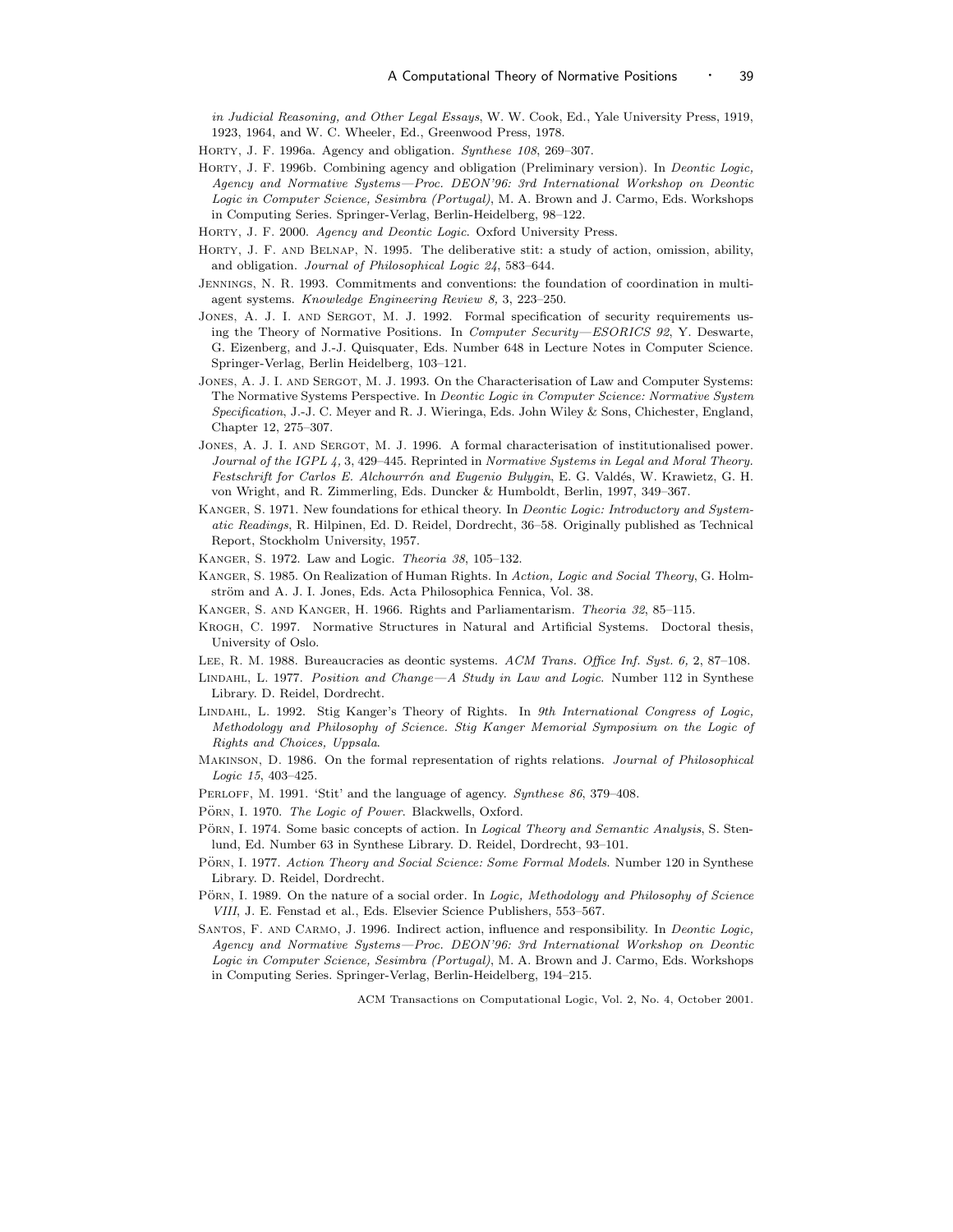*in Judicial Reasoning, and Other Legal Essays*, W. W. Cook, Ed., Yale University Press, 1919, 1923, 1964, and W. C. Wheeler, Ed., Greenwood Press, 1978.

Horty, J. F. 1996a. Agency and obligation. *Synthese 108*, 269–307.

Horty, J. F. 1996b. Combining agency and obligation (Preliminary version). In *Deontic Logic, Agency and Normative Systems—Proc. DEON'96: 3rd International Workshop on Deontic Logic in Computer Science, Sesimbra (Portugal)*, M. A. Brown and J. Carmo, Eds. Workshops in Computing Series. Springer-Verlag, Berlin-Heidelberg, 98–122.

Horty, J. F. 2000. *Agency and Deontic Logic*. Oxford University Press.

Horty, J. F. and Belnap, N. 1995. The deliberative stit: a study of action, omission, ability, and obligation. *Journal of Philosophical Logic 24*, 583–644.

Jennings, N. R. 1993. Commitments and conventions: the foundation of coordination in multi-agent systems. *Knowledge Engineering Review 8,* 3, 223–250.

Jones, A. J. I. and Sergot, M. J. 1992. Formal specification of security requirements using the Theory of Normative Positions. In *Computer Security—ESORICS 92*, Y. Deswarte, G. Eizenberg, and J.-J. Quisquater, Eds. Number 648 in Lecture Notes in Computer Science. Springer-Verlag, Berlin Heidelberg, 103–121.

Jones, A. J. I. and Sergot, M. J. 1993. On the Characterisation of Law and Computer Systems: The Normative Systems Perspective. In *Deontic Logic in Computer Science: Normative System Specification*, J.-J. C. Meyer and R. J. Wieringa, Eds. John Wiley & Sons, Chichester, England, Chapter 12, 275–307.

Jones, A. J. I. and Sergot, M. J. 1996. A formal characterisation of institutionalised power. *Journal of the IGPL 4,* 3, 429–445. Reprinted in *Normative Systems in Legal and Moral Theory. Festschrift for Carlos E. Alchourrón and Eugenio Bulygin*, E. G. Valdés, W. Krawietz, G. H. von Wright, and R. Zimmerling, Eds. Duncker & Humboldt, Berlin, 1997, 349–367.

Kanger, S. 1971. New foundations for ethical theory. In *Deontic Logic: Introductory and Systematic Readings*, R. Hilpinen, Ed. D. Reidel, Dordrecht, 36–58. Originally published as Technical Report, Stockholm University, 1957.

Kanger, S. 1972. Law and Logic. *Theoria 38*, 105–132.

Kanger, S. 1985. On Realization of Human Rights. In *Action, Logic and Social Theory*, G. Holmström and A. J. I. Jones, Eds. Acta Philosophica Fennica, Vol. 38.

Kanger, S. and Kanger, H. 1966. Rights and Parliamentarism. *Theoria 32*, 85–115.

Krogh, C. 1997. Normative Structures in Natural and Artificial Systems. Doctoral thesis, University of Oslo.

Lee, R. M. 1988. Bureaucracies as deontic systems. *ACM Trans. Office Inf. Syst. 6,* 2, 87–108.

Lindahl, L. 1977. *Position and Change—A Study in Law and Logic.* Number 112 in Synthese Library. D. Reidel, Dordrecht.

Lindahl, L. 1992. Stig Kanger's Theory of Rights. In *9th International Congress of Logic, Methodology and Philosophy of Science. Stig Kanger Memorial Symposium on the Logic of Rights and Choices, Uppsala*.

Makinson, D. 1986. On the formal representation of rights relations. *Journal of Philosophical Logic 15*, 403–425.

Perloff, M. 1991. 'Stit' and the language of agency. *Synthese 86*, 379–408.

Pörn, I. 1970. *The Logic of Power.* Blackwells, Oxford.

Pörn, I. 1974. Some basic concepts of action. In *Logical Theory and Semantic Analysis*, S. Stenlund, Ed. Number 63 in Synthese Library. D. Reidel, Dordrecht, 93–101.

Pörn, I. 1977. *Action Theory and Social Science: Some Formal Models.* Number 120 in Synthese Library. D. Reidel, Dordrecht.

Pörn, I. 1989. On the nature of a social order. In *Logic, Methodology and Philosophy of Science VIII*, J. E. Fenstad et al., Eds. Elsevier Science Publishers, 553–567.

Santos, F. and Carmo, J. 1996. Indirect action, influence and responsibility. In *Deontic Logic, Agency and Normative Systems—Proc. DEON'96: 3rd International Workshop on Deontic Logic in Computer Science, Sesimbra (Portugal)*, M. A. Brown and J. Carmo, Eds. Workshops in Computing Series. Springer-Verlag, Berlin-Heidelberg, 194–215.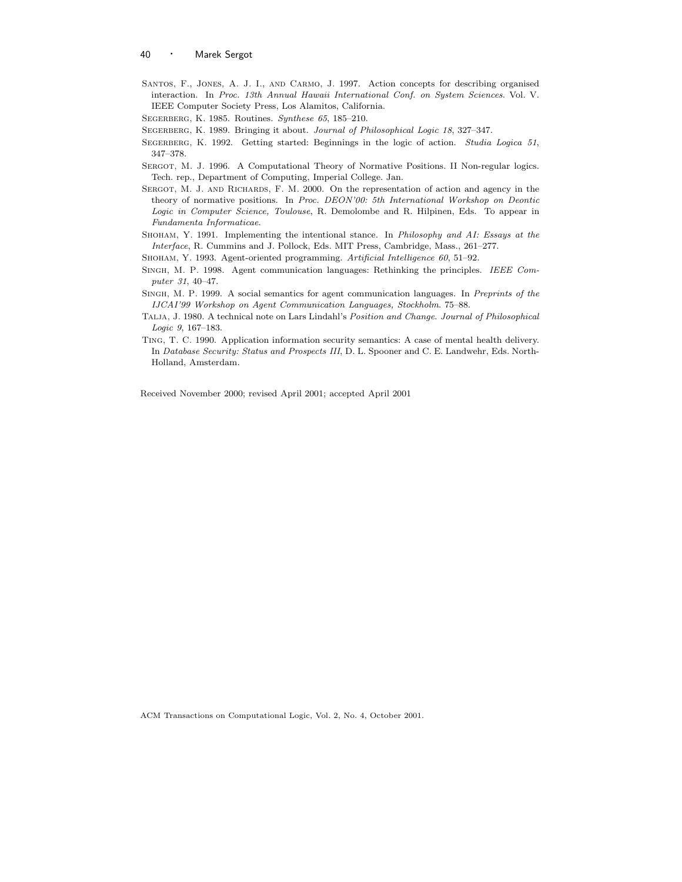Santos, F., Jones, A. J. I., and Carmo, J. 1997. Action concepts for describing organised interaction. In *Proc. 13th Annual Hawaii International Conf. on System Sciences*. Vol. V. IEEE Computer Society Press, Los Alamitos, California.

Segerberg, K. 1985. Routines. *Synthese 65*, 185–210.

Segerberg, K. 1989. Bringing it about. *Journal of Philosophical Logic 18*, 327–347.

Segerberg, K. 1992. Getting started: Beginnings in the logic of action. *Studia Logica 51*, 347–378.

Sergot, M. J. 1996. A Computational Theory of Normative Positions. II Non-regular logics. Tech. rep., Department of Computing, Imperial College. Jan.

Sergot, M. J. and Richards, F. M. 2000. On the representation of action and agency in the theory of normative positions. In *Proc. DEON'00: 5th International Workshop on Deontic Logic in Computer Science, Toulouse*, R. Demolombe and R. Hilpinen, Eds. To appear in *Fundamenta Informaticae*.

Shoham, Y. 1991. Implementing the intentional stance. In *Philosophy and AI: Essays at the Interface*, R. Cummins and J. Pollock, Eds. MIT Press, Cambridge, Mass., 261–277.

Shoham, Y. 1993. Agent-oriented programming. *Artificial Intelligence 60*, 51–92.

Singh, M. P. 1998. Agent communication languages: Rethinking the principles. *IEEE Computer 31*, 40–47.

Singh, M. P. 1999. A social semantics for agent communication languages. In *Preprints of the IJCAI'99 Workshop on Agent Communication Languages, Stockholm*. 75–88.

Talja, J. 1980. A technical note on Lars Lindahl's *Position and Change*. *Journal of Philosophical Logic 9*, 167–183.

Ting, T. C. 1990. Application information security semantics: A case of mental health delivery. In *Database Security: Status and Prospects III*, D. L. Spooner and C. E. Landwehr, Eds. North-Holland, Amsterdam.

Received November 2000; revised April 2001; accepted April 2001